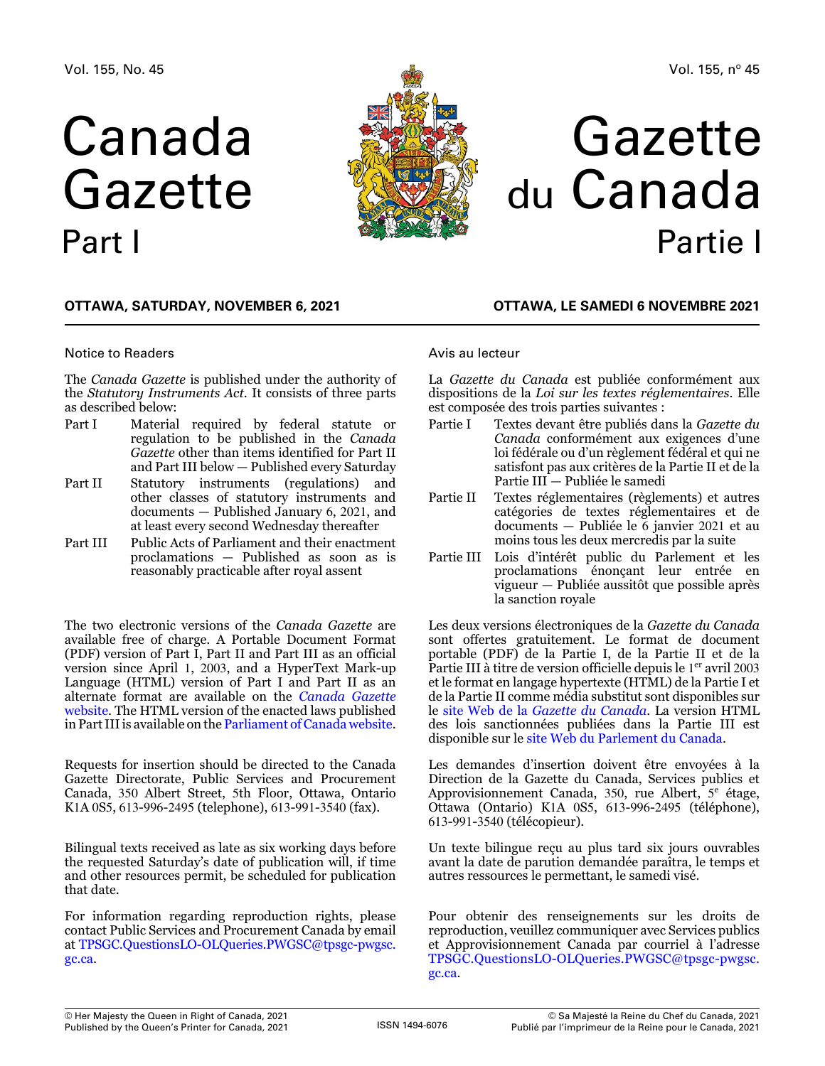Vol. 155, No. 45

# Canada Gazette
## Part I

**OTTAWA, SATURDAY, NOVEMBER 6, 2021**

Notice to Readers

The *Canada Gazette* is published under the authority of the *Statutory Instruments Act*. It consists of three parts as described below:

| | |
|---|---|
| Part I | Material required by federal statute or regulation to be published in the *Canada Gazette* other than items identified for Part II and Part III below — Published every Saturday |
| Part II | Statutory instruments (regulations) and other classes of statutory instruments and documents — Published January 6, 2021, and at least every second Wednesday thereafter |
| Part III | Public Acts of Parliament and their enactment proclamations — Published as soon as is reasonably practicable after royal assent |

The two electronic versions of the *Canada Gazette* are available free of charge. A Portable Document Format (PDF) version of Part I, Part II and Part III as an official version since April 1, 2003, and a HyperText Mark-up Language (HTML) version of Part I and Part II as an alternate format are available on the *Canada Gazette* website. The HTML version of the enacted laws published in Part III is available on the Parliament of Canada website.

Requests for insertion should be directed to the Canada Gazette Directorate, Public Services and Procurement Canada, 350 Albert Street, 5th Floor, Ottawa, Ontario K1A 0S5, 613-996-2495 (telephone), 613-991-3540 (fax).

Bilingual texts received as late as six working days before the requested Saturday's date of publication will, if time and other resources permit, be scheduled for publication that date.

For information regarding reproduction rights, please contact Public Services and Procurement Canada by email at TPSGC.QuestionsLO-OLQueries.PWGSC@tpsgc-pwgsc.gc.ca.

Vol. 155, nº 45

# Gazette du Canada
## Partie I

**OTTAWA, LE SAMEDI 6 NOVEMBRE 2021**

Avis au lecteur

La *Gazette du Canada* est publiée conformément aux dispositions de la *Loi sur les textes réglementaires*. Elle est composée des trois parties suivantes :

| | |
|---|---|
| Partie I | Textes devant être publiés dans la *Gazette du Canada* conformément aux exigences d'une loi fédérale ou d'un règlement fédéral et qui ne satisfont pas aux critères de la Partie II et de la Partie III — Publiée le samedi |
| Partie II | Textes réglementaires (règlements) et autres catégories de textes réglementaires et de documents — Publiée le 6 janvier 2021 et au moins tous les deux mercredis par la suite |
| Partie III | Lois d'intérêt public du Parlement et les proclamations énonçant leur entrée en vigueur — Publiée aussitôt que possible après la sanction royale |

Les deux versions électroniques de la *Gazette du Canada* sont offertes gratuitement. Le format de document portable (PDF) de la Partie I, de la Partie II et de la Partie III à titre de version officielle depuis le 1er avril 2003 et le format en langage hypertexte (HTML) de la Partie I et de la Partie II comme média substitut sont disponibles sur le site Web de la *Gazette du Canada*. La version HTML des lois sanctionnées publiées dans la Partie III est disponible sur le site Web du Parlement du Canada.

Les demandes d'insertion doivent être envoyées à la Direction de la Gazette du Canada, Services publics et Approvisionnement Canada, 350, rue Albert, 5e étage, Ottawa (Ontario) K1A 0S5, 613-996-2495 (téléphone), 613-991-3540 (télécopieur).

Un texte bilingue reçu au plus tard six jours ouvrables avant la date de parution demandée paraîtra, le temps et autres ressources le permettant, le samedi visé.

Pour obtenir des renseignements sur les droits de reproduction, veuillez communiquer avec Services publics et Approvisionnement Canada par courriel à l'adresse TPSGC.QuestionsLO-OLQueries.PWGSC@tpsgc-pwgsc.gc.ca.

© Her Majesty the Queen in Right of Canada, 2021
Published by the Queen's Printer for Canada, 2021

ISSN 1494-6076

© Sa Majesté la Reine du Chef du Canada, 2021
Publié par l'imprimeur de la Reine pour le Canada, 2021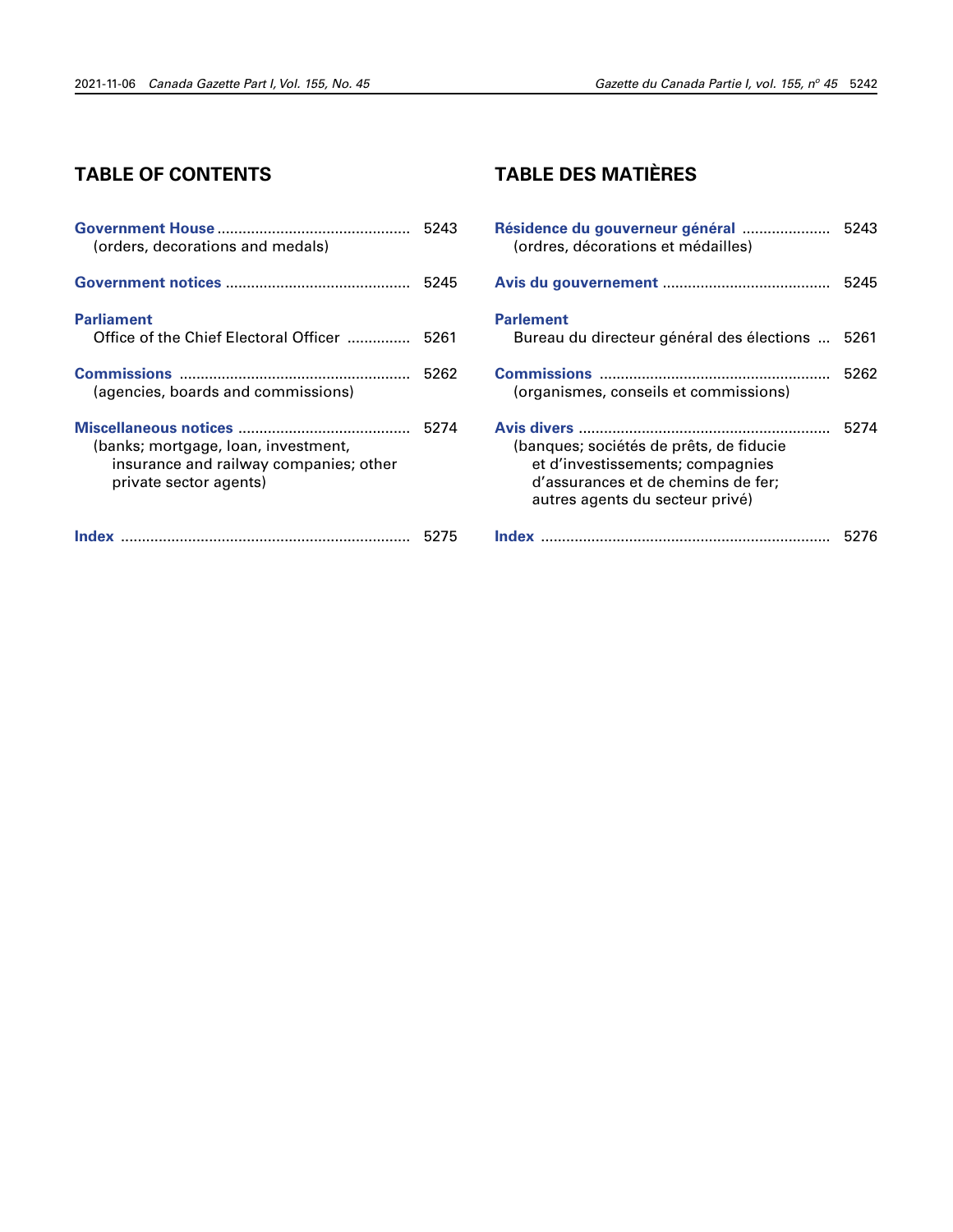## TABLE OF CONTENTS

**Government House** .............................................. 5243
(orders, decorations and medals)

**Government notices** ............................................ 5245

**Parliament**
Office of the Chief Electoral Officer ............... 5261

**Commissions** ...................................................... 5262
(agencies, boards and commissions)

**Miscellaneous notices** ......................................... 5274
(banks; mortgage, loan, investment, insurance and railway companies; other private sector agents)

**Index** .................................................................... 5275

## TABLE DES MATIÈRES

**Résidence du gouverneur général** .................... 5243
(ordres, décorations et médailles)

**Avis du gouvernement** ....................................... 5245

**Parlement**
Bureau du directeur général des élections ... 5261

**Commissions** ...................................................... 5262
(organismes, conseils et commissions)

**Avis divers** ........................................................... 5274
(banques; sociétés de prêts, de fiducie et d'investissements; compagnies d'assurances et de chemins de fer; autres agents du secteur privé)

**Index** .................................................................... 5276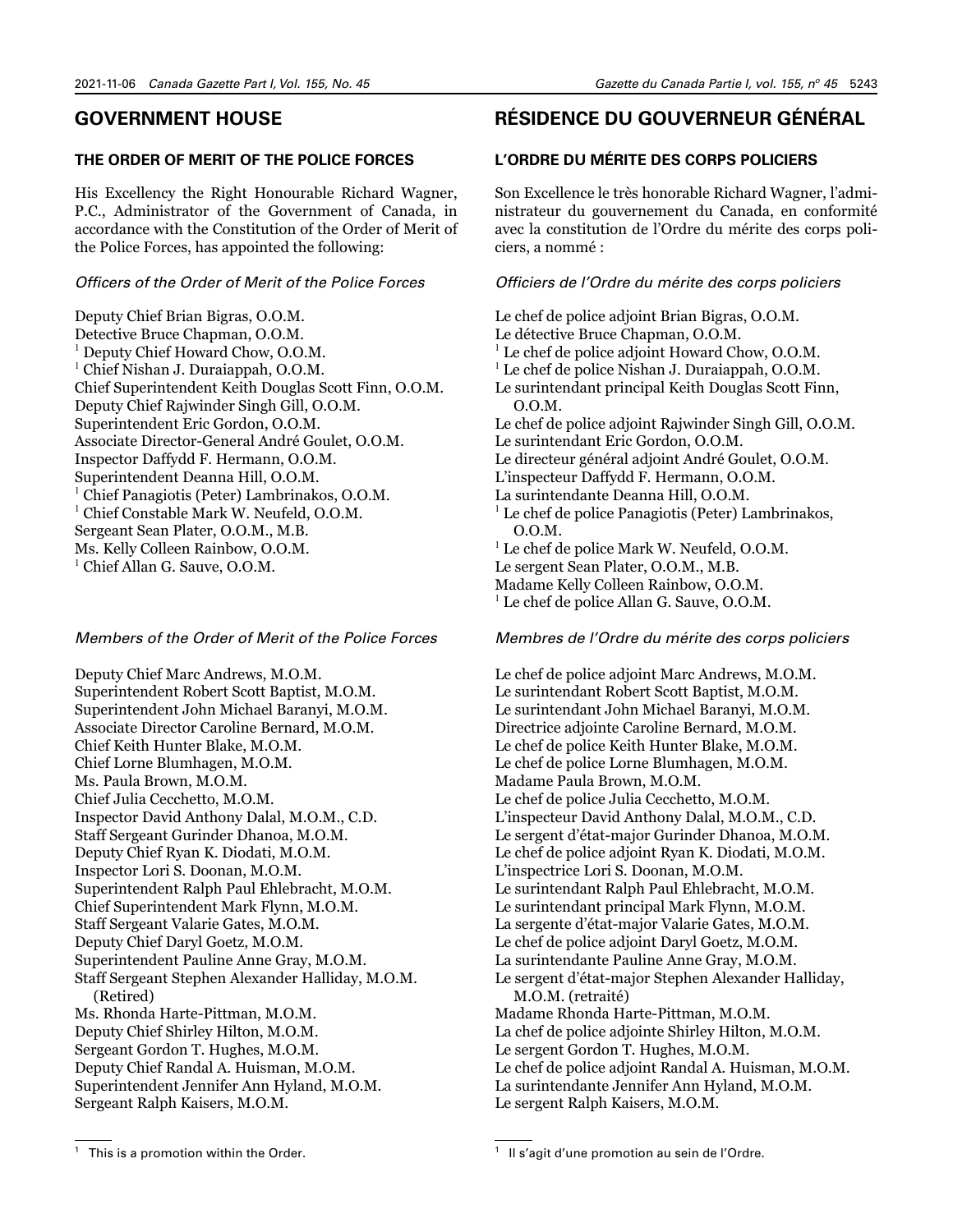## GOVERNMENT HOUSE

### THE ORDER OF MERIT OF THE POLICE FORCES

His Excellency the Right Honourable Richard Wagner, P.C., Administrator of the Government of Canada, in accordance with the Constitution of the Order of Merit of the Police Forces, has appointed the following:

*Officers of the Order of Merit of the Police Forces*

Deputy Chief Brian Bigras, O.O.M.
Detective Bruce Chapman, O.O.M.
[1] Deputy Chief Howard Chow, O.O.M.
[1] Chief Nishan J. Duraiappah, O.O.M.
Chief Superintendent Keith Douglas Scott Finn, O.O.M.
Deputy Chief Rajwinder Singh Gill, O.O.M.
Superintendent Eric Gordon, O.O.M.
Associate Director-General André Goulet, O.O.M.
Inspector Daffydd F. Hermann, O.O.M.
Superintendent Deanna Hill, O.O.M.
[1] Chief Panagiotis (Peter) Lambrinakos, O.O.M.
[1] Chief Constable Mark W. Neufeld, O.O.M.
Sergeant Sean Plater, O.O.M., M.B.
Ms. Kelly Colleen Rainbow, O.O.M.
[1] Chief Allan G. Sauve, O.O.M.

*Members of the Order of Merit of the Police Forces*

Deputy Chief Marc Andrews, M.O.M.
Superintendent Robert Scott Baptist, M.O.M.
Superintendent John Michael Baranyi, M.O.M.
Associate Director Caroline Bernard, M.O.M.
Chief Keith Hunter Blake, M.O.M.
Chief Lorne Blumhagen, M.O.M.
Ms. Paula Brown, M.O.M.
Chief Julia Cecchetto, M.O.M.
Inspector David Anthony Dalal, M.O.M., C.D.
Staff Sergeant Gurinder Dhanoa, M.O.M.
Deputy Chief Ryan K. Diodati, M.O.M.
Inspector Lori S. Doonan, M.O.M.
Superintendent Ralph Paul Ehlebracht, M.O.M.
Chief Superintendent Mark Flynn, M.O.M.
Staff Sergeant Valarie Gates, M.O.M.
Deputy Chief Daryl Goetz, M.O.M.
Superintendent Pauline Anne Gray, M.O.M.
Staff Sergeant Stephen Alexander Halliday, M.O.M. (Retired)
Ms. Rhonda Harte-Pittman, M.O.M.
Deputy Chief Shirley Hilton, M.O.M.
Sergeant Gordon T. Hughes, M.O.M.
Deputy Chief Randal A. Huisman, M.O.M.
Superintendent Jennifer Ann Hyland, M.O.M.
Sergeant Ralph Kaisers, M.O.M.

[1] This is a promotion within the Order.

## RÉSIDENCE DU GOUVERNEUR GÉNÉRAL

### L'ORDRE DU MÉRITE DES CORPS POLICIERS

Son Excellence le très honorable Richard Wagner, l'administrateur du gouvernement du Canada, en conformité avec la constitution de l'Ordre du mérite des corps policiers, a nommé :

*Officiers de l'Ordre du mérite des corps policiers*

Le chef de police adjoint Brian Bigras, O.O.M.
Le détective Bruce Chapman, O.O.M.
[1] Le chef de police adjoint Howard Chow, O.O.M.
[1] Le chef de police Nishan J. Duraiappah, O.O.M.
Le surintendant principal Keith Douglas Scott Finn, O.O.M.
Le chef de police adjoint Rajwinder Singh Gill, O.O.M.
Le surintendant Eric Gordon, O.O.M.
Le directeur général adjoint André Goulet, O.O.M.
L'inspecteur Daffydd F. Hermann, O.O.M.
La surintendante Deanna Hill, O.O.M.
[1] Le chef de police Panagiotis (Peter) Lambrinakos, O.O.M.
[1] Le chef de police Mark W. Neufeld, O.O.M.
Le sergent Sean Plater, O.O.M., M.B.
Madame Kelly Colleen Rainbow, O.O.M.
[1] Le chef de police Allan G. Sauve, O.O.M.

*Membres de l'Ordre du mérite des corps policiers*

Le chef de police adjoint Marc Andrews, M.O.M.
Le surintendant Robert Scott Baptist, M.O.M.
Le surintendant John Michael Baranyi, M.O.M.
Directrice adjointe Caroline Bernard, M.O.M.
Le chef de police Keith Hunter Blake, M.O.M.
Le chef de police Lorne Blumhagen, M.O.M.
Madame Paula Brown, M.O.M.
Le chef de police Julia Cecchetto, M.O.M.
L'inspecteur David Anthony Dalal, M.O.M., C.D.
Le sergent d'état-major Gurinder Dhanoa, M.O.M.
Le chef de police adjoint Ryan K. Diodati, M.O.M.
L'inspectrice Lori S. Doonan, M.O.M.
Le surintendant Ralph Paul Ehlebracht, M.O.M.
Le surintendant principal Mark Flynn, M.O.M.
La sergente d'état-major Valarie Gates, M.O.M.
Le chef de police adjoint Daryl Goetz, M.O.M.
La surintendante Pauline Anne Gray, M.O.M.
Le sergent d'état-major Stephen Alexander Halliday, M.O.M. (retraité)
Madame Rhonda Harte-Pittman, M.O.M.
La chef de police adjointe Shirley Hilton, M.O.M.
Le sergent Gordon T. Hughes, M.O.M.
Le chef de police adjoint Randal A. Huisman, M.O.M.
La surintendante Jennifer Ann Hyland, M.O.M.
Le sergent Ralph Kaisers, M.O.M.

[1] Il s'agit d'une promotion au sein de l'Ordre.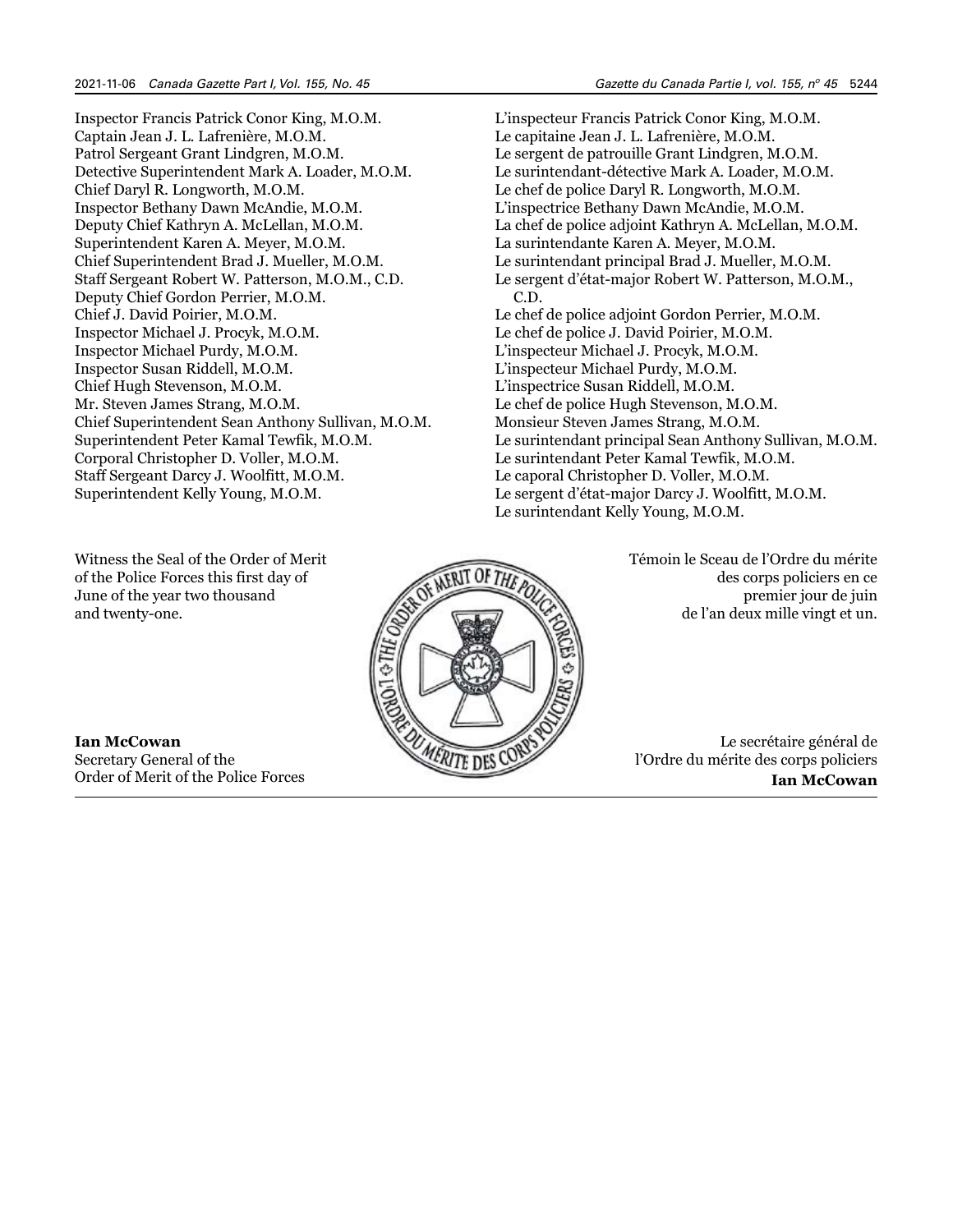Inspector Francis Patrick Conor King, M.O.M.
Captain Jean J. L. Lafrenière, M.O.M.
Patrol Sergeant Grant Lindgren, M.O.M.
Detective Superintendent Mark A. Loader, M.O.M.
Chief Daryl R. Longworth, M.O.M.
Inspector Bethany Dawn McAndie, M.O.M.
Deputy Chief Kathryn A. McLellan, M.O.M.
Superintendent Karen A. Meyer, M.O.M.
Chief Superintendent Brad J. Mueller, M.O.M.
Staff Sergeant Robert W. Patterson, M.O.M., C.D.
Deputy Chief Gordon Perrier, M.O.M.
Chief J. David Poirier, M.O.M.
Inspector Michael J. Procyk, M.O.M.
Inspector Michael Purdy, M.O.M.
Inspector Susan Riddell, M.O.M.
Chief Hugh Stevenson, M.O.M.
Mr. Steven James Strang, M.O.M.
Chief Superintendent Sean Anthony Sullivan, M.O.M.
Superintendent Peter Kamal Tewfik, M.O.M.
Corporal Christopher D. Voller, M.O.M.
Staff Sergeant Darcy J. Woolfitt, M.O.M.
Superintendent Kelly Young, M.O.M.

Witness the Seal of the Order of Merit of the Police Forces this first day of June of the year two thousand and twenty-one.

**Ian McCowan**
Secretary General of the
Order of Merit of the Police Forces

L'inspecteur Francis Patrick Conor King, M.O.M.
Le capitaine Jean J. L. Lafrenière, M.O.M.
Le sergent de patrouille Grant Lindgren, M.O.M.
Le surintendant-détective Mark A. Loader, M.O.M.
Le chef de police Daryl R. Longworth, M.O.M.
L'inspectrice Bethany Dawn McAndie, M.O.M.
La chef de police adjoint Kathryn A. McLellan, M.O.M.
La surintendante Karen A. Meyer, M.O.M.
Le surintendant principal Brad J. Mueller, M.O.M.
Le sergent d'état-major Robert W. Patterson, M.O.M., C.D.
Le chef de police adjoint Gordon Perrier, M.O.M.
Le chef de police J. David Poirier, M.O.M.
L'inspecteur Michael J. Procyk, M.O.M.
L'inspecteur Michael Purdy, M.O.M.
L'inspectrice Susan Riddell, M.O.M.
Le chef de police Hugh Stevenson, M.O.M.
Monsieur Steven James Strang, M.O.M.
Le surintendant principal Sean Anthony Sullivan, M.O.M.
Le surintendant Peter Kamal Tewfik, M.O.M.
Le caporal Christopher D. Voller, M.O.M.
Le sergent d'état-major Darcy J. Woolfitt, M.O.M.
Le surintendant Kelly Young, M.O.M.

Témoin le Sceau de l'Ordre du mérite des corps policiers en ce premier jour de juin de l'an deux mille vingt et un.

Le secrétaire général de
l'Ordre du mérite des corps policiers
**Ian McCowan**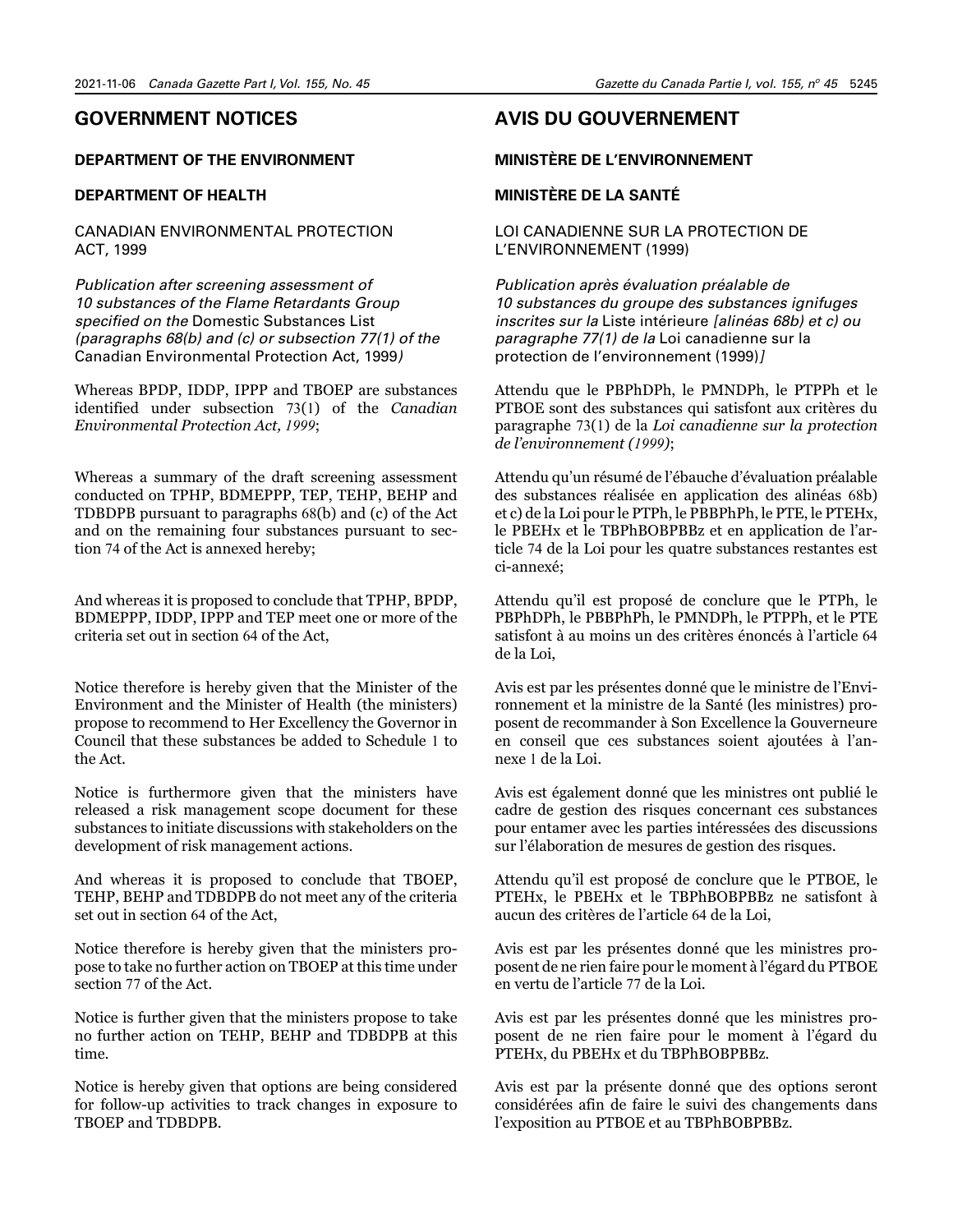# GOVERNMENT NOTICES

## DEPARTMENT OF THE ENVIRONMENT

## DEPARTMENT OF HEALTH

### CANADIAN ENVIRONMENTAL PROTECTION ACT, 1999

*Publication after screening assessment of 10 substances of the Flame Retardants Group specified on the* Domestic Substances List *(paragraphs 68(b) and (c) or subsection 77(1) of the* Canadian Environmental Protection Act, 1999*)*

Whereas BPDP, IDDP, IPPP and TBOEP are substances identified under subsection 73(1) of the *Canadian Environmental Protection Act, 1999*;

Whereas a summary of the draft screening assessment conducted on TPHP, BDMEPPP, TEP, TEHP, BEHP and TDBDPB pursuant to paragraphs 68(b) and (c) of the Act and on the remaining four substances pursuant to section 74 of the Act is annexed hereby;

And whereas it is proposed to conclude that TPHP, BPDP, BDMEPPP, IDDP, IPPP and TEP meet one or more of the criteria set out in section 64 of the Act,

Notice therefore is hereby given that the Minister of the Environment and the Minister of Health (the ministers) propose to recommend to Her Excellency the Governor in Council that these substances be added to Schedule 1 to the Act.

Notice is furthermore given that the ministers have released a risk management scope document for these substances to initiate discussions with stakeholders on the development of risk management actions.

And whereas it is proposed to conclude that TBOEP, TEHP, BEHP and TDBDPB do not meet any of the criteria set out in section 64 of the Act,

Notice therefore is hereby given that the ministers propose to take no further action on TBOEP at this time under section 77 of the Act.

Notice is further given that the ministers propose to take no further action on TEHP, BEHP and TDBDPB at this time.

Notice is hereby given that options are being considered for follow-up activities to track changes in exposure to TBOEP and TDBDPB.

# AVIS DU GOUVERNEMENT

## MINISTÈRE DE L'ENVIRONNEMENT

## MINISTÈRE DE LA SANTÉ

### LOI CANADIENNE SUR LA PROTECTION DE L'ENVIRONNEMENT (1999)

*Publication après évaluation préalable de 10 substances du groupe des substances ignifuges inscrites sur la* Liste intérieure *[alinéas 68b) et c) ou paragraphe 77(1) de la* Loi canadienne sur la protection de l'environnement (1999)*]*

Attendu que le PBPhDPh, le PMNDPh, le PTPPh et le PTBOE sont des substances qui satisfont aux critères du paragraphe 73(1) de la *Loi canadienne sur la protection de l'environnement (1999)*;

Attendu qu'un résumé de l'ébauche d'évaluation préalable des substances réalisée en application des alinéas 68b) et c) de la Loi pour le PTPh, le PBBPhPh, le PTE, le PTEHx, le PBEHx et le TBPhBOBPBBz et en application de l'article 74 de la Loi pour les quatre substances restantes est ci-annexé;

Attendu qu'il est proposé de conclure que le PTPh, le PBPhDPh, le PBBPhPh, le PMNDPh, le PTPPh, et le PTE satisfont à au moins un des critères énoncés à l'article 64 de la Loi,

Avis est par les présentes donné que le ministre de l'Environnement et la ministre de la Santé (les ministres) proposent de recommander à Son Excellence la Gouverneure en conseil que ces substances soient ajoutées à l'annexe 1 de la Loi.

Avis est également donné que les ministres ont publié le cadre de gestion des risques concernant ces substances pour entamer avec les parties intéressées des discussions sur l'élaboration de mesures de gestion des risques.

Attendu qu'il est proposé de conclure que le PTBOE, le PTEHx, le PBEHx et le TBPhBOBPBBz ne satisfont à aucun des critères de l'article 64 de la Loi,

Avis est par les présentes donné que les ministres proposent de ne rien faire pour le moment à l'égard du PTBOE en vertu de l'article 77 de la Loi.

Avis est par les présentes donné que les ministres proposent de ne rien faire pour le moment à l'égard du PTEHx, du PBEHx et du TBPhBOBPBBz.

Avis est par la présente donné que des options seront considérées afin de faire le suivi des changements dans l'exposition au PTBOE et au TBPhBOBPBBz.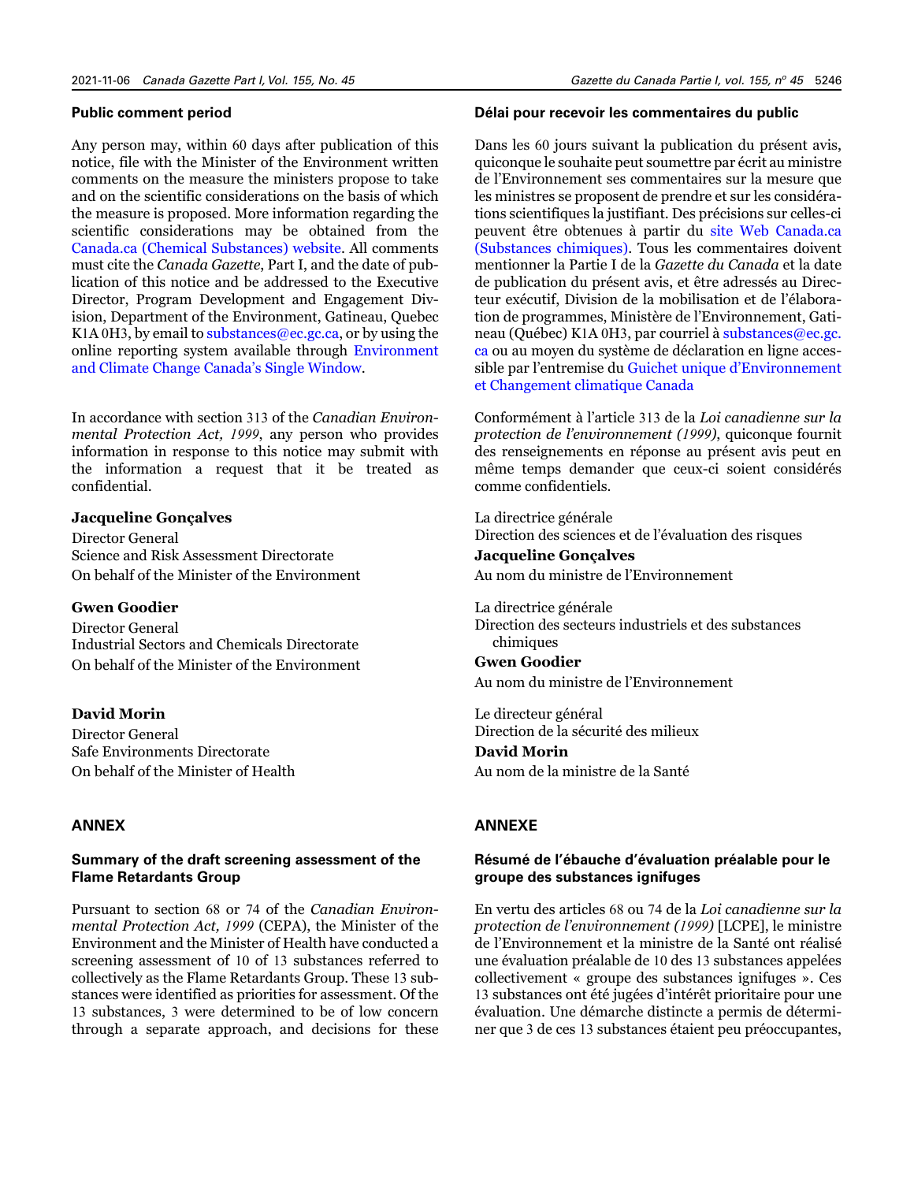### Public comment period

Any person may, within 60 days after publication of this notice, file with the Minister of the Environment written comments on the measure the ministers propose to take and on the scientific considerations on the basis of which the measure is proposed. More information regarding the scientific considerations may be obtained from the Canada.ca (Chemical Substances) website. All comments must cite the *Canada Gazette*, Part I, and the date of publication of this notice and be addressed to the Executive Director, Program Development and Engagement Division, Department of the Environment, Gatineau, Quebec K1A 0H3, by email to substances@ec.gc.ca, or by using the online reporting system available through Environment and Climate Change Canada's Single Window.

In accordance with section 313 of the *Canadian Environmental Protection Act, 1999*, any person who provides information in response to this notice may submit with the information a request that it be treated as confidential.

**Jacqueline Gonçalves**
Director General
Science and Risk Assessment Directorate
On behalf of the Minister of the Environment

**Gwen Goodier**
Director General
Industrial Sectors and Chemicals Directorate
On behalf of the Minister of the Environment

**David Morin**
Director General
Safe Environments Directorate
On behalf of the Minister of Health

## ANNEX

### Summary of the draft screening assessment of the Flame Retardants Group

Pursuant to section 68 or 74 of the *Canadian Environmental Protection Act, 1999* (CEPA), the Minister of the Environment and the Minister of Health have conducted a screening assessment of 10 of 13 substances referred to collectively as the Flame Retardants Group. These 13 substances were identified as priorities for assessment. Of the 13 substances, 3 were determined to be of low concern through a separate approach, and decisions for these

### Délai pour recevoir les commentaires du public

Dans les 60 jours suivant la publication du présent avis, quiconque le souhaite peut soumettre par écrit au ministre de l'Environnement ses commentaires sur la mesure que les ministres se proposent de prendre et sur les considérations scientifiques la justifiant. Des précisions sur celles-ci peuvent être obtenues à partir du site Web Canada.ca (Substances chimiques). Tous les commentaires doivent mentionner la Partie I de la *Gazette du Canada* et la date de publication du présent avis, et être adressés au Directeur exécutif, Division de la mobilisation et de l'élaboration de programmes, Ministère de l'Environnement, Gatineau (Québec) K1A 0H3, par courriel à substances@ec.gc.ca ou au moyen du système de déclaration en ligne accessible par l'entremise du Guichet unique d'Environnement et Changement climatique Canada

Conformément à l'article 313 de la *Loi canadienne sur la protection de l'environnement (1999)*, quiconque fournit des renseignements en réponse au présent avis peut en même temps demander que ceux-ci soient considérés comme confidentiels.

La directrice générale
Direction des sciences et de l'évaluation des risques
**Jacqueline Gonçalves**
Au nom du ministre de l'Environnement

La directrice générale
Direction des secteurs industriels et des substances chimiques
**Gwen Goodier**
Au nom du ministre de l'Environnement

Le directeur général
Direction de la sécurité des milieux
**David Morin**
Au nom de la ministre de la Santé

## ANNEXE

### Résumé de l'ébauche d'évaluation préalable pour le groupe des substances ignifuges

En vertu des articles 68 ou 74 de la *Loi canadienne sur la protection de l'environnement (1999)* [LCPE], le ministre de l'Environnement et la ministre de la Santé ont réalisé une évaluation préalable de 10 des 13 substances appelées collectivement « groupe des substances ignifuges ». Ces 13 substances ont été jugées d'intérêt prioritaire pour une évaluation. Une démarche distincte a permis de déterminer que 3 de ces 13 substances étaient peu préoccupantes,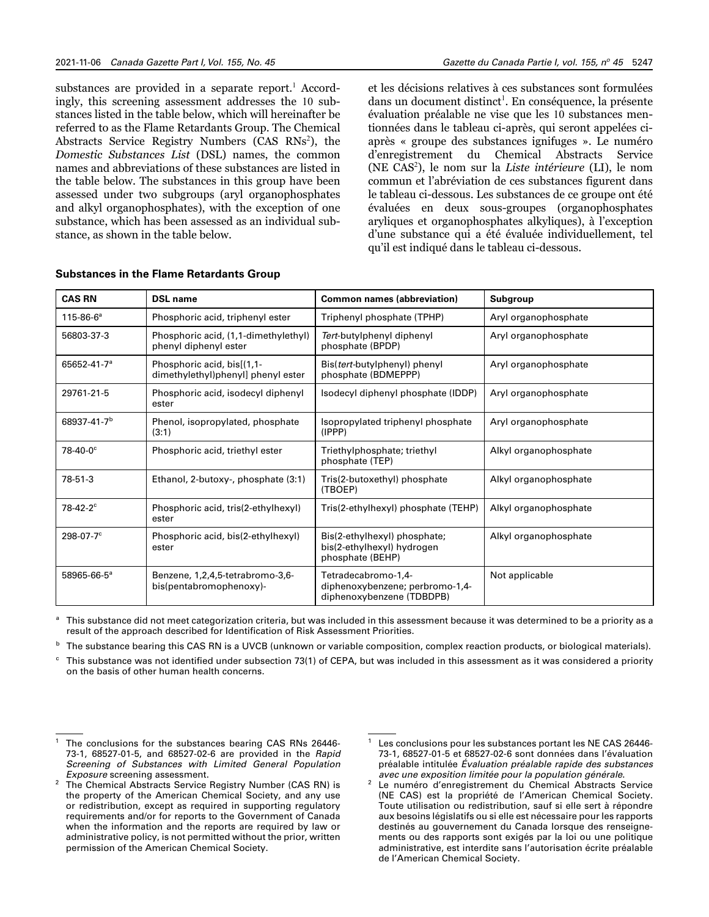substances are provided in a separate report.[1] Accordingly, this screening assessment addresses the 10 substances listed in the table below, which will hereinafter be referred to as the Flame Retardants Group. The Chemical Abstracts Service Registry Numbers (CAS RNs[2]), the *Domestic Substances List* (DSL) names, the common names and abbreviations of these substances are listed in the table below. The substances in this group have been assessed under two subgroups (aryl organophosphates and alkyl organophosphates), with the exception of one substance, which has been assessed as an individual substance, as shown in the table below.

et les décisions relatives à ces substances sont formulées dans un document distinct[1]. En conséquence, la présente évaluation préalable ne vise que les 10 substances mentionnées dans le tableau ci-après, qui seront appelées ci-après « groupe des substances ignifuges ». Le numéro d'enregistrement du Chemical Abstracts Service (NE CAS[2]), le nom sur la *Liste intérieure* (LI), le nom commun et l'abréviation de ces substances figurent dans le tableau ci-dessous. Les substances de ce groupe ont été évaluées en deux sous-groupes (organophosphates aryliques et organophosphates alkyliques), à l'exception d'une substance qui a été évaluée individuellement, tel qu'il est indiqué dans le tableau ci-dessous.

**Substances in the Flame Retardants Group**

| CAS RN | DSL name | Common names (abbreviation) | Subgroup |
|---|---|---|---|
| 115-86-6[a] | Phosphoric acid, triphenyl ester | Triphenyl phosphate (TPHP) | Aryl organophosphate |
| 56803-37-3 | Phosphoric acid, (1,1-dimethylethyl) phenyl diphenyl ester | *Tert*-butylphenyl diphenyl phosphate (BPDP) | Aryl organophosphate |
| 65652-41-7[a] | Phosphoric acid, bis[(1,1-dimethylethyl)phenyl] phenyl ester | Bis(*tert*-butylphenyl) phenyl phosphate (BDMEPPP) | Aryl organophosphate |
| 29761-21-5 | Phosphoric acid, isodecyl diphenyl ester | Isodecyl diphenyl phosphate (IDDP) | Aryl organophosphate |
| 68937-41-7[b] | Phenol, isopropylated, phosphate (3:1) | Isopropylated triphenyl phosphate (IPPP) | Aryl organophosphate |
| 78-40-0[c] | Phosphoric acid, triethyl ester | Triethylphosphate; triethyl phosphate (TEP) | Alkyl organophosphate |
| 78-51-3 | Ethanol, 2-butoxy-, phosphate (3:1) | Tris(2-butoxethyl) phosphate (TBOEP) | Alkyl organophosphate |
| 78-42-2[c] | Phosphoric acid, tris(2-ethylhexyl) ester | Tris(2-ethylhexyl) phosphate (TEHP) | Alkyl organophosphate |
| 298-07-7[c] | Phosphoric acid, bis(2-ethylhexyl) ester | Bis(2-ethylhexyl) phosphate; bis(2-ethylhexyl) hydrogen phosphate (BEHP) | Alkyl organophosphate |
| 58965-66-5[a] | Benzene, 1,2,4,5-tetrabromo-3,6-bis(pentabromophenoxy)- | Tetradecabromo-1,4-diphenoxybenzene; perbromo-1,4-diphenoxybenzene (TDBDPB) | Not applicable |

[a] This substance did not meet categorization criteria, but was included in this assessment because it was determined to be a priority as a result of the approach described for Identification of Risk Assessment Priorities.

[b] The substance bearing this CAS RN is a UVCB (unknown or variable composition, complex reaction products, or biological materials).

[c] This substance was not identified under subsection 73(1) of CEPA, but was included in this assessment as it was considered a priority on the basis of other human health concerns.

---

[1] The conclusions for the substances bearing CAS RNs 26446-73-1, 68527-01-5, and 68527-02-6 are provided in the *Rapid Screening of Substances with Limited General Population Exposure* screening assessment.

[2] The Chemical Abstracts Service Registry Number (CAS RN) is the property of the American Chemical Society, and any use or redistribution, except as required in supporting regulatory requirements and/or for reports to the Government of Canada when the information and the reports are required by law or administrative policy, is not permitted without the prior, written permission of the American Chemical Society.

[1] Les conclusions pour les substances portant les NE CAS 26446-73-1, 68527-01-5 et 68527-02-6 sont données dans l'évaluation préalable intitulée *Évaluation préalable rapide des substances avec une exposition limitée pour la population générale*.

[2] Le numéro d'enregistrement du Chemical Abstracts Service (NE CAS) est la propriété de l'American Chemical Society. Toute utilisation ou redistribution, sauf si elle sert à répondre aux besoins législatifs ou si elle est nécessaire pour les rapports destinés au gouvernement du Canada lorsque des renseignements ou des rapports sont exigés par la loi ou une politique administrative, est interdite sans l'autorisation écrite préalable de l'American Chemical Society.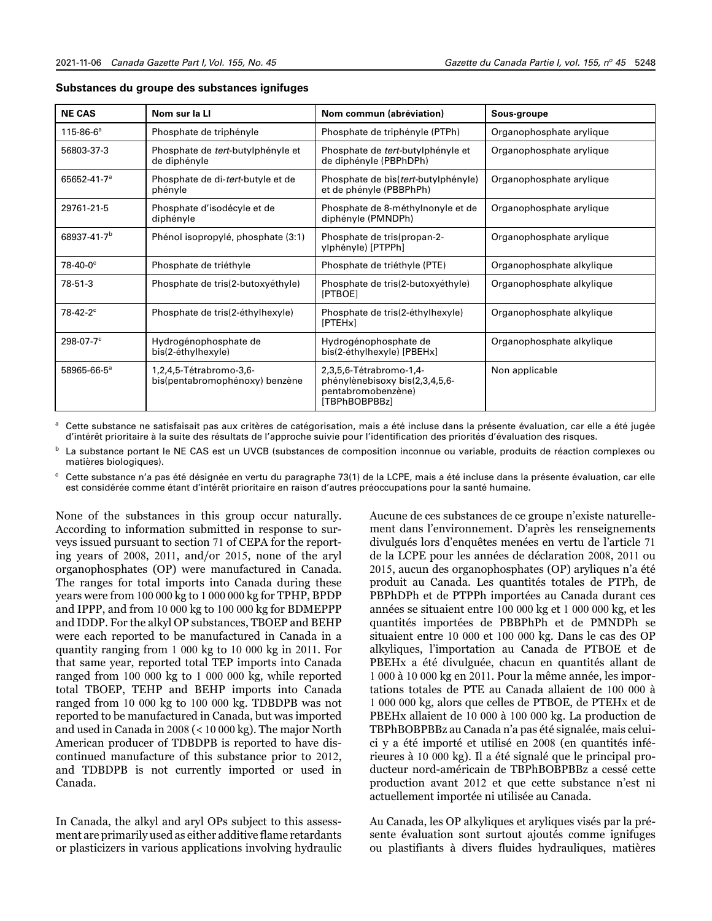**Substances du groupe des substances ignifuges**

| NE CAS | Nom sur la LI | Nom commun (abréviation) | Sous-groupe |
| --- | --- | --- | --- |
| 115-86-6[a] | Phosphate de triphényle | Phosphate de triphényle (PTPh) | Organophosphate arylique |
| 56803-37-3 | Phosphate de *tert*-butylphényle et de diphényle | Phosphate de *tert*-butylphényle et de diphényle (PBPhDPh) | Organophosphate arylique |
| 65652-41-7[a] | Phosphate de di-*tert*-butyle et de phényle | Phosphate de bis(*tert*-butylphényle) et de phényle (PBBPhPh) | Organophosphate arylique |
| 29761-21-5 | Phosphate d'isodécyle et de diphényle | Phosphate de 8-méthylnonyle et de diphényle (PMNDPh) | Organophosphate arylique |
| 68937-41-7[b] | Phénol isopropylé, phosphate (3:1) | Phosphate de tris(propan-2-ylphényle) [PTPPh] | Organophosphate arylique |
| 78-40-0[c] | Phosphate de triéthyle | Phosphate de triéthyle (PTE) | Organophosphate alkylique |
| 78-51-3 | Phosphate de tris(2-butoxyéthyle) | Phosphate de tris(2-butoxyéthyle) [PTBOE] | Organophosphate alkylique |
| 78-42-2[c] | Phosphate de tris(2-éthylhexyle) | Phosphate de tris(2-éthylhexyle) [PTEHx] | Organophosphate alkylique |
| 298-07-7[c] | Hydrogénophosphate de bis(2-éthylhexyle) | Hydrogénophosphate de bis(2-éthylhexyle) [PBEHx] | Organophosphate alkylique |
| 58965-66-5[a] | 1,2,4,5-Tétrabromo-3,6-bis(pentabromophénoxy) benzène | 2,3,5,6-Tétrabromo-1,4-phénylènebisoxy bis(2,3,4,5,6-pentabromobenzène) [TBPhBOBPBBz] | Non applicable |

[a] Cette substance ne satisfaisait pas aux critères de catégorisation, mais a été incluse dans la présente évaluation, car elle a été jugée d'intérêt prioritaire à la suite des résultats de l'approche suivie pour l'identification des priorités d'évaluation des risques.

[b] La substance portant le NE CAS est un UVCB (substances de composition inconnue ou variable, produits de réaction complexes ou matières biologiques).

[c] Cette substance n'a pas été désignée en vertu du paragraphe 73(1) de la LCPE, mais a été incluse dans la présente évaluation, car elle est considérée comme étant d'intérêt prioritaire en raison d'autres préoccupations pour la santé humaine.

None of the substances in this group occur naturally. According to information submitted in response to surveys issued pursuant to section 71 of CEPA for the reporting years of 2008, 2011, and/or 2015, none of the aryl organophosphates (OP) were manufactured in Canada. The ranges for total imports into Canada during these years were from 100 000 kg to 1 000 000 kg for TPHP, BPDP and IPPP, and from 10 000 kg to 100 000 kg for BDMEPPP and IDDP. For the alkyl OP substances, TBOEP and BEHP were each reported to be manufactured in Canada in a quantity ranging from 1 000 kg to 10 000 kg in 2011. For that same year, reported total TEP imports into Canada ranged from 100 000 kg to 1 000 000 kg, while reported total TBOEP, TEHP and BEHP imports into Canada ranged from 10 000 kg to 100 000 kg. TDBDPB was not reported to be manufactured in Canada, but was imported and used in Canada in 2008 (< 10 000 kg). The major North American producer of TDBDPB is reported to have discontinued manufacture of this substance prior to 2012, and TDBDPB is not currently imported or used in Canada.

Aucune de ces substances de ce groupe n'existe naturellement dans l'environnement. D'après les renseignements divulgués lors d'enquêtes menées en vertu de l'article 71 de la LCPE pour les années de déclaration 2008, 2011 ou 2015, aucun des organophosphates (OP) aryliques n'a été produit au Canada. Les quantités totales de PTPh, de PBPhDPh et de PTPPh importées au Canada durant ces années se situaient entre 100 000 kg et 1 000 000 kg, et les quantités importées de PBBPhPh et de PMNDPh se situaient entre 10 000 et 100 000 kg. Dans le cas des OP alkyliques, l'importation au Canada de PTBOE et de PBEHx a été divulguée, chacun en quantités allant de 1 000 à 10 000 kg en 2011. Pour la même année, les importations totales de PTE au Canada allaient de 100 000 à 1 000 000 kg, alors que celles de PTBOE, de PTEHx et de PBEHx allaient de 10 000 à 100 000 kg. La production de TBPhBOBPBBz au Canada n'a pas été signalée, mais celui-ci y a été importé et utilisé en 2008 (en quantités inférieures à 10 000 kg). Il a été signalé que le principal producteur nord-américain de TBPhBOBPBBz a cessé cette production avant 2012 et que cette substance n'est ni actuellement importée ni utilisée au Canada.

In Canada, the alkyl and aryl OPs subject to this assessment are primarily used as either additive flame retardants or plasticizers in various applications involving hydraulic

Au Canada, les OP alkyliques et aryliques visés par la présente évaluation sont surtout ajoutés comme ignifuges ou plastifiants à divers fluides hydrauliques, matières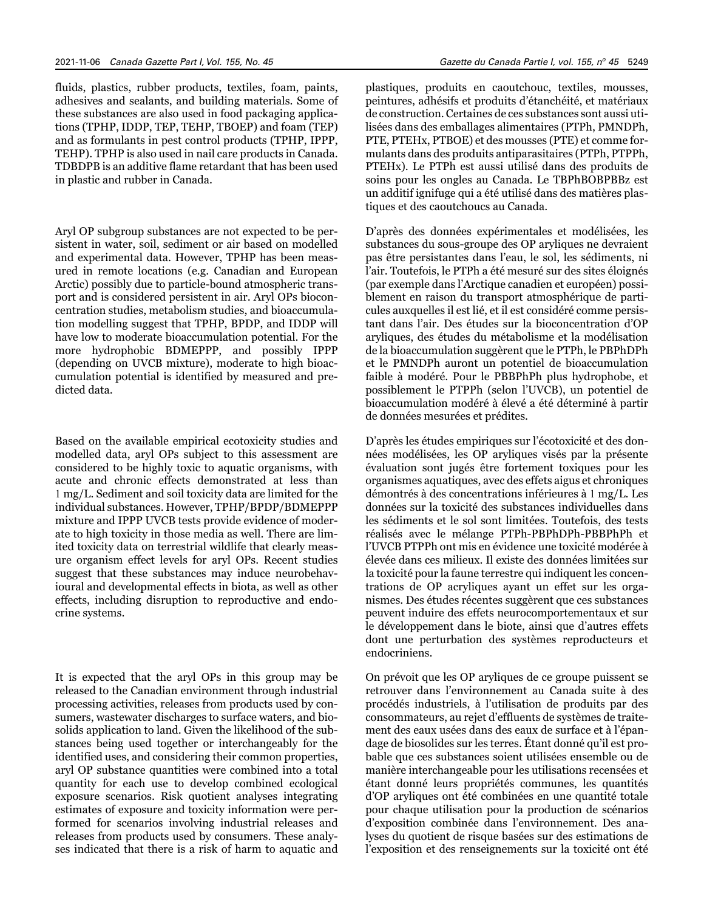fluids, plastics, rubber products, textiles, foam, paints, adhesives and sealants, and building materials. Some of these substances are also used in food packaging applications (TPHP, IDDP, TEP, TEHP, TBOEP) and foam (TEP) and as formulants in pest control products (TPHP, IPPP, TEHP). TPHP is also used in nail care products in Canada. TDBDPB is an additive flame retardant that has been used in plastic and rubber in Canada.

Aryl OP subgroup substances are not expected to be persistent in water, soil, sediment or air based on modelled and experimental data. However, TPHP has been measured in remote locations (e.g. Canadian and European Arctic) possibly due to particle-bound atmospheric transport and is considered persistent in air. Aryl OPs bioconcentration studies, metabolism studies, and bioaccumulation modelling suggest that TPHP, BPDP, and IDDP will have low to moderate bioaccumulation potential. For the more hydrophobic BDMEPPP, and possibly IPPP (depending on UVCB mixture), moderate to high bioaccumulation potential is identified by measured and predicted data.

Based on the available empirical ecotoxicity studies and modelled data, aryl OPs subject to this assessment are considered to be highly toxic to aquatic organisms, with acute and chronic effects demonstrated at less than 1 mg/L. Sediment and soil toxicity data are limited for the individual substances. However, TPHP/BPDP/BDMEPPP mixture and IPPP UVCB tests provide evidence of moderate to high toxicity in those media as well. There are limited toxicity data on terrestrial wildlife that clearly measure organism effect levels for aryl OPs. Recent studies suggest that these substances may induce neurobehavioural and developmental effects in biota, as well as other effects, including disruption to reproductive and endocrine systems.

It is expected that the aryl OPs in this group may be released to the Canadian environment through industrial processing activities, releases from products used by consumers, wastewater discharges to surface waters, and biosolids application to land. Given the likelihood of the substances being used together or interchangeably for the identified uses, and considering their common properties, aryl OP substance quantities were combined into a total quantity for each use to develop combined ecological exposure scenarios. Risk quotient analyses integrating estimates of exposure and toxicity information were performed for scenarios involving industrial releases and releases from products used by consumers. These analyses indicated that there is a risk of harm to aquatic and

plastiques, produits en caoutchouc, textiles, mousses, peintures, adhésifs et produits d'étanchéité, et matériaux de construction. Certaines de ces substances sont aussi utilisées dans des emballages alimentaires (PTPh, PMNDPh, PTE, PTEHx, PTBOE) et des mousses (PTE) et comme formulants dans des produits antiparasitaires (PTPh, PTPPh, PTEHx). Le PTPh est aussi utilisé dans des produits de soins pour les ongles au Canada. Le TBPhBOBPBBz est un additif ignifuge qui a été utilisé dans des matières plastiques et des caoutchoucs au Canada.

D'après des données expérimentales et modélisées, les substances du sous-groupe des OP aryliques ne devraient pas être persistantes dans l'eau, le sol, les sédiments, ni l'air. Toutefois, le PTPh a été mesuré sur des sites éloignés (par exemple dans l'Arctique canadien et européen) possiblement en raison du transport atmosphérique de particules auxquelles il est lié, et il est considéré comme persistant dans l'air. Des études sur la bioconcentration d'OP aryliques, des études du métabolisme et la modélisation de la bioaccumulation suggèrent que le PTPh, le PBPhDPh et le PMNDPh auront un potentiel de bioaccumulation faible à modéré. Pour le PBBPhPh plus hydrophobe, et possiblement le PTPPh (selon l'UVCB), un potentiel de bioaccumulation modéré à élevé a été déterminé à partir de données mesurées et prédites.

D'après les études empiriques sur l'écotoxicité et des données modélisées, les OP aryliques visés par la présente évaluation sont jugés être fortement toxiques pour les organismes aquatiques, avec des effets aigus et chroniques démontrés à des concentrations inférieures à 1 mg/L. Les données sur la toxicité des substances individuelles dans les sédiments et le sol sont limitées. Toutefois, des tests réalisés avec le mélange PTPh-PBPhDPh-PBBPhPh et l'UVCB PTPPh ont mis en évidence une toxicité modérée à élevée dans ces milieux. Il existe des données limitées sur la toxicité pour la faune terrestre qui indiquent les concentrations de OP acryliques ayant un effet sur les organismes. Des études récentes suggèrent que ces substances peuvent induire des effets neurocomportementaux et sur le développement dans le biote, ainsi que d'autres effets dont une perturbation des systèmes reproducteurs et endocriniens.

On prévoit que les OP aryliques de ce groupe puissent se retrouver dans l'environnement au Canada suite à des procédés industriels, à l'utilisation de produits par des consommateurs, au rejet d'effluents de systèmes de traitement des eaux usées dans des eaux de surface et à l'épandage de biosolides sur les terres. Étant donné qu'il est probable que ces substances soient utilisées ensemble ou de manière interchangeable pour les utilisations recensées et étant donné leurs propriétés communes, les quantités d'OP aryliques ont été combinées en une quantité totale pour chaque utilisation pour la production de scénarios d'exposition combinée dans l'environnement. Des analyses du quotient de risque basées sur des estimations de l'exposition et des renseignements sur la toxicité ont été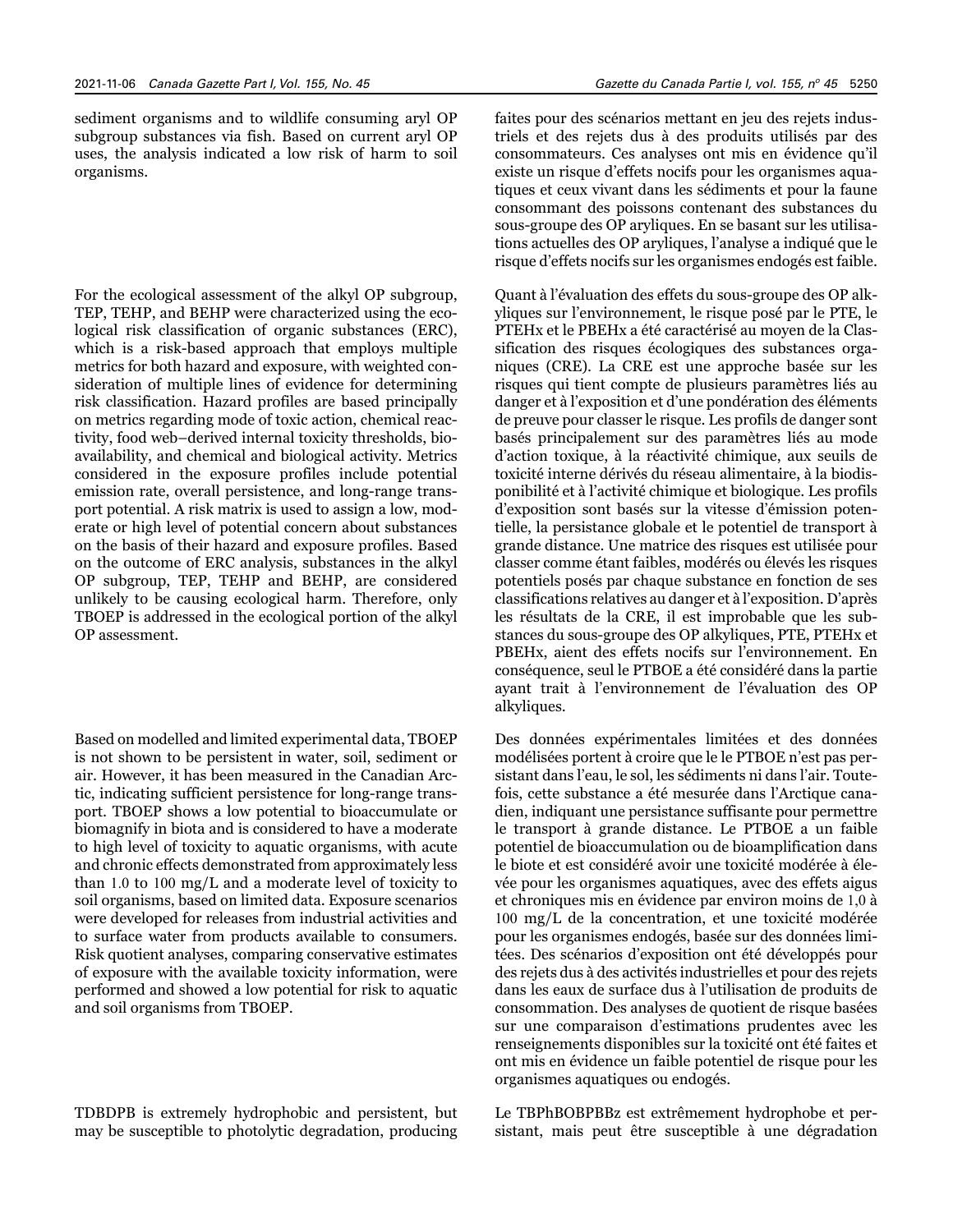sediment organisms and to wildlife consuming aryl OP subgroup substances via fish. Based on current aryl OP uses, the analysis indicated a low risk of harm to soil organisms.

For the ecological assessment of the alkyl OP subgroup, TEP, TEHP, and BEHP were characterized using the ecological risk classification of organic substances (ERC), which is a risk-based approach that employs multiple metrics for both hazard and exposure, with weighted consideration of multiple lines of evidence for determining risk classification. Hazard profiles are based principally on metrics regarding mode of toxic action, chemical reactivity, food web–derived internal toxicity thresholds, bioavailability, and chemical and biological activity. Metrics considered in the exposure profiles include potential emission rate, overall persistence, and long-range transport potential. A risk matrix is used to assign a low, moderate or high level of potential concern about substances on the basis of their hazard and exposure profiles. Based on the outcome of ERC analysis, substances in the alkyl OP subgroup, TEP, TEHP and BEHP are considered unlikely to be causing ecological harm. Therefore, only TBOEP is addressed in the ecological portion of the alkyl OP assessment.

Based on modelled and limited experimental data, TBOEP is not shown to be persistent in water, soil, sediment or air. However, it has been measured in the Canadian Arctic, indicating sufficient persistence for long-range transport. TBOEP shows a low potential to bioaccumulate or biomagnify in biota and is considered to have a moderate to high level of toxicity to aquatic organisms, with acute and chronic effects demonstrated from approximately less than 1.0 to 100 mg/L and a moderate level of toxicity to soil organisms, based on limited data. Exposure scenarios were developed for releases from industrial activities and to surface water from products available to consumers. Risk quotient analyses, comparing conservative estimates of exposure with the available toxicity information, were performed and showed a low potential for risk to aquatic and soil organisms from TBOEP.

TDBDPB is extremely hydrophobic and persistent, but may be susceptible to photolytic degradation, producing

faites pour des scénarios mettant en jeu des rejets industriels et des rejets dus à des produits utilisés par des consommateurs. Ces analyses ont mis en évidence qu'il existe un risque d'effets nocifs pour les organismes aquatiques et ceux vivant dans les sédiments et pour la faune consommant des poissons contenant des substances du sous-groupe des OP aryliques. En se basant sur les utilisations actuelles des OP aryliques, l'analyse a indiqué que le risque d'effets nocifs sur les organismes endogés est faible.

Quant à l'évaluation des effets du sous-groupe des OP alkyliques sur l'environnement, le risque posé par le PTE, le PTEHx et le PBEHx a été caractérisé au moyen de la Classification des risques écologiques des substances organiques (CRE). La CRE est une approche basée sur les risques qui tient compte de plusieurs paramètres liés au danger et à l'exposition et d'une pondération des éléments de preuve pour classer le risque. Les profils de danger sont basés principalement sur des paramètres liés au mode d'action toxique, à la réactivité chimique, aux seuils de toxicité interne dérivés du réseau alimentaire, à la biodisponibilité et à l'activité chimique et biologique. Les profils d'exposition sont basés sur la vitesse d'émission potentielle, la persistance globale et le potentiel de transport à grande distance. Une matrice des risques est utilisée pour classer comme étant faibles, modérés ou élevés les risques potentiels posés par chaque substance en fonction de ses classifications relatives au danger et à l'exposition. D'après les résultats de la CRE, il est improbable que les substances du sous-groupe des OP alkyliques, PTE, PTEHx et PBEHx, aient des effets nocifs sur l'environnement. En conséquence, seul le PTBOE a été considéré dans la partie ayant trait à l'environnement de l'évaluation des OP alkyliques.

Des données expérimentales limitées et des données modélisées portent à croire que le le PTBOE n'est pas persistant dans l'eau, le sol, les sédiments ni dans l'air. Toutefois, cette substance a été mesurée dans l'Arctique canadien, indiquant une persistance suffisante pour permettre le transport à grande distance. Le PTBOE a un faible potentiel de bioaccumulation ou de bioamplification dans le biote et est considéré avoir une toxicité modérée à élevée pour les organismes aquatiques, avec des effets aigus et chroniques mis en évidence par environ moins de 1,0 à 100 mg/L de la concentration, et une toxicité modérée pour les organismes endogés, basée sur des données limitées. Des scénarios d'exposition ont été développés pour des rejets dus à des activités industrielles et pour des rejets dans les eaux de surface dus à l'utilisation de produits de consommation. Des analyses de quotient de risque basées sur une comparaison d'estimations prudentes avec les renseignements disponibles sur la toxicité ont été faites et ont mis en évidence un faible potentiel de risque pour les organismes aquatiques ou endogés.

Le TBPhBOBPBBz est extrêmement hydrophobe et persistant, mais peut être susceptible à une dégradation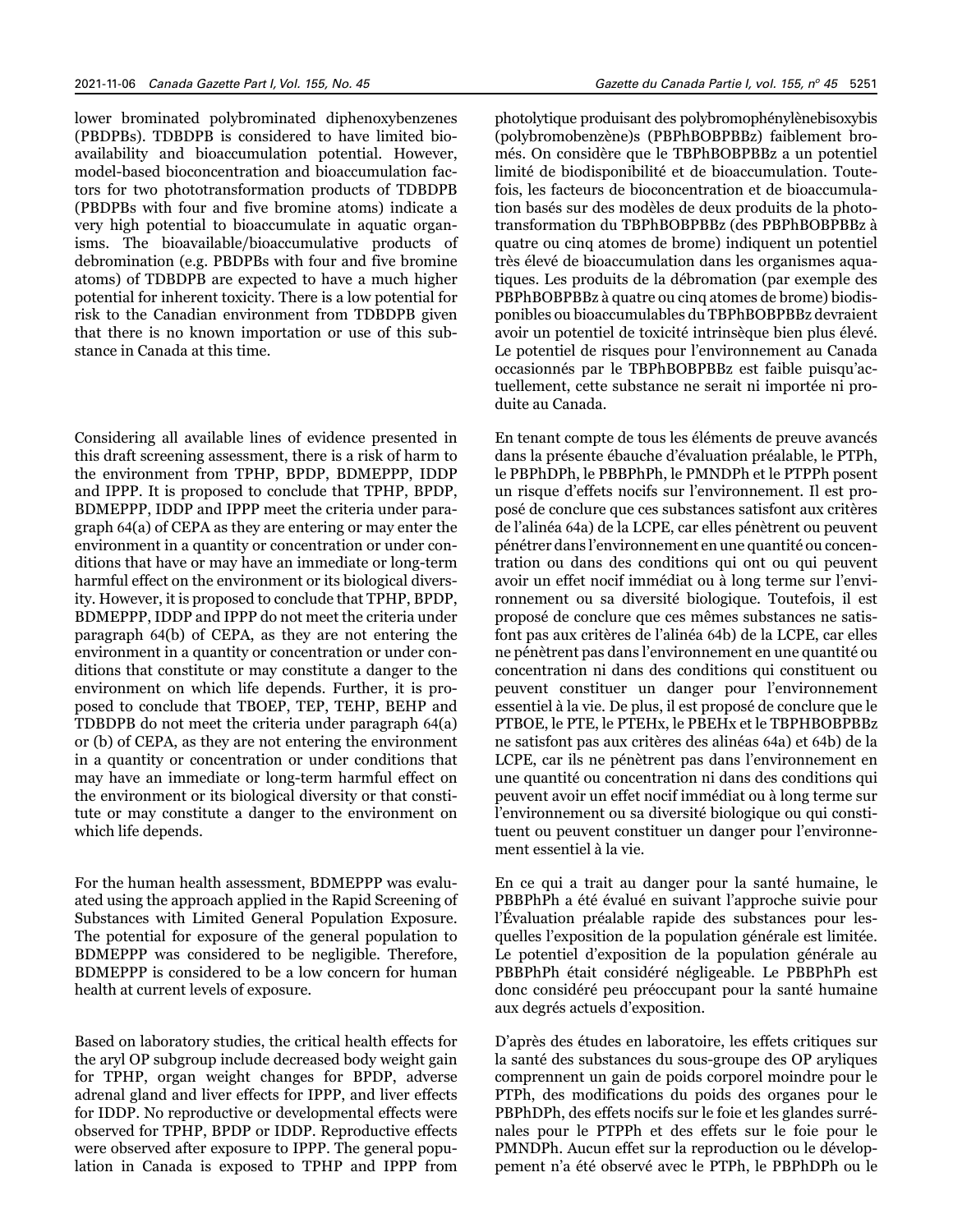lower brominated polybrominated diphenoxybenzenes (PBDPBs). TDBDPB is considered to have limited bioavailability and bioaccumulation potential. However, model-based bioconcentration and bioaccumulation factors for two phototransformation products of TDBDPB (PBDPBs with four and five bromine atoms) indicate a very high potential to bioaccumulate in aquatic organisms. The bioavailable/bioaccumulative products of debromination (e.g. PBDPBs with four and five bromine atoms) of TDBDPB are expected to have a much higher potential for inherent toxicity. There is a low potential for risk to the Canadian environment from TDBDPB given that there is no known importation or use of this substance in Canada at this time.

Considering all available lines of evidence presented in this draft screening assessment, there is a risk of harm to the environment from TPHP, BPDP, BDMEPPP, IDDP and IPPP. It is proposed to conclude that TPHP, BPDP, BDMEPPP, IDDP and IPPP meet the criteria under paragraph 64(a) of CEPA as they are entering or may enter the environment in a quantity or concentration or under conditions that have or may have an immediate or long-term harmful effect on the environment or its biological diversity. However, it is proposed to conclude that TPHP, BPDP, BDMEPPP, IDDP and IPPP do not meet the criteria under paragraph 64(b) of CEPA, as they are not entering the environment in a quantity or concentration or under conditions that constitute or may constitute a danger to the environment on which life depends. Further, it is proposed to conclude that TBOEP, TEP, TEHP, BEHP and TDBDPB do not meet the criteria under paragraph 64(a) or (b) of CEPA, as they are not entering the environment in a quantity or concentration or under conditions that may have an immediate or long-term harmful effect on the environment or its biological diversity or that constitute or may constitute a danger to the environment on which life depends.

For the human health assessment, BDMEPPP was evaluated using the approach applied in the Rapid Screening of Substances with Limited General Population Exposure. The potential for exposure of the general population to BDMEPPP was considered to be negligible. Therefore, BDMEPPP is considered to be a low concern for human health at current levels of exposure.

Based on laboratory studies, the critical health effects for the aryl OP subgroup include decreased body weight gain for TPHP, organ weight changes for BPDP, adverse adrenal gland and liver effects for IPPP, and liver effects for IDDP. No reproductive or developmental effects were observed for TPHP, BPDP or IDDP. Reproductive effects were observed after exposure to IPPP. The general population in Canada is exposed to TPHP and IPPP from

photolytique produisant des polybromophénylènebisoxybis (polybromobenzène)s (PBPhBOBPBBz) faiblement bromés. On considère que le TBPhBOBPBBz a un potentiel limité de biodisponibilité et de bioaccumulation. Toutefois, les facteurs de bioconcentration et de bioaccumulation basés sur des modèles de deux produits de la phototransformation du TBPhBOBPBBz (des PBPhBOBPBBz à quatre ou cinq atomes de brome) indiquent un potentiel très élevé de bioaccumulation dans les organismes aquatiques. Les produits de la débromation (par exemple des PBPhBOBPBBz à quatre ou cinq atomes de brome) biodisponibles ou bioaccumulables du TBPhBOBPBBz devraient avoir un potentiel de toxicité intrinsèque bien plus élevé. Le potentiel de risques pour l'environnement au Canada occasionnés par le TBPhBOBPBBz est faible puisqu'actuellement, cette substance ne serait ni importée ni produite au Canada.

En tenant compte de tous les éléments de preuve avancés dans la présente ébauche d'évaluation préalable, le PTPh, le PBPhDPh, le PBBPhPh, le PMNDPh et le PTPPh posent un risque d'effets nocifs sur l'environnement. Il est proposé de conclure que ces substances satisfont aux critères de l'alinéa 64a) de la LCPE, car elles pénètrent ou peuvent pénétrer dans l'environnement en une quantité ou concentration ou dans des conditions qui ont ou qui peuvent avoir un effet nocif immédiat ou à long terme sur l'environnement ou sa diversité biologique. Toutefois, il est proposé de conclure que ces mêmes substances ne satisfont pas aux critères de l'alinéa 64b) de la LCPE, car elles ne pénètrent pas dans l'environnement en une quantité ou concentration ni dans des conditions qui constituent ou peuvent constituer un danger pour l'environnement essentiel à la vie. De plus, il est proposé de conclure que le PTBOE, le PTE, le PTEHx, le PBEHx et le TBPHBOBPBBz ne satisfont pas aux critères des alinéas 64a) et 64b) de la LCPE, car ils ne pénètrent pas dans l'environnement en une quantité ou concentration ni dans des conditions qui peuvent avoir un effet nocif immédiat ou à long terme sur l'environnement ou sa diversité biologique ou qui constituent ou peuvent constituer un danger pour l'environnement essentiel à la vie.

En ce qui a trait au danger pour la santé humaine, le PBBPhPh a été évalué en suivant l'approche suivie pour l'Évaluation préalable rapide des substances pour lesquelles l'exposition de la population générale est limitée. Le potentiel d'exposition de la population générale au PBBPhPh était considéré négligeable. Le PBBPhPh est donc considéré peu préoccupant pour la santé humaine aux degrés actuels d'exposition.

D'après des études en laboratoire, les effets critiques sur la santé des substances du sous-groupe des OP aryliques comprennent un gain de poids corporel moindre pour le PTPh, des modifications du poids des organes pour le PBPhDPh, des effets nocifs sur le foie et les glandes surrénales pour le PTPPh et des effets sur le foie pour le PMNDPh. Aucun effet sur la reproduction ou le développement n'a été observé avec le PTPh, le PBPhDPh ou le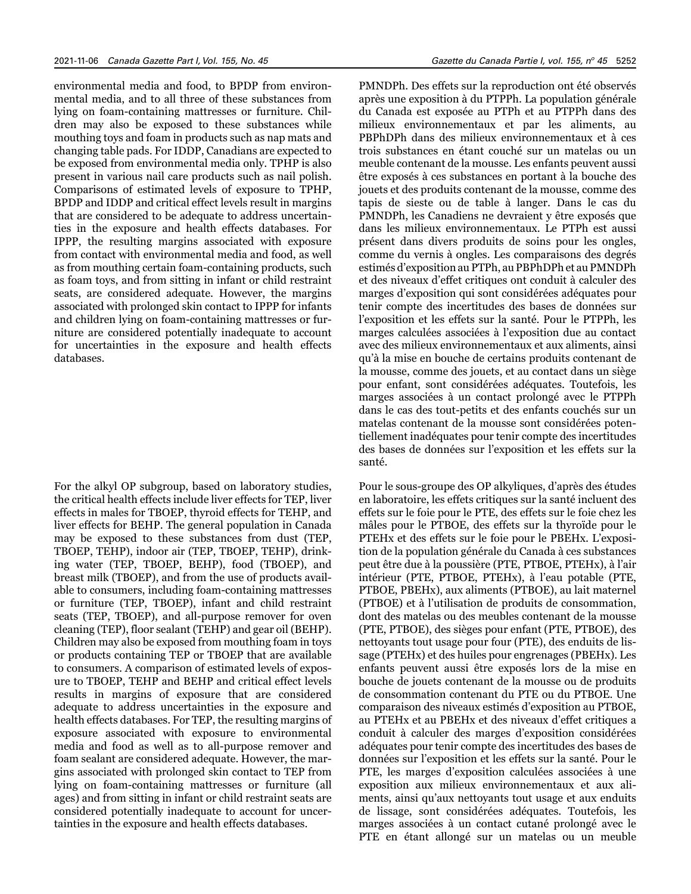environmental media and food, to BPDP from environmental media, and to all three of these substances from lying on foam-containing mattresses or furniture. Children may also be exposed to these substances while mouthing toys and foam in products such as nap mats and changing table pads. For IDDP, Canadians are expected to be exposed from environmental media only. TPHP is also present in various nail care products such as nail polish. Comparisons of estimated levels of exposure to TPHP, BPDP and IDDP and critical effect levels result in margins that are considered to be adequate to address uncertainties in the exposure and health effects databases. For IPPP, the resulting margins associated with exposure from contact with environmental media and food, as well as from mouthing certain foam-containing products, such as foam toys, and from sitting in infant or child restraint seats, are considered adequate. However, the margins associated with prolonged skin contact to IPPP for infants and children lying on foam-containing mattresses or furniture are considered potentially inadequate to account for uncertainties in the exposure and health effects databases.

For the alkyl OP subgroup, based on laboratory studies, the critical health effects include liver effects for TEP, liver effects in males for TBOEP, thyroid effects for TEHP, and liver effects for BEHP. The general population in Canada may be exposed to these substances from dust (TEP, TBOEP, TEHP), indoor air (TEP, TBOEP, TEHP), drinking water (TEP, TBOEP, BEHP), food (TBOEP), and breast milk (TBOEP), and from the use of products available to consumers, including foam-containing mattresses or furniture (TEP, TBOEP), infant and child restraint seats (TEP, TBOEP), and all-purpose remover for oven cleaning (TEP), floor sealant (TEHP) and gear oil (BEHP). Children may also be exposed from mouthing foam in toys or products containing TEP or TBOEP that are available to consumers. A comparison of estimated levels of exposure to TBOEP, TEHP and BEHP and critical effect levels results in margins of exposure that are considered adequate to address uncertainties in the exposure and health effects databases. For TEP, the resulting margins of exposure associated with exposure to environmental media and food as well as to all-purpose remover and foam sealant are considered adequate. However, the margins associated with prolonged skin contact to TEP from lying on foam-containing mattresses or furniture (all ages) and from sitting in infant or child restraint seats are considered potentially inadequate to account for uncertainties in the exposure and health effects databases.

PMNDPh. Des effets sur la reproduction ont été observés après une exposition à du PTPPh. La population générale du Canada est exposée au PTPh et au PTPPh dans des milieux environnementaux et par les aliments, au PBPhDPh dans des milieux environnementaux et à ces trois substances en étant couché sur un matelas ou un meuble contenant de la mousse. Les enfants peuvent aussi être exposés à ces substances en portant à la bouche des jouets et des produits contenant de la mousse, comme des tapis de sieste ou de table à langer. Dans le cas du PMNDPh, les Canadiens ne devraient y être exposés que dans les milieux environnementaux. Le PTPh est aussi présent dans divers produits de soins pour les ongles, comme du vernis à ongles. Les comparaisons des degrés estimés d'exposition au PTPh, au PBPhDPh et au PMNDPh et des niveaux d'effet critiques ont conduit à calculer des marges d'exposition qui sont considérées adéquates pour tenir compte des incertitudes des bases de données sur l'exposition et les effets sur la santé. Pour le PTPPh, les marges calculées associées à l'exposition due au contact avec des milieux environnementaux et aux aliments, ainsi qu'à la mise en bouche de certains produits contenant de la mousse, comme des jouets, et au contact dans un siège pour enfant, sont considérées adéquates. Toutefois, les marges associées à un contact prolongé avec le PTPPh dans le cas des tout-petits et des enfants couchés sur un matelas contenant de la mousse sont considérées potentiellement inadéquates pour tenir compte des incertitudes des bases de données sur l'exposition et les effets sur la santé.

Pour le sous-groupe des OP alkyliques, d'après des études en laboratoire, les effets critiques sur la santé incluent des effets sur le foie pour le PTE, des effets sur le foie chez les mâles pour le PTBOE, des effets sur la thyroïde pour le PTEHx et des effets sur le foie pour le PBEHx. L'exposition de la population générale du Canada à ces substances peut être due à la poussière (PTE, PTBOE, PTEHx), à l'air intérieur (PTE, PTBOE, PTEHx), à l'eau potable (PTE, PTBOE, PBEHx), aux aliments (PTBOE), au lait maternel (PTBOE) et à l'utilisation de produits de consommation, dont des matelas ou des meubles contenant de la mousse (PTE, PTBOE), des sièges pour enfant (PTE, PTBOE), des nettoyants tout usage pour four (PTE), des enduits de lissage (PTEHx) et des huiles pour engrenages (PBEHx). Les enfants peuvent aussi être exposés lors de la mise en bouche de jouets contenant de la mousse ou de produits de consommation contenant du PTE ou du PTBOE. Une comparaison des niveaux estimés d'exposition au PTBOE, au PTEHx et au PBEHx et des niveaux d'effet critiques a conduit à calculer des marges d'exposition considérées adéquates pour tenir compte des incertitudes des bases de données sur l'exposition et les effets sur la santé. Pour le PTE, les marges d'exposition calculées associées à une exposition aux milieux environnementaux et aux aliments, ainsi qu'aux nettoyants tout usage et aux enduits de lissage, sont considérées adéquates. Toutefois, les marges associées à un contact cutané prolongé avec le PTE en étant allongé sur un matelas ou un meuble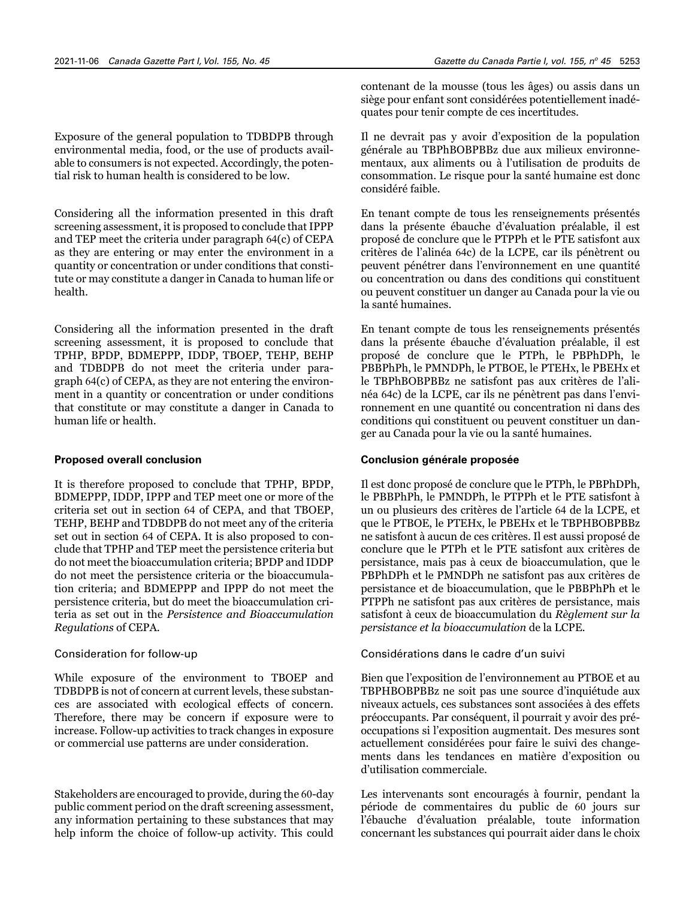Exposure of the general population to TDBDPB through environmental media, food, or the use of products available to consumers is not expected. Accordingly, the potential risk to human health is considered to be low.

Considering all the information presented in this draft screening assessment, it is proposed to conclude that IPPP and TEP meet the criteria under paragraph 64(c) of CEPA as they are entering or may enter the environment in a quantity or concentration or under conditions that constitute or may constitute a danger in Canada to human life or health.

Considering all the information presented in the draft screening assessment, it is proposed to conclude that TPHP, BPDP, BDMEPPP, IDDP, TBOEP, TEHP, BEHP and TDBDPB do not meet the criteria under paragraph 64(c) of CEPA, as they are not entering the environment in a quantity or concentration or under conditions that constitute or may constitute a danger in Canada to human life or health.

**Proposed overall conclusion**

It is therefore proposed to conclude that TPHP, BPDP, BDMEPPP, IDDP, IPPP and TEP meet one or more of the criteria set out in section 64 of CEPA, and that TBOEP, TEHP, BEHP and TDBDPB do not meet any of the criteria set out in section 64 of CEPA. It is also proposed to conclude that TPHP and TEP meet the persistence criteria but do not meet the bioaccumulation criteria; BPDP and IDDP do not meet the persistence criteria or the bioaccumulation criteria; and BDMEPPP and IPPP do not meet the persistence criteria, but do meet the bioaccumulation criteria as set out in the *Persistence and Bioaccumulation Regulations* of CEPA.

Consideration for follow-up

While exposure of the environment to TBOEP and TDBDPB is not of concern at current levels, these substances are associated with ecological effects of concern. Therefore, there may be concern if exposure were to increase. Follow-up activities to track changes in exposure or commercial use patterns are under consideration.

Stakeholders are encouraged to provide, during the 60-day public comment period on the draft screening assessment, any information pertaining to these substances that may help inform the choice of follow-up activity. This could

contenant de la mousse (tous les âges) ou assis dans un siège pour enfant sont considérées potentiellement inadéquates pour tenir compte de ces incertitudes.

Il ne devrait pas y avoir d'exposition de la population générale au TBPhBOBPBBz due aux milieux environnementaux, aux aliments ou à l'utilisation de produits de consommation. Le risque pour la santé humaine est donc considéré faible.

En tenant compte de tous les renseignements présentés dans la présente ébauche d'évaluation préalable, il est proposé de conclure que le PTPPh et le PTE satisfont aux critères de l'alinéa 64c) de la LCPE, car ils pénètrent ou peuvent pénétrer dans l'environnement en une quantité ou concentration ou dans des conditions qui constituent ou peuvent constituer un danger au Canada pour la vie ou la santé humaines.

En tenant compte de tous les renseignements présentés dans la présente ébauche d'évaluation préalable, il est proposé de conclure que le PTPh, le PBPhDPh, le PBBPhPh, le PMNDPh, le PTBOE, le PTEHx, le PBEHx et le TBPhBOBPBBz ne satisfont pas aux critères de l'alinéa 64c) de la LCPE, car ils ne pénètrent pas dans l'environnement en une quantité ou concentration ni dans des conditions qui constituent ou peuvent constituer un danger au Canada pour la vie ou la santé humaines.

**Conclusion générale proposée**

Il est donc proposé de conclure que le PTPh, le PBPhDPh, le PBBPhPh, le PMNDPh, le PTPPh et le PTE satisfont à un ou plusieurs des critères de l'article 64 de la LCPE, et que le PTBOE, le PTEHx, le PBEHx et le TBPHBOBPBBz ne satisfont à aucun de ces critères. Il est aussi proposé de conclure que le PTPh et le PTE satisfont aux critères de persistance, mais pas à ceux de bioaccumulation, que le PBPhDPh et le PMNDPh ne satisfont pas aux critères de persistance et de bioaccumulation, que le PBBPhPh et le PTPPh ne satisfont pas aux critères de persistance, mais satisfont à ceux de bioaccumulation du *Règlement sur la persistance et la bioaccumulation* de la LCPE.

Considérations dans le cadre d'un suivi

Bien que l'exposition de l'environnement au PTBOE et au TBPHBOBPBBz ne soit pas une source d'inquiétude aux niveaux actuels, ces substances sont associées à des effets préoccupants. Par conséquent, il pourrait y avoir des préoccupations si l'exposition augmentait. Des mesures sont actuellement considérées pour faire le suivi des changements dans les tendances en matière d'exposition ou d'utilisation commerciale.

Les intervenants sont encouragés à fournir, pendant la période de commentaires du public de 60 jours sur l'ébauche d'évaluation préalable, toute information concernant les substances qui pourrait aider dans le choix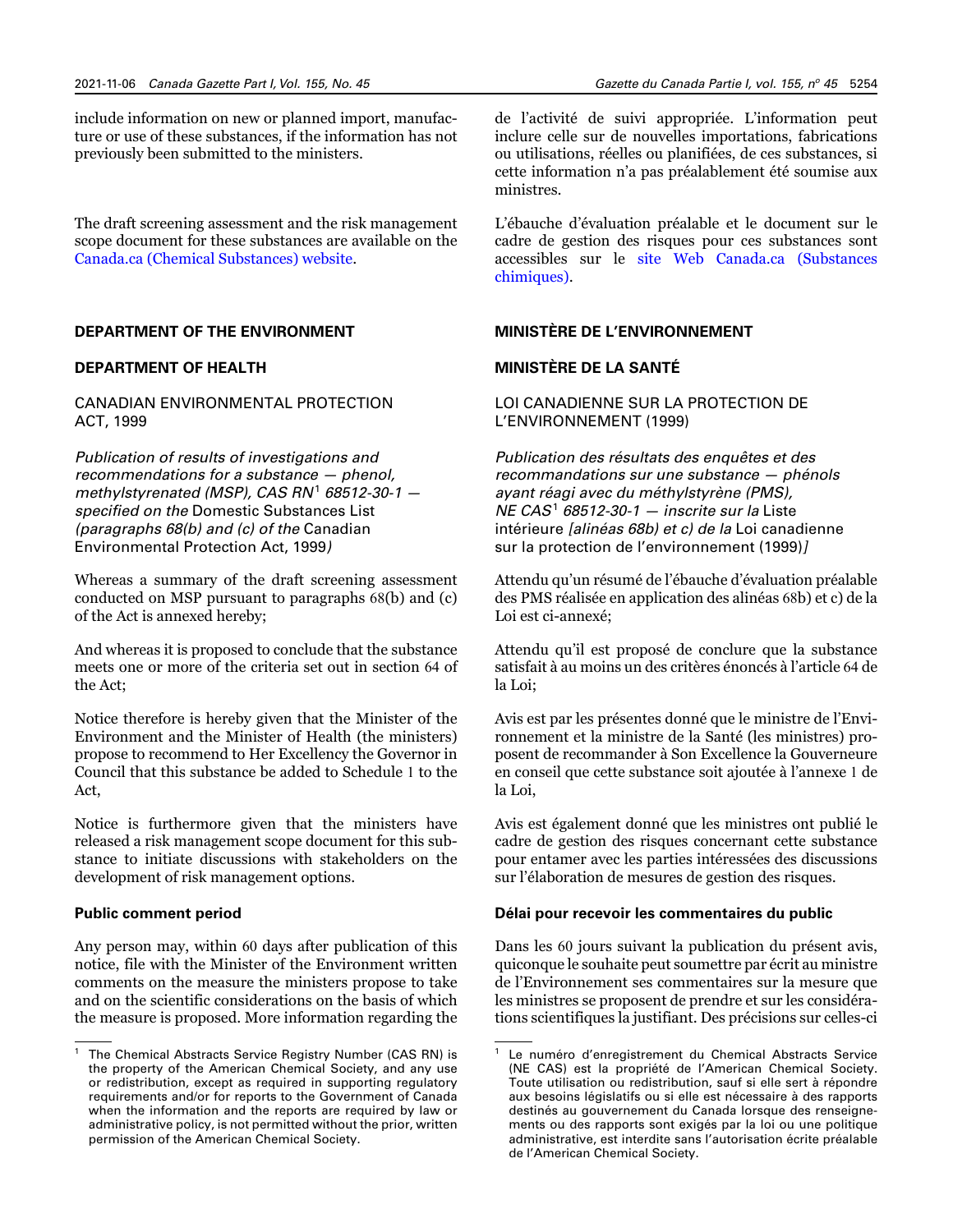include information on new or planned import, manufacture or use of these substances, if the information has not previously been submitted to the ministers.

The draft screening assessment and the risk management scope document for these substances are available on the Canada.ca (Chemical Substances) website.

de l'activité de suivi appropriée. L'information peut inclure celle sur de nouvelles importations, fabrications ou utilisations, réelles ou planifiées, de ces substances, si cette information n'a pas préalablement été soumise aux ministres.

L'ébauche d'évaluation préalable et le document sur le cadre de gestion des risques pour ces substances sont accessibles sur le site Web Canada.ca (Substances chimiques).

## DEPARTMENT OF THE ENVIRONMENT

## DEPARTMENT OF HEALTH

### CANADIAN ENVIRONMENTAL PROTECTION ACT, 1999

*Publication of results of investigations and recommendations for a substance — phenol, methylstyrenated (MSP), CAS RN*[1] *68512-30-1 — specified on the* Domestic Substances List *(paragraphs 68(b) and (c) of the* Canadian Environmental Protection Act, 1999*)*

Whereas a summary of the draft screening assessment conducted on MSP pursuant to paragraphs 68(b) and (c) of the Act is annexed hereby;

And whereas it is proposed to conclude that the substance meets one or more of the criteria set out in section 64 of the Act;

Notice therefore is hereby given that the Minister of the Environment and the Minister of Health (the ministers) propose to recommend to Her Excellency the Governor in Council that this substance be added to Schedule 1 to the Act,

Notice is furthermore given that the ministers have released a risk management scope document for this substance to initiate discussions with stakeholders on the development of risk management options.

#### Public comment period

Any person may, within 60 days after publication of this notice, file with the Minister of the Environment written comments on the measure the ministers propose to take and on the scientific considerations on the basis of which the measure is proposed. More information regarding the

[1] The Chemical Abstracts Service Registry Number (CAS RN) is the property of the American Chemical Society, and any use or redistribution, except as required in supporting regulatory requirements and/or for reports to the Government of Canada when the information and the reports are required by law or administrative policy, is not permitted without the prior, written permission of the American Chemical Society.

## MINISTÈRE DE L'ENVIRONNEMENT

## MINISTÈRE DE LA SANTÉ

### LOI CANADIENNE SUR LA PROTECTION DE L'ENVIRONNEMENT (1999)

*Publication des résultats des enquêtes et des recommandations sur une substance — phénols ayant réagi avec du méthylstyrène (PMS), NE CAS*[1] *68512-30-1 — inscrite sur la* Liste intérieure *[alinéas 68b) et c) de la* Loi canadienne sur la protection de l'environnement (1999)*]*

Attendu qu'un résumé de l'ébauche d'évaluation préalable des PMS réalisée en application des alinéas 68b) et c) de la Loi est ci-annexé;

Attendu qu'il est proposé de conclure que la substance satisfait à au moins un des critères énoncés à l'article 64 de la Loi;

Avis est par les présentes donné que le ministre de l'Environnement et la ministre de la Santé (les ministres) proposent de recommander à Son Excellence la Gouverneure en conseil que cette substance soit ajoutée à l'annexe 1 de la Loi,

Avis est également donné que les ministres ont publié le cadre de gestion des risques concernant cette substance pour entamer avec les parties intéressées des discussions sur l'élaboration de mesures de gestion des risques.

#### Délai pour recevoir les commentaires du public

Dans les 60 jours suivant la publication du présent avis, quiconque le souhaite peut soumettre par écrit au ministre de l'Environnement ses commentaires sur la mesure que les ministres se proposent de prendre et sur les considérations scientifiques la justifiant. Des précisions sur celles-ci

[1] Le numéro d'enregistrement du Chemical Abstracts Service (NE CAS) est la propriété de l'American Chemical Society. Toute utilisation ou redistribution, sauf si elle sert à répondre aux besoins législatifs ou si elle est nécessaire à des rapports destinés au gouvernement du Canada lorsque des renseignements ou des rapports sont exigés par la loi ou une politique administrative, est interdite sans l'autorisation écrite préalable de l'American Chemical Society.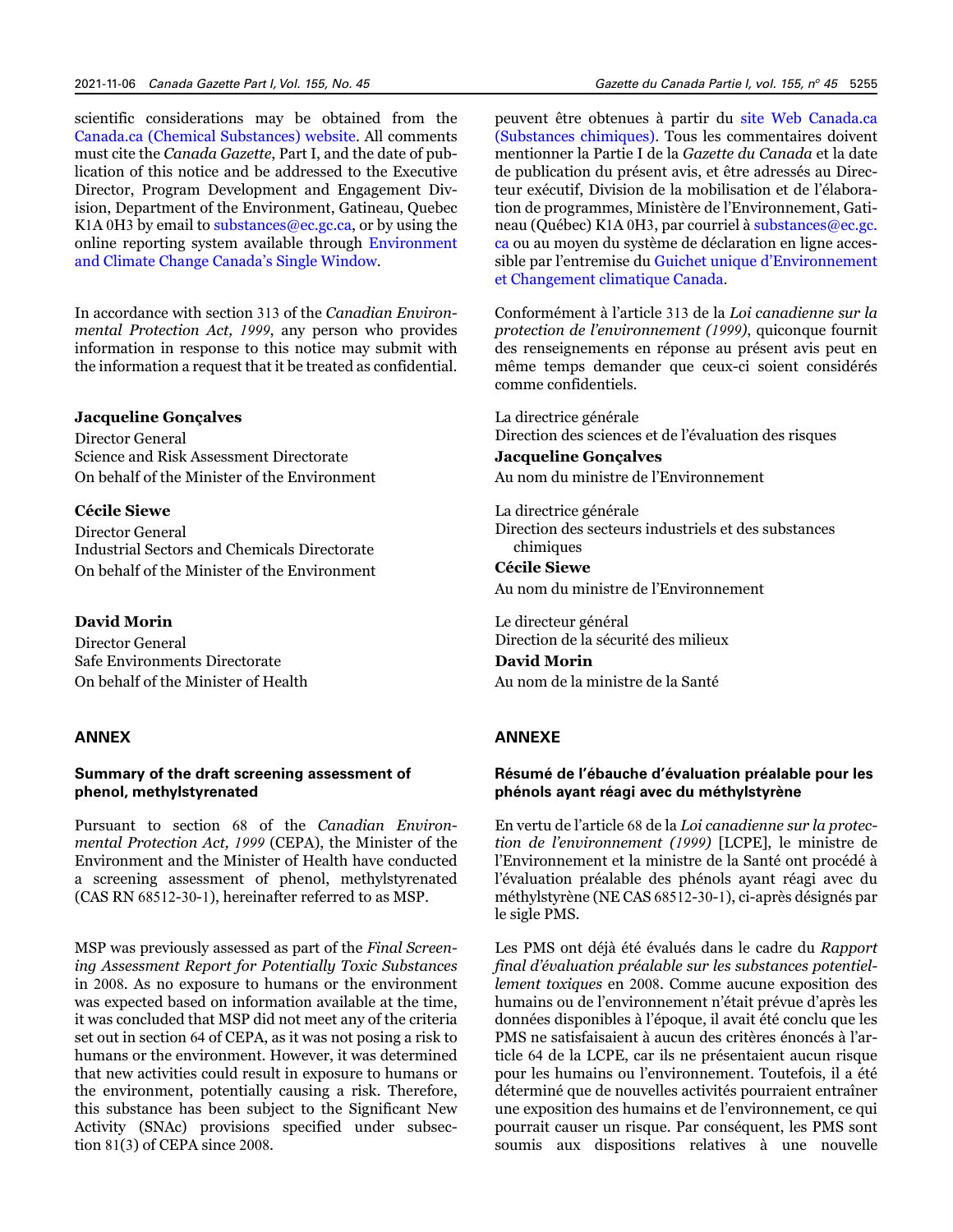scientific considerations may be obtained from the Canada.ca (Chemical Substances) website. All comments must cite the *Canada Gazette*, Part I, and the date of publication of this notice and be addressed to the Executive Director, Program Development and Engagement Division, Department of the Environment, Gatineau, Quebec K1A 0H3 by email to substances@ec.gc.ca, or by using the online reporting system available through Environment and Climate Change Canada's Single Window.

In accordance with section 313 of the *Canadian Environmental Protection Act, 1999*, any person who provides information in response to this notice may submit with the information a request that it be treated as confidential.

**Jacqueline Gonçalves**
Director General
Science and Risk Assessment Directorate
On behalf of the Minister of the Environment

**Cécile Siewe**
Director General
Industrial Sectors and Chemicals Directorate
On behalf of the Minister of the Environment

**David Morin**
Director General
Safe Environments Directorate
On behalf of the Minister of Health

## ANNEX

### Summary of the draft screening assessment of phenol, methylstyrenated

Pursuant to section 68 of the *Canadian Environmental Protection Act, 1999* (CEPA), the Minister of the Environment and the Minister of Health have conducted a screening assessment of phenol, methylstyrenated (CAS RN 68512-30-1), hereinafter referred to as MSP.

MSP was previously assessed as part of the *Final Screening Assessment Report for Potentially Toxic Substances* in 2008. As no exposure to humans or the environment was expected based on information available at the time, it was concluded that MSP did not meet any of the criteria set out in section 64 of CEPA, as it was not posing a risk to humans or the environment. However, it was determined that new activities could result in exposure to humans or the environment, potentially causing a risk. Therefore, this substance has been subject to the Significant New Activity (SNAc) provisions specified under subsection 81(3) of CEPA since 2008.

peuvent être obtenues à partir du site Web Canada.ca (Substances chimiques). Tous les commentaires doivent mentionner la Partie I de la *Gazette du Canada* et la date de publication du présent avis, et être adressés au Directeur exécutif, Division de la mobilisation et de l'élaboration de programmes, Ministère de l'Environnement, Gatineau (Québec) K1A 0H3, par courriel à substances@ec.gc.ca ou au moyen du système de déclaration en ligne accessible par l'entremise du Guichet unique d'Environnement et Changement climatique Canada.

Conformément à l'article 313 de la *Loi canadienne sur la protection de l'environnement (1999)*, quiconque fournit des renseignements en réponse au présent avis peut en même temps demander que ceux-ci soient considérés comme confidentiels.

La directrice générale
Direction des sciences et de l'évaluation des risques
**Jacqueline Gonçalves**
Au nom du ministre de l'Environnement

La directrice générale
Direction des secteurs industriels et des substances chimiques
**Cécile Siewe**
Au nom du ministre de l'Environnement

Le directeur général
Direction de la sécurité des milieux
**David Morin**
Au nom de la ministre de la Santé

## ANNEXE

### Résumé de l'ébauche d'évaluation préalable pour les phénols ayant réagi avec du méthylstyrène

En vertu de l'article 68 de la *Loi canadienne sur la protection de l'environnement (1999)* [LCPE], le ministre de l'Environnement et la ministre de la Santé ont procédé à l'évaluation préalable des phénols ayant réagi avec du méthylstyrène (NE CAS 68512-30-1), ci-après désignés par le sigle PMS.

Les PMS ont déjà été évalués dans le cadre du *Rapport final d'évaluation préalable sur les substances potentiellement toxiques* en 2008. Comme aucune exposition des humains ou de l'environnement n'était prévue d'après les données disponibles à l'époque, il avait été conclu que les PMS ne satisfaisaient à aucun des critères énoncés à l'article 64 de la LCPE, car ils ne présentaient aucun risque pour les humains ou l'environnement. Toutefois, il a été déterminé que de nouvelles activités pourraient entraîner une exposition des humains et de l'environnement, ce qui pourrait causer un risque. Par conséquent, les PMS sont soumis aux dispositions relatives à une nouvelle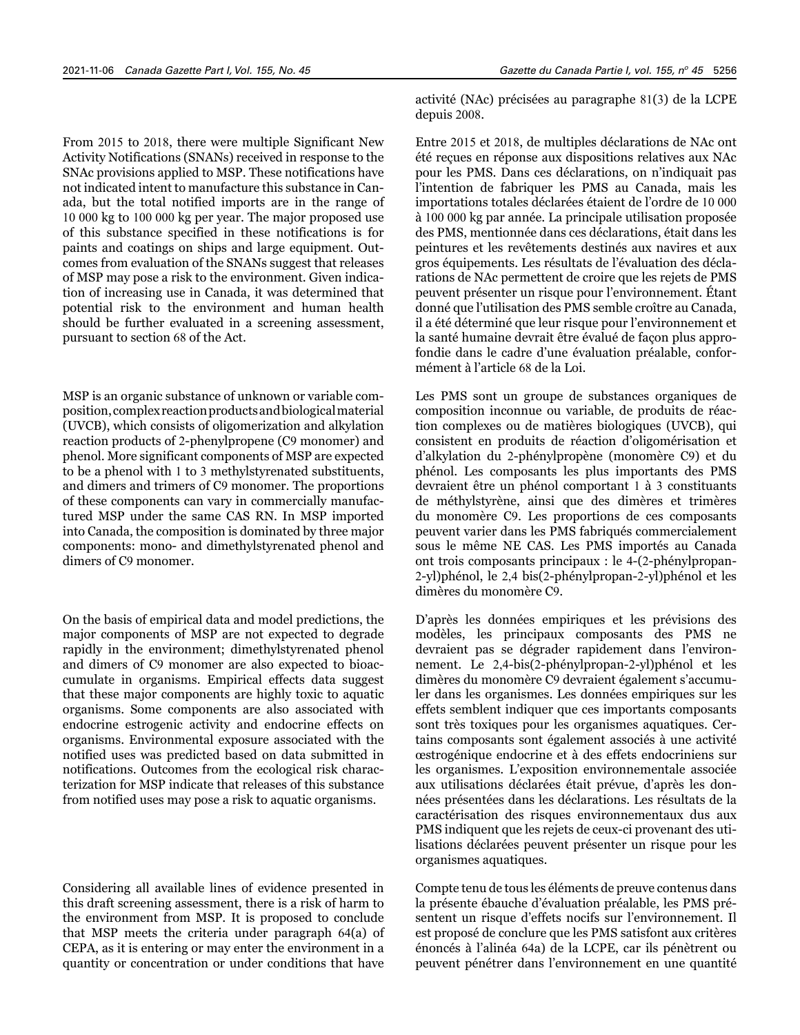From 2015 to 2018, there were multiple Significant New Activity Notifications (SNANs) received in response to the SNAc provisions applied to MSP. These notifications have not indicated intent to manufacture this substance in Canada, but the total notified imports are in the range of 10 000 kg to 100 000 kg per year. The major proposed use of this substance specified in these notifications is for paints and coatings on ships and large equipment. Outcomes from evaluation of the SNANs suggest that releases of MSP may pose a risk to the environment. Given indication of increasing use in Canada, it was determined that potential risk to the environment and human health should be further evaluated in a screening assessment, pursuant to section 68 of the Act.

MSP is an organic substance of unknown or variable composition, complex reaction products and biological material (UVCB), which consists of oligomerization and alkylation reaction products of 2-phenylpropene (C9 monomer) and phenol. More significant components of MSP are expected to be a phenol with 1 to 3 methylstyrenated substituents, and dimers and trimers of C9 monomer. The proportions of these components can vary in commercially manufactured MSP under the same CAS RN. In MSP imported into Canada, the composition is dominated by three major components: mono- and dimethylstyrenated phenol and dimers of C9 monomer.

On the basis of empirical data and model predictions, the major components of MSP are not expected to degrade rapidly in the environment; dimethylstyrenated phenol and dimers of C9 monomer are also expected to bioaccumulate in organisms. Empirical effects data suggest that these major components are highly toxic to aquatic organisms. Some components are also associated with endocrine estrogenic activity and endocrine effects on organisms. Environmental exposure associated with the notified uses was predicted based on data submitted in notifications. Outcomes from the ecological risk characterization for MSP indicate that releases of this substance from notified uses may pose a risk to aquatic organisms.

Considering all available lines of evidence presented in this draft screening assessment, there is a risk of harm to the environment from MSP. It is proposed to conclude that MSP meets the criteria under paragraph 64(a) of CEPA, as it is entering or may enter the environment in a quantity or concentration or under conditions that have

activité (NAc) précisées au paragraphe 81(3) de la LCPE depuis 2008.

Entre 2015 et 2018, de multiples déclarations de NAc ont été reçues en réponse aux dispositions relatives aux NAc pour les PMS. Dans ces déclarations, on n'indiquait pas l'intention de fabriquer les PMS au Canada, mais les importations totales déclarées étaient de l'ordre de 10 000 à 100 000 kg par année. La principale utilisation proposée des PMS, mentionnée dans ces déclarations, était dans les peintures et les revêtements destinés aux navires et aux gros équipements. Les résultats de l'évaluation des déclarations de NAc permettent de croire que les rejets de PMS peuvent présenter un risque pour l'environnement. Étant donné que l'utilisation des PMS semble croître au Canada, il a été déterminé que leur risque pour l'environnement et la santé humaine devrait être évalué de façon plus approfondie dans le cadre d'une évaluation préalable, conformément à l'article 68 de la Loi.

Les PMS sont un groupe de substances organiques de composition inconnue ou variable, de produits de réaction complexes ou de matières biologiques (UVCB), qui consistent en produits de réaction d'oligomérisation et d'alkylation du 2-phénylpropène (monomère C9) et du phénol. Les composants les plus importants des PMS devraient être un phénol comportant 1 à 3 constituants de méthylstyrène, ainsi que des dimères et trimères du monomère C9. Les proportions de ces composants peuvent varier dans les PMS fabriqués commercialement sous le même NE CAS. Les PMS importés au Canada ont trois composants principaux : le 4-(2-phénylpropan-2-yl)phénol, le 2,4 bis(2-phénylpropan-2-yl)phénol et les dimères du monomère C9.

D'après les données empiriques et les prévisions des modèles, les principaux composants des PMS ne devraient pas se dégrader rapidement dans l'environnement. Le 2,4-bis(2-phénylpropan-2-yl)phénol et les dimères du monomère C9 devraient également s'accumuler dans les organismes. Les données empiriques sur les effets semblent indiquer que ces importants composants sont très toxiques pour les organismes aquatiques. Certains composants sont également associés à une activité œstrogénique endocrine et à des effets endocriniens sur les organismes. L'exposition environnementale associée aux utilisations déclarées était prévue, d'après les données présentées dans les déclarations. Les résultats de la caractérisation des risques environnementaux dus aux PMS indiquent que les rejets de ceux-ci provenant des utilisations déclarées peuvent présenter un risque pour les organismes aquatiques.

Compte tenu de tous les éléments de preuve contenus dans la présente ébauche d'évaluation préalable, les PMS présentent un risque d'effets nocifs sur l'environnement. Il est proposé de conclure que les PMS satisfont aux critères énoncés à l'alinéa 64a) de la LCPE, car ils pénètrent ou peuvent pénétrer dans l'environnement en une quantité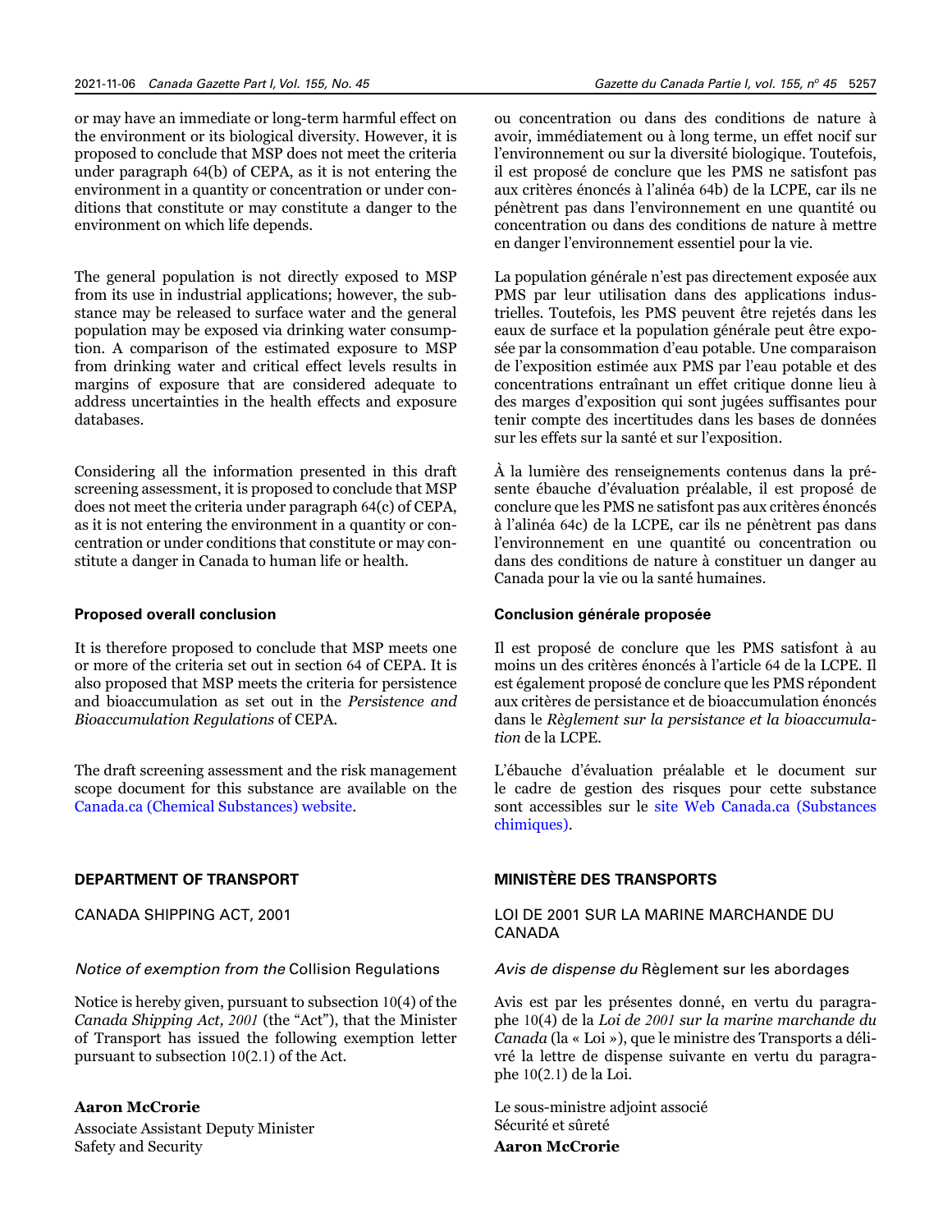or may have an immediate or long-term harmful effect on the environment or its biological diversity. However, it is proposed to conclude that MSP does not meet the criteria under paragraph 64(b) of CEPA, as it is not entering the environment in a quantity or concentration or under conditions that constitute or may constitute a danger to the environment on which life depends.

The general population is not directly exposed to MSP from its use in industrial applications; however, the substance may be released to surface water and the general population may be exposed via drinking water consumption. A comparison of the estimated exposure to MSP from drinking water and critical effect levels results in margins of exposure that are considered adequate to address uncertainties in the health effects and exposure databases.

Considering all the information presented in this draft screening assessment, it is proposed to conclude that MSP does not meet the criteria under paragraph 64(c) of CEPA, as it is not entering the environment in a quantity or concentration or under conditions that constitute or may constitute a danger in Canada to human life or health.

**Proposed overall conclusion**

It is therefore proposed to conclude that MSP meets one or more of the criteria set out in section 64 of CEPA. It is also proposed that MSP meets the criteria for persistence and bioaccumulation as set out in the *Persistence and Bioaccumulation Regulations* of CEPA.

The draft screening assessment and the risk management scope document for this substance are available on the Canada.ca (Chemical Substances) website.

ou concentration ou dans des conditions de nature à avoir, immédiatement ou à long terme, un effet nocif sur l'environnement ou sur la diversité biologique. Toutefois, il est proposé de conclure que les PMS ne satisfont pas aux critères énoncés à l'alinéa 64b) de la LCPE, car ils ne pénètrent pas dans l'environnement en une quantité ou concentration ou dans des conditions de nature à mettre en danger l'environnement essentiel pour la vie.

La population générale n'est pas directement exposée aux PMS par leur utilisation dans des applications industrielles. Toutefois, les PMS peuvent être rejetés dans les eaux de surface et la population générale peut être exposée par la consommation d'eau potable. Une comparaison de l'exposition estimée aux PMS par l'eau potable et des concentrations entraînant un effet critique donne lieu à des marges d'exposition qui sont jugées suffisantes pour tenir compte des incertitudes dans les bases de données sur les effets sur la santé et sur l'exposition.

À la lumière des renseignements contenus dans la présente ébauche d'évaluation préalable, il est proposé de conclure que les PMS ne satisfont pas aux critères énoncés à l'alinéa 64c) de la LCPE, car ils ne pénètrent pas dans l'environnement en une quantité ou concentration ou dans des conditions de nature à constituer un danger au Canada pour la vie ou la santé humaines.

**Conclusion générale proposée**

Il est proposé de conclure que les PMS satisfont à au moins un des critères énoncés à l'article 64 de la LCPE. Il est également proposé de conclure que les PMS répondent aux critères de persistance et de bioaccumulation énoncés dans le *Règlement sur la persistance et la bioaccumulation* de la LCPE.

L'ébauche d'évaluation préalable et le document sur le cadre de gestion des risques pour cette substance sont accessibles sur le site Web Canada.ca (Substances chimiques).

## DEPARTMENT OF TRANSPORT

CANADA SHIPPING ACT, 2001

*Notice of exemption from the* Collision Regulations

Notice is hereby given, pursuant to subsection 10(4) of the *Canada Shipping Act, 2001* (the "Act"), that the Minister of Transport has issued the following exemption letter pursuant to subsection 10(2.1) of the Act.

**Aaron McCrorie**
Associate Assistant Deputy Minister
Safety and Security

## MINISTÈRE DES TRANSPORTS

LOI DE 2001 SUR LA MARINE MARCHANDE DU CANADA

*Avis de dispense du* Règlement sur les abordages

Avis est par les présentes donné, en vertu du paragraphe 10(4) de la *Loi de 2001 sur la marine marchande du Canada* (la « Loi »), que le ministre des Transports a délivré la lettre de dispense suivante en vertu du paragraphe 10(2.1) de la Loi.

Le sous-ministre adjoint associé
Sécurité et sûreté
**Aaron McCrorie**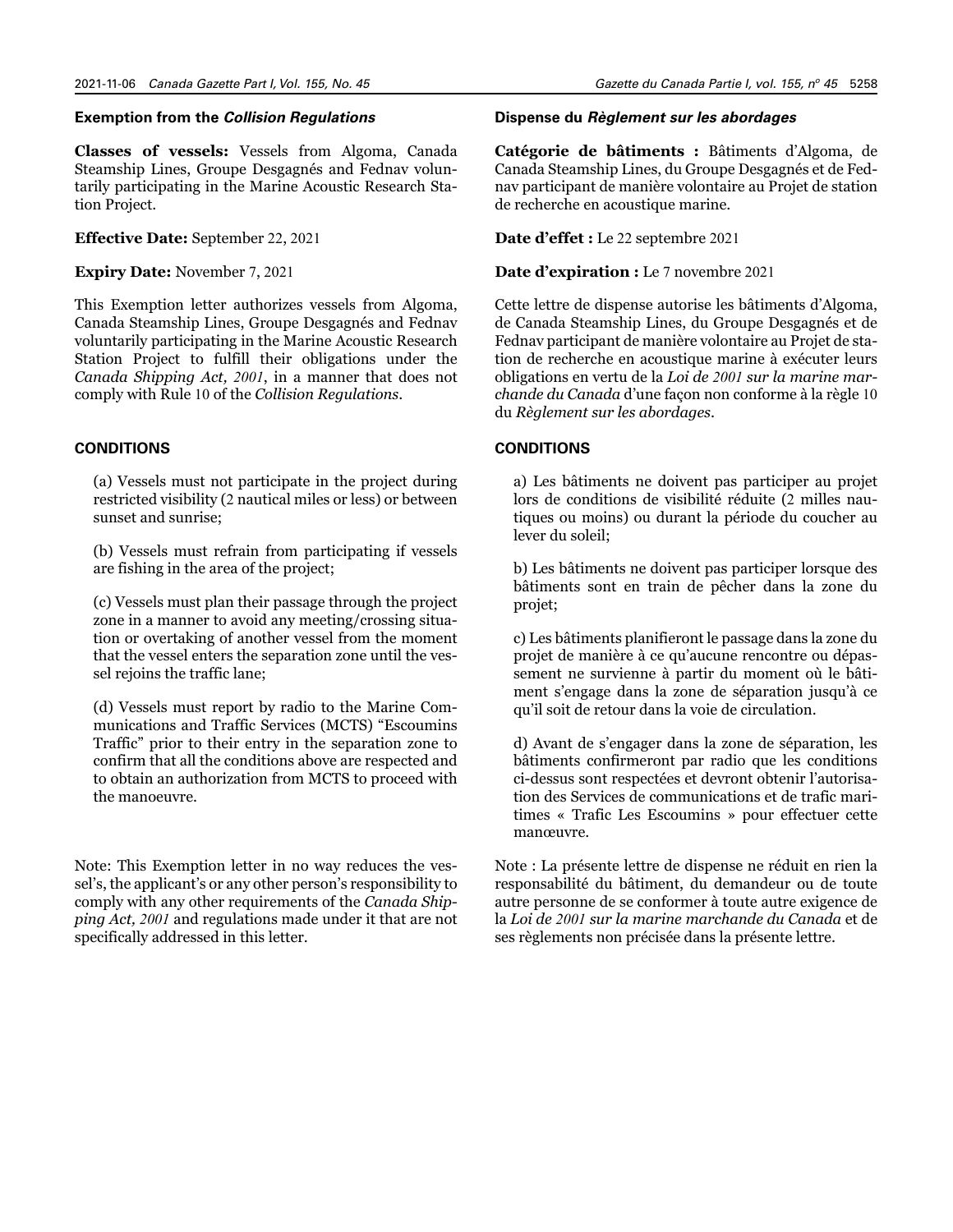### Exemption from the *Collision Regulations*

**Classes of vessels:** Vessels from Algoma, Canada Steamship Lines, Groupe Desgagnés and Fednav voluntarily participating in the Marine Acoustic Research Station Project.

**Effective Date:** September 22, 2021

**Expiry Date:** November 7, 2021

This Exemption letter authorizes vessels from Algoma, Canada Steamship Lines, Groupe Desgagnés and Fednav voluntarily participating in the Marine Acoustic Research Station Project to fulfill their obligations under the *Canada Shipping Act, 2001*, in a manner that does not comply with Rule 10 of the *Collision Regulations*.

#### CONDITIONS

(a) Vessels must not participate in the project during restricted visibility (2 nautical miles or less) or between sunset and sunrise;

(b) Vessels must refrain from participating if vessels are fishing in the area of the project;

(c) Vessels must plan their passage through the project zone in a manner to avoid any meeting/crossing situation or overtaking of another vessel from the moment that the vessel enters the separation zone until the vessel rejoins the traffic lane;

(d) Vessels must report by radio to the Marine Communications and Traffic Services (MCTS) "Escoumins Traffic" prior to their entry in the separation zone to confirm that all the conditions above are respected and to obtain an authorization from MCTS to proceed with the manoeuvre.

Note: This Exemption letter in no way reduces the vessel's, the applicant's or any other person's responsibility to comply with any other requirements of the *Canada Shipping Act, 2001* and regulations made under it that are not specifically addressed in this letter.

### Dispense du *Règlement sur les abordages*

**Catégorie de bâtiments :** Bâtiments d'Algoma, de Canada Steamship Lines, du Groupe Desgagnés et de Fednav participant de manière volontaire au Projet de station de recherche en acoustique marine.

**Date d'effet :** Le 22 septembre 2021

**Date d'expiration :** Le 7 novembre 2021

Cette lettre de dispense autorise les bâtiments d'Algoma, de Canada Steamship Lines, du Groupe Desgagnés et de Fednav participant de manière volontaire au Projet de station de recherche en acoustique marine à exécuter leurs obligations en vertu de la *Loi de 2001 sur la marine marchande du Canada* d'une façon non conforme à la règle 10 du *Règlement sur les abordages*.

#### CONDITIONS

a) Les bâtiments ne doivent pas participer au projet lors de conditions de visibilité réduite (2 milles nautiques ou moins) ou durant la période du coucher au lever du soleil;

b) Les bâtiments ne doivent pas participer lorsque des bâtiments sont en train de pêcher dans la zone du projet;

c) Les bâtiments planifieront le passage dans la zone du projet de manière à ce qu'aucune rencontre ou dépassement ne survienne à partir du moment où le bâtiment s'engage dans la zone de séparation jusqu'à ce qu'il soit de retour dans la voie de circulation.

d) Avant de s'engager dans la zone de séparation, les bâtiments confirmeront par radio que les conditions ci-dessus sont respectées et devront obtenir l'autorisation des Services de communications et de trafic maritimes « Trafic Les Escoumins » pour effectuer cette manœuvre.

Note : La présente lettre de dispense ne réduit en rien la responsabilité du bâtiment, du demandeur ou de toute autre personne de se conformer à toute autre exigence de la *Loi de 2001 sur la marine marchande du Canada* et de ses règlements non précisée dans la présente lettre.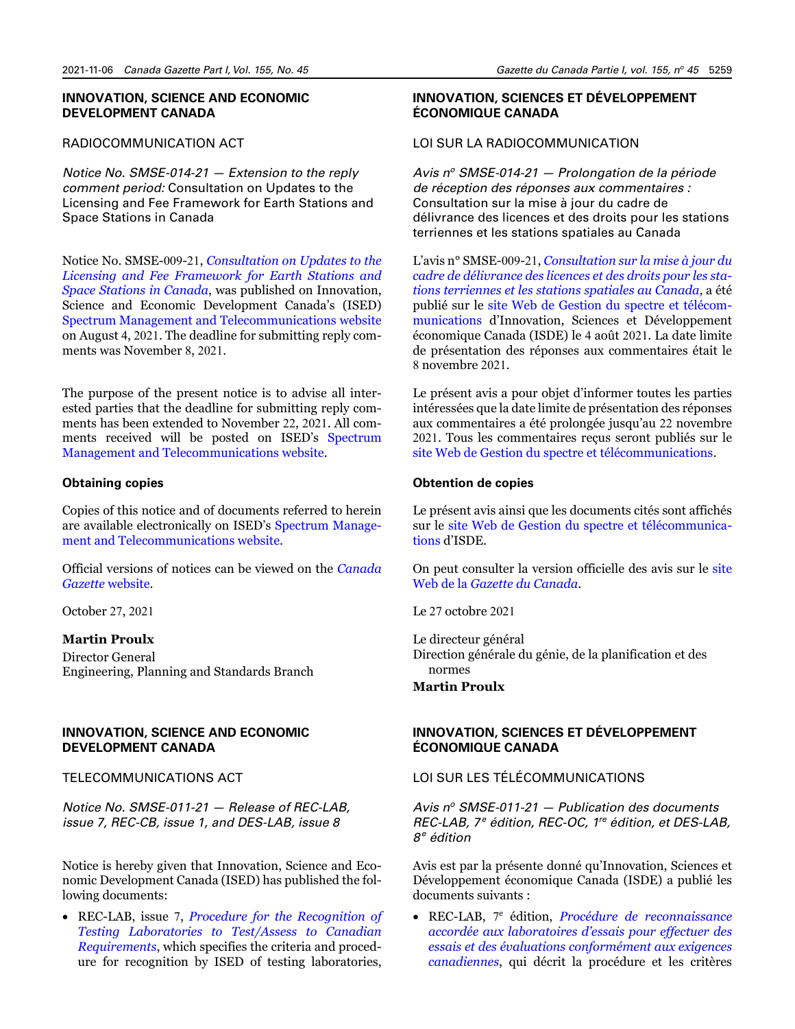## INNOVATION, SCIENCE AND ECONOMIC DEVELOPMENT CANADA

RADIOCOMMUNICATION ACT

*Notice No. SMSE-014-21 — Extension to the reply comment period:* Consultation on Updates to the Licensing and Fee Framework for Earth Stations and Space Stations in Canada

Notice No. SMSE-009-21, *Consultation on Updates to the Licensing and Fee Framework for Earth Stations and Space Stations in Canada*, was published on Innovation, Science and Economic Development Canada's (ISED) Spectrum Management and Telecommunications website on August 4, 2021. The deadline for submitting reply comments was November 8, 2021.

The purpose of the present notice is to advise all interested parties that the deadline for submitting reply comments has been extended to November 22, 2021. All comments received will be posted on ISED's Spectrum Management and Telecommunications website.

**Obtaining copies**

Copies of this notice and of documents referred to herein are available electronically on ISED's Spectrum Management and Telecommunications website.

Official versions of notices can be viewed on the *Canada Gazette* website.

October 27, 2021

**Martin Proulx**
Director General
Engineering, Planning and Standards Branch

## INNOVATION, SCIENCES ET DÉVELOPPEMENT ÉCONOMIQUE CANADA

LOI SUR LA RADIOCOMMUNICATION

*Avis n° SMSE-014-21 — Prolongation de la période de réception des réponses aux commentaires :* Consultation sur la mise à jour du cadre de délivrance des licences et des droits pour les stations terriennes et les stations spatiales au Canada

L'avis n° SMSE-009-21, *Consultation sur la mise à jour du cadre de délivrance des licences et des droits pour les stations terriennes et les stations spatiales au Canada*, a été publié sur le site Web de Gestion du spectre et télécommunications d'Innovation, Sciences et Développement économique Canada (ISDE) le 4 août 2021. La date limite de présentation des réponses aux commentaires était le 8 novembre 2021.

Le présent avis a pour objet d'informer toutes les parties intéressées que la date limite de présentation des réponses aux commentaires a été prolongée jusqu'au 22 novembre 2021. Tous les commentaires reçus seront publiés sur le site Web de Gestion du spectre et télécommunications.

**Obtention de copies**

Le présent avis ainsi que les documents cités sont affichés sur le site Web de Gestion du spectre et télécommunications d'ISDE.

On peut consulter la version officielle des avis sur le site Web de la *Gazette du Canada*.

Le 27 octobre 2021

Le directeur général
Direction générale du génie, de la planification et des normes
**Martin Proulx**

## INNOVATION, SCIENCE AND ECONOMIC DEVELOPMENT CANADA

TELECOMMUNICATIONS ACT

*Notice No. SMSE-011-21 — Release of REC-LAB, issue 7, REC-CB, issue 1, and DES-LAB, issue 8*

Notice is hereby given that Innovation, Science and Economic Development Canada (ISED) has published the following documents:

- REC-LAB, issue 7, *Procedure for the Recognition of Testing Laboratories to Test/Assess to Canadian Requirements*, which specifies the criteria and procedure for recognition by ISED of testing laboratories,

## INNOVATION, SCIENCES ET DÉVELOPPEMENT ÉCONOMIQUE CANADA

LOI SUR LES TÉLÉCOMMUNICATIONS

*Avis n° SMSE-011-21 — Publication des documents REC-LAB, 7e édition, REC-OC, 1re édition, et DES-LAB, 8e édition*

Avis est par la présente donné qu'Innovation, Sciences et Développement économique Canada (ISDE) a publié les documents suivants :

- REC-LAB, 7e édition, *Procédure de reconnaissance accordée aux laboratoires d'essais pour effectuer des essais et des évaluations conformément aux exigences canadiennes*, qui décrit la procédure et les critères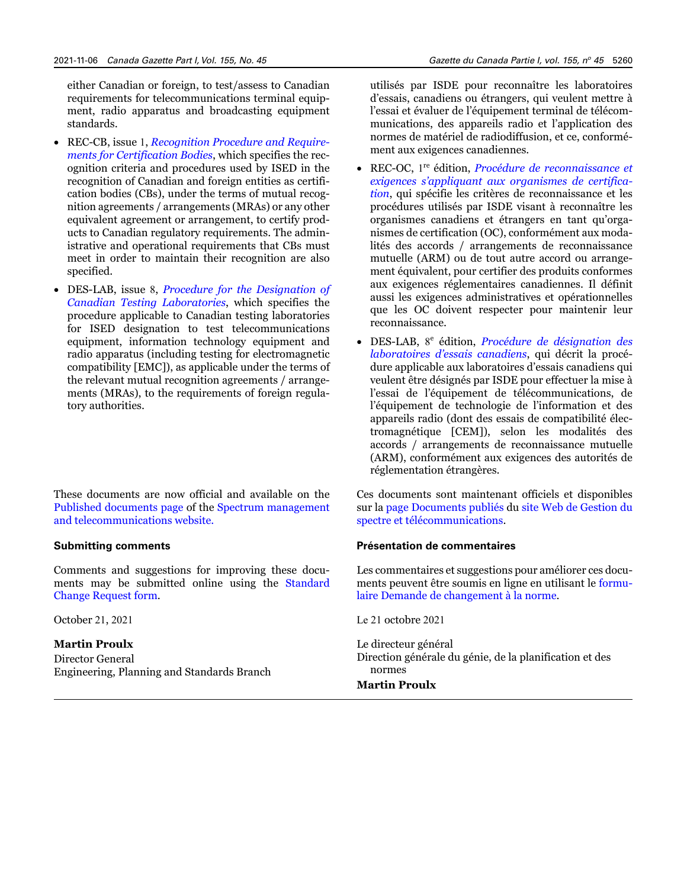either Canadian or foreign, to test/assess to Canadian requirements for telecommunications terminal equipment, radio apparatus and broadcasting equipment standards.

- REC-CB, issue 1, *Recognition Procedure and Requirements for Certification Bodies*, which specifies the recognition criteria and procedures used by ISED in the recognition of Canadian and foreign entities as certification bodies (CBs), under the terms of mutual recognition agreements / arrangements (MRAs) or any other equivalent agreement or arrangement, to certify products to Canadian regulatory requirements. The administrative and operational requirements that CBs must meet in order to maintain their recognition are also specified.
- DES-LAB, issue 8, *Procedure for the Designation of Canadian Testing Laboratories*, which specifies the procedure applicable to Canadian testing laboratories for ISED designation to test telecommunications equipment, information technology equipment and radio apparatus (including testing for electromagnetic compatibility [EMC]), as applicable under the terms of the relevant mutual recognition agreements / arrangements (MRAs), to the requirements of foreign regulatory authorities.

These documents are now official and available on the Published documents page of the Spectrum management and telecommunications website.

### Submitting comments

Comments and suggestions for improving these documents may be submitted online using the Standard Change Request form.

October 21, 2021

**Martin Proulx**
Director General
Engineering, Planning and Standards Branch

utilisés par ISDE pour reconnaître les laboratoires d'essais, canadiens ou étrangers, qui veulent mettre à l'essai et évaluer de l'équipement terminal de télécommunications, des appareils radio et l'application des normes de matériel de radiodiffusion, et ce, conformément aux exigences canadiennes.

- REC-OC, 1re édition, *Procédure de reconnaissance et exigences s'appliquant aux organismes de certification*, qui spécifie les critères de reconnaissance et les procédures utilisés par ISDE visant à reconnaître les organismes canadiens et étrangers en tant qu'organismes de certification (OC), conformément aux modalités des accords / arrangements de reconnaissance mutuelle (ARM) ou de tout autre accord ou arrangement équivalent, pour certifier des produits conformes aux exigences réglementaires canadiennes. Il définit aussi les exigences administratives et opérationnelles que les OC doivent respecter pour maintenir leur reconnaissance.
- DES-LAB, 8e édition, *Procédure de désignation des laboratoires d'essais canadiens*, qui décrit la procédure applicable aux laboratoires d'essais canadiens qui veulent être désignés par ISDE pour effectuer la mise à l'essai de l'équipement de télécommunications, de l'équipement de technologie de l'information et des appareils radio (dont des essais de compatibilité électromagnétique [CEM]), selon les modalités des accords / arrangements de reconnaissance mutuelle (ARM), conformément aux exigences des autorités de réglementation étrangères.

Ces documents sont maintenant officiels et disponibles sur la page Documents publiés du site Web de Gestion du spectre et télécommunications.

### Présentation de commentaires

Les commentaires et suggestions pour améliorer ces documents peuvent être soumis en ligne en utilisant le formulaire Demande de changement à la norme.

Le 21 octobre 2021

Le directeur général
Direction générale du génie, de la planification et des normes

**Martin Proulx**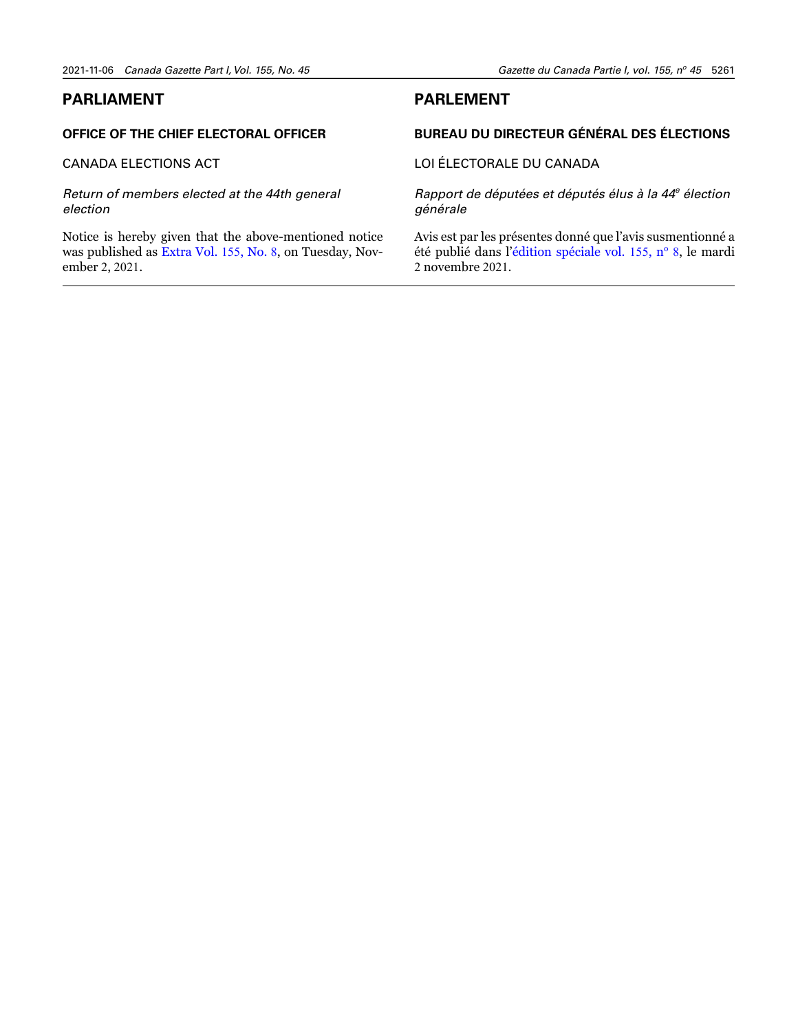# PARLIAMENT

## OFFICE OF THE CHIEF ELECTORAL OFFICER

CANADA ELECTIONS ACT

*Return of members elected at the 44th general election*

Notice is hereby given that the above-mentioned notice was published as Extra Vol. 155, No. 8, on Tuesday, November 2, 2021.

# PARLEMENT

## BUREAU DU DIRECTEUR GÉNÉRAL DES ÉLECTIONS

LOI ÉLECTORALE DU CANADA

*Rapport de députées et députés élus à la 44e élection générale*

Avis est par les présentes donné que l'avis susmentionné a été publié dans l'édition spéciale vol. 155, no 8, le mardi 2 novembre 2021.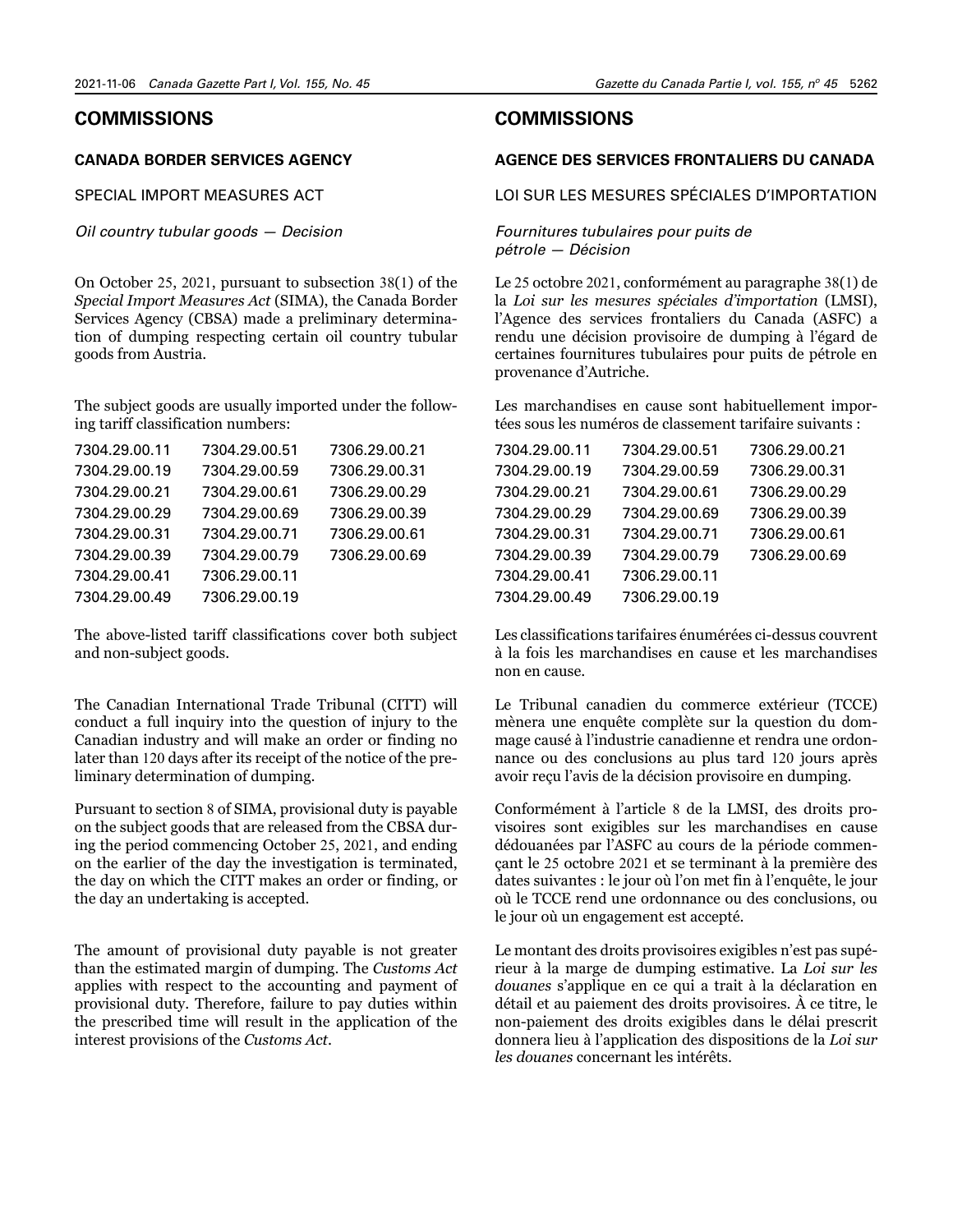# COMMISSIONS

## CANADA BORDER SERVICES AGENCY

### SPECIAL IMPORT MEASURES ACT

*Oil country tubular goods — Decision*

On October 25, 2021, pursuant to subsection 38(1) of the *Special Import Measures Act* (SIMA), the Canada Border Services Agency (CBSA) made a preliminary determination of dumping respecting certain oil country tubular goods from Austria.

The subject goods are usually imported under the following tariff classification numbers:

| | | |
|---|---|---|
| 7304.29.00.11 | 7304.29.00.51 | 7306.29.00.21 |
| 7304.29.00.19 | 7304.29.00.59 | 7306.29.00.31 |
| 7304.29.00.21 | 7304.29.00.61 | 7306.29.00.29 |
| 7304.29.00.29 | 7304.29.00.69 | 7306.29.00.39 |
| 7304.29.00.31 | 7304.29.00.71 | 7306.29.00.61 |
| 7304.29.00.39 | 7304.29.00.79 | 7306.29.00.69 |
| 7304.29.00.41 | 7306.29.00.11 | |
| 7304.29.00.49 | 7306.29.00.19 | |

The above-listed tariff classifications cover both subject and non-subject goods.

The Canadian International Trade Tribunal (CITT) will conduct a full inquiry into the question of injury to the Canadian industry and will make an order or finding no later than 120 days after its receipt of the notice of the preliminary determination of dumping.

Pursuant to section 8 of SIMA, provisional duty is payable on the subject goods that are released from the CBSA during the period commencing October 25, 2021, and ending on the earlier of the day the investigation is terminated, the day on which the CITT makes an order or finding, or the day an undertaking is accepted.

The amount of provisional duty payable is not greater than the estimated margin of dumping. The *Customs Act* applies with respect to the accounting and payment of provisional duty. Therefore, failure to pay duties within the prescribed time will result in the application of the interest provisions of the *Customs Act*.

# COMMISSIONS

## AGENCE DES SERVICES FRONTALIERS DU CANADA

### LOI SUR LES MESURES SPÉCIALES D'IMPORTATION

*Fournitures tubulaires pour puits de pétrole — Décision*

Le 25 octobre 2021, conformément au paragraphe 38(1) de la *Loi sur les mesures spéciales d'importation* (LMSI), l'Agence des services frontaliers du Canada (ASFC) a rendu une décision provisoire de dumping à l'égard de certaines fournitures tubulaires pour puits de pétrole en provenance d'Autriche.

Les marchandises en cause sont habituellement importées sous les numéros de classement tarifaire suivants :

| | | |
|---|---|---|
| 7304.29.00.11 | 7304.29.00.51 | 7306.29.00.21 |
| 7304.29.00.19 | 7304.29.00.59 | 7306.29.00.31 |
| 7304.29.00.21 | 7304.29.00.61 | 7306.29.00.29 |
| 7304.29.00.29 | 7304.29.00.69 | 7306.29.00.39 |
| 7304.29.00.31 | 7304.29.00.71 | 7306.29.00.61 |
| 7304.29.00.39 | 7304.29.00.79 | 7306.29.00.69 |
| 7304.29.00.41 | 7306.29.00.11 | |
| 7304.29.00.49 | 7306.29.00.19 | |

Les classifications tarifaires énumérées ci-dessus couvrent à la fois les marchandises en cause et les marchandises non en cause.

Le Tribunal canadien du commerce extérieur (TCCE) mènera une enquête complète sur la question du dommage causé à l'industrie canadienne et rendra une ordonnance ou des conclusions au plus tard 120 jours après avoir reçu l'avis de la décision provisoire en dumping.

Conformément à l'article 8 de la LMSI, des droits provisoires sont exigibles sur les marchandises en cause dédouanées par l'ASFC au cours de la période commençant le 25 octobre 2021 et se terminant à la première des dates suivantes : le jour où l'on met fin à l'enquête, le jour où le TCCE rend une ordonnance ou des conclusions, ou le jour où un engagement est accepté.

Le montant des droits provisoires exigibles n'est pas supérieur à la marge de dumping estimative. La *Loi sur les douanes* s'applique en ce qui a trait à la déclaration en détail et au paiement des droits provisoires. À ce titre, le non-paiement des droits exigibles dans le délai prescrit donnera lieu à l'application des dispositions de la *Loi sur les douanes* concernant les intérêts.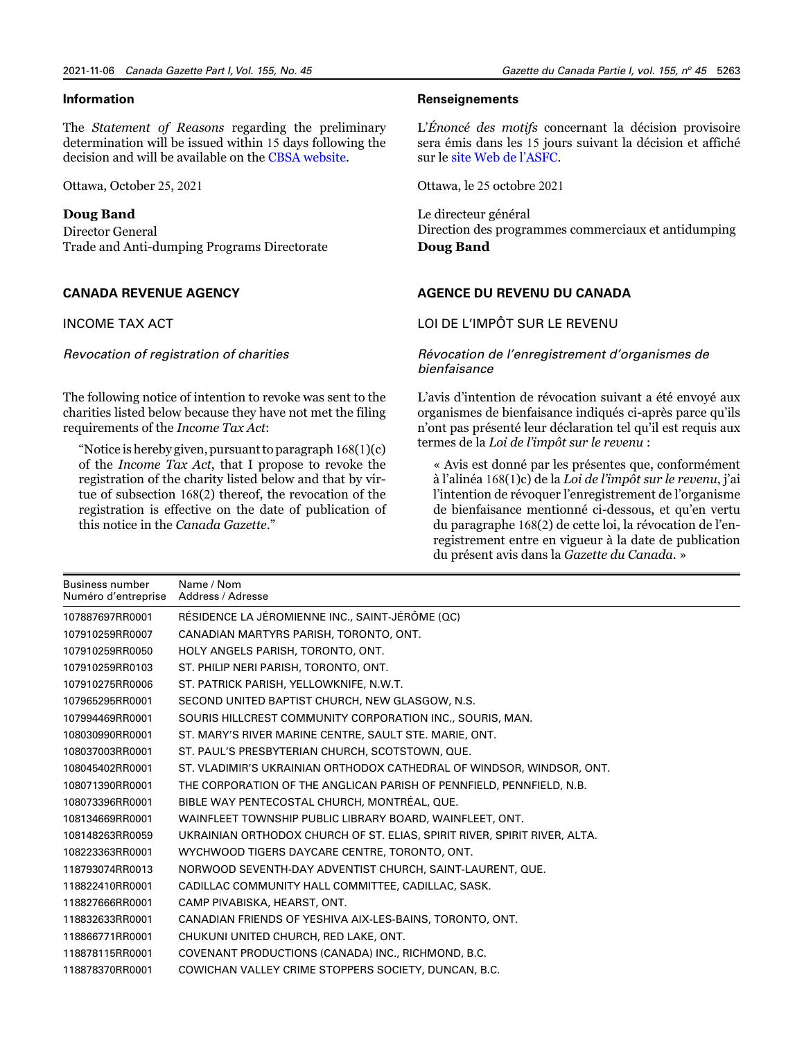### Information

The *Statement of Reasons* regarding the preliminary determination will be issued within 15 days following the decision and will be available on the CBSA website.

Ottawa, October 25, 2021

**Doug Band**
Director General
Trade and Anti-dumping Programs Directorate

### Renseignements

L'*Énoncé des motifs* concernant la décision provisoire sera émis dans les 15 jours suivant la décision et affiché sur le site Web de l'ASFC.

Ottawa, le 25 octobre 2021

Le directeur général
Direction des programmes commerciaux et antidumping
**Doug Band**

## CANADA REVENUE AGENCY

INCOME TAX ACT

*Revocation of registration of charities*

The following notice of intention to revoke was sent to the charities listed below because they have not met the filing requirements of the *Income Tax Act*:

> "Notice is hereby given, pursuant to paragraph 168(1)(c) of the *Income Tax Act*, that I propose to revoke the registration of the charity listed below and that by virtue of subsection 168(2) thereof, the revocation of the registration is effective on the date of publication of this notice in the *Canada Gazette*."

## AGENCE DU REVENU DU CANADA

LOI DE L'IMPÔT SUR LE REVENU

*Révocation de l'enregistrement d'organismes de bienfaisance*

L'avis d'intention de révocation suivant a été envoyé aux organismes de bienfaisance indiqués ci-après parce qu'ils n'ont pas présenté leur déclaration tel qu'il est requis aux termes de la *Loi de l'impôt sur le revenu* :

> « Avis est donné par les présentes que, conformément à l'alinéa 168(1)c) de la *Loi de l'impôt sur le revenu*, j'ai l'intention de révoquer l'enregistrement de l'organisme de bienfaisance mentionné ci-dessous, et qu'en vertu du paragraphe 168(2) de cette loi, la révocation de l'enregistrement entre en vigueur à la date de publication du présent avis dans la *Gazette du Canada*. »

| Business number<br>Numéro d'entreprise | Name / Nom<br>Address / Adresse |
|---|---|
| 107887697RR0001 | RÉSIDENCE LA JÉROMIENNE INC., SAINT-JÉRÔME (QC) |
| 107910259RR0007 | CANADIAN MARTYRS PARISH, TORONTO, ONT. |
| 107910259RR0050 | HOLY ANGELS PARISH, TORONTO, ONT. |
| 107910259RR0103 | ST. PHILIP NERI PARISH, TORONTO, ONT. |
| 107910275RR0006 | ST. PATRICK PARISH, YELLOWKNIFE, N.W.T. |
| 107965295RR0001 | SECOND UNITED BAPTIST CHURCH, NEW GLASGOW, N.S. |
| 107994469RR0001 | SOURIS HILLCREST COMMUNITY CORPORATION INC., SOURIS, MAN. |
| 108030990RR0001 | ST. MARY'S RIVER MARINE CENTRE, SAULT STE. MARIE, ONT. |
| 108037003RR0001 | ST. PAUL'S PRESBYTERIAN CHURCH, SCOTSTOWN, QUE. |
| 108045402RR0001 | ST. VLADIMIR'S UKRAINIAN ORTHODOX CATHEDRAL OF WINDSOR, WINDSOR, ONT. |
| 108071390RR0001 | THE CORPORATION OF THE ANGLICAN PARISH OF PENNFIELD, PENNFIELD, N.B. |
| 108073396RR0001 | BIBLE WAY PENTECOSTAL CHURCH, MONTRÉAL, QUE. |
| 108134669RR0001 | WAINFLEET TOWNSHIP PUBLIC LIBRARY BOARD, WAINFLEET, ONT. |
| 108148263RR0059 | UKRAINIAN ORTHODOX CHURCH OF ST. ELIAS, SPIRIT RIVER, SPIRIT RIVER, ALTA. |
| 108223363RR0001 | WYCHWOOD TIGERS DAYCARE CENTRE, TORONTO, ONT. |
| 118793074RR0013 | NORWOOD SEVENTH-DAY ADVENTIST CHURCH, SAINT-LAURENT, QUE. |
| 118822410RR0001 | CADILLAC COMMUNITY HALL COMMITTEE, CADILLAC, SASK. |
| 118827666RR0001 | CAMP PIVABISKA, HEARST, ONT. |
| 118832633RR0001 | CANADIAN FRIENDS OF YESHIVA AIX-LES-BAINS, TORONTO, ONT. |
| 118866771RR0001 | CHUKUNI UNITED CHURCH, RED LAKE, ONT. |
| 118878115RR0001 | COVENANT PRODUCTIONS (CANADA) INC., RICHMOND, B.C. |
| 118878370RR0001 | COWICHAN VALLEY CRIME STOPPERS SOCIETY, DUNCAN, B.C. |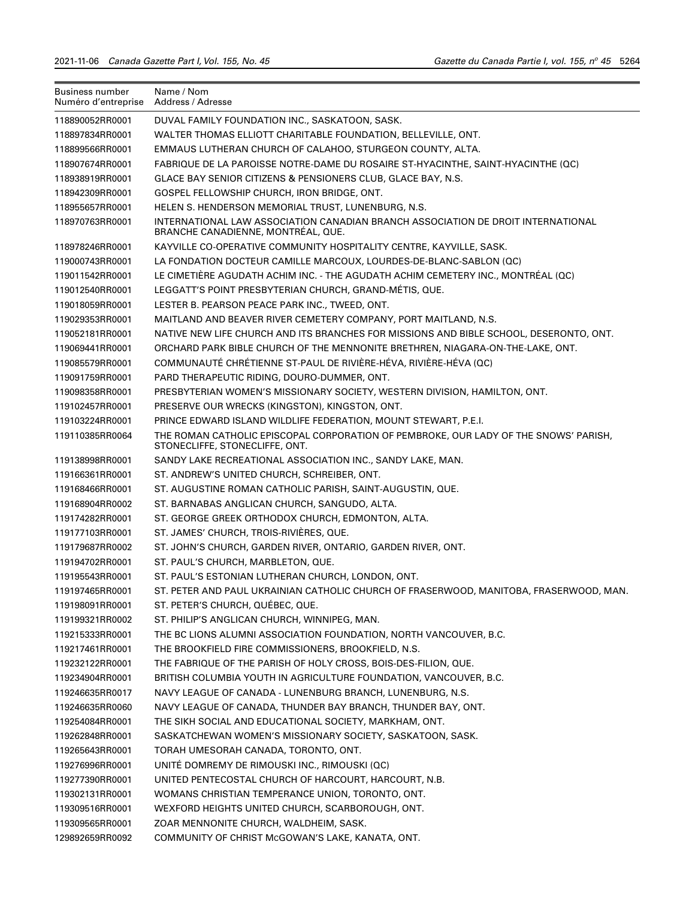| Business number<br>Numéro d'entreprise | Name / Nom<br>Address / Adresse |
|---|---|
| 118890052RR0001 | DUVAL FAMILY FOUNDATION INC., SASKATOON, SASK. |
| 118897834RR0001 | WALTER THOMAS ELLIOTT CHARITABLE FOUNDATION, BELLEVILLE, ONT. |
| 118899566RR0001 | EMMAUS LUTHERAN CHURCH OF CALAHOO, STURGEON COUNTY, ALTA. |
| 118907674RR0001 | FABRIQUE DE LA PAROISSE NOTRE-DAME DU ROSAIRE ST-HYACINTHE, SAINT-HYACINTHE (QC) |
| 118938919RR0001 | GLACE BAY SENIOR CITIZENS & PENSIONERS CLUB, GLACE BAY, N.S. |
| 118942309RR0001 | GOSPEL FELLOWSHIP CHURCH, IRON BRIDGE, ONT. |
| 118955657RR0001 | HELEN S. HENDERSON MEMORIAL TRUST, LUNENBURG, N.S. |
| 118970763RR0001 | INTERNATIONAL LAW ASSOCIATION CANADIAN BRANCH ASSOCIATION DE DROIT INTERNATIONAL BRANCHE CANADIENNE, MONTRÉAL, QUE. |
| 118978246RR0001 | KAYVILLE CO-OPERATIVE COMMUNITY HOSPITALITY CENTRE, KAYVILLE, SASK. |
| 119000743RR0001 | LA FONDATION DOCTEUR CAMILLE MARCOUX, LOURDES-DE-BLANC-SABLON (QC) |
| 119011542RR0001 | LE CIMETIÈRE AGUDATH ACHIM INC. - THE AGUDATH ACHIM CEMETERY INC., MONTRÉAL (QC) |
| 119012540RR0001 | LEGGATT'S POINT PRESBYTERIAN CHURCH, GRAND-MÉTIS, QUE. |
| 119018059RR0001 | LESTER B. PEARSON PEACE PARK INC., TWEED, ONT. |
| 119029353RR0001 | MAITLAND AND BEAVER RIVER CEMETERY COMPANY, PORT MAITLAND, N.S. |
| 119052181RR0001 | NATIVE NEW LIFE CHURCH AND ITS BRANCHES FOR MISSIONS AND BIBLE SCHOOL, DESERONTO, ONT. |
| 119069441RR0001 | ORCHARD PARK BIBLE CHURCH OF THE MENNONITE BRETHREN, NIAGARA-ON-THE-LAKE, ONT. |
| 119085579RR0001 | COMMUNAUTÉ CHRÉTIENNE ST-PAUL DE RIVIÈRE-HÉVA, RIVIÈRE-HÉVA (QC) |
| 119091759RR0001 | PARD THERAPEUTIC RIDING, DOURO-DUMMER, ONT. |
| 119098358RR0001 | PRESBYTERIAN WOMEN'S MISSIONARY SOCIETY, WESTERN DIVISION, HAMILTON, ONT. |
| 119102457RR0001 | PRESERVE OUR WRECKS (KINGSTON), KINGSTON, ONT. |
| 119103224RR0001 | PRINCE EDWARD ISLAND WILDLIFE FEDERATION, MOUNT STEWART, P.E.I. |
| 119110385RR0064 | THE ROMAN CATHOLIC EPISCOPAL CORPORATION OF PEMBROKE, OUR LADY OF THE SNOWS' PARISH, STONECLIFFE, STONECLIFFE, ONT. |
| 119138998RR0001 | SANDY LAKE RECREATIONAL ASSOCIATION INC., SANDY LAKE, MAN. |
| 119166361RR0001 | ST. ANDREW'S UNITED CHURCH, SCHREIBER, ONT. |
| 119168466RR0001 | ST. AUGUSTINE ROMAN CATHOLIC PARISH, SAINT-AUGUSTIN, QUE. |
| 119168904RR0002 | ST. BARNABAS ANGLICAN CHURCH, SANGUDO, ALTA. |
| 119174282RR0001 | ST. GEORGE GREEK ORTHODOX CHURCH, EDMONTON, ALTA. |
| 119177103RR0001 | ST. JAMES' CHURCH, TROIS-RIVIÈRES, QUE. |
| 119179687RR0002 | ST. JOHN'S CHURCH, GARDEN RIVER, ONTARIO, GARDEN RIVER, ONT. |
| 119194702RR0001 | ST. PAUL'S CHURCH, MARBLETON, QUE. |
| 119195543RR0001 | ST. PAUL'S ESTONIAN LUTHERAN CHURCH, LONDON, ONT. |
| 119197465RR0001 | ST. PETER AND PAUL UKRAINIAN CATHOLIC CHURCH OF FRASERWOOD, MANITOBA, FRASERWOOD, MAN. |
| 119198091RR0001 | ST. PETER'S CHURCH, QUÉBEC, QUE. |
| 119199321RR0002 | ST. PHILIP'S ANGLICAN CHURCH, WINNIPEG, MAN. |
| 119215333RR0001 | THE BC LIONS ALUMNI ASSOCIATION FOUNDATION, NORTH VANCOUVER, B.C. |
| 119217461RR0001 | THE BROOKFIELD FIRE COMMISSIONERS, BROOKFIELD, N.S. |
| 119232122RR0001 | THE FABRIQUE OF THE PARISH OF HOLY CROSS, BOIS-DES-FILION, QUE. |
| 119234904RR0001 | BRITISH COLUMBIA YOUTH IN AGRICULTURE FOUNDATION, VANCOUVER, B.C. |
| 119246635RR0017 | NAVY LEAGUE OF CANADA - LUNENBURG BRANCH, LUNENBURG, N.S. |
| 119246635RR0060 | NAVY LEAGUE OF CANADA, THUNDER BAY BRANCH, THUNDER BAY, ONT. |
| 119254084RR0001 | THE SIKH SOCIAL AND EDUCATIONAL SOCIETY, MARKHAM, ONT. |
| 119262848RR0001 | SASKATCHEWAN WOMEN'S MISSIONARY SOCIETY, SASKATOON, SASK. |
| 119265643RR0001 | TORAH UMESORAH CANADA, TORONTO, ONT. |
| 119276996RR0001 | UNITÉ DOMREMY DE RIMOUSKI INC., RIMOUSKI (QC) |
| 119277390RR0001 | UNITED PENTECOSTAL CHURCH OF HARCOURT, HARCOURT, N.B. |
| 119302131RR0001 | WOMANS CHRISTIAN TEMPERANCE UNION, TORONTO, ONT. |
| 119309516RR0001 | WEXFORD HEIGHTS UNITED CHURCH, SCARBOROUGH, ONT. |
| 119309565RR0001 | ZOAR MENNONITE CHURCH, WALDHEIM, SASK. |
| 129892659RR0092 | COMMUNITY OF CHRIST McGOWAN'S LAKE, KANATA, ONT. |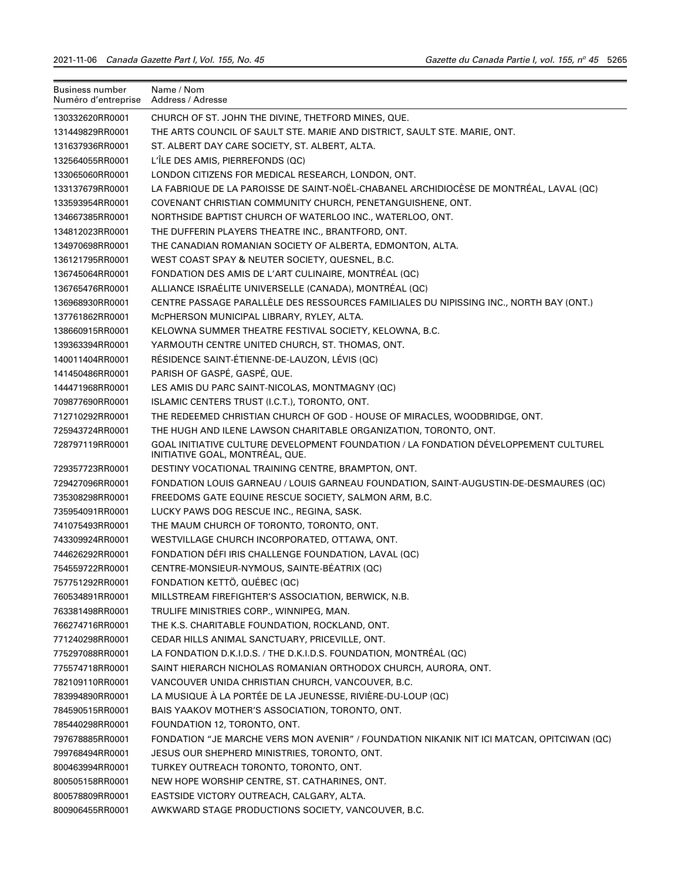| Business number<br>Numéro d'entreprise | Name / Nom<br>Address / Adresse |
|---|---|
| 130332620RR0001 | CHURCH OF ST. JOHN THE DIVINE, THETFORD MINES, QUE. |
| 131449829RR0001 | THE ARTS COUNCIL OF SAULT STE. MARIE AND DISTRICT, SAULT STE. MARIE, ONT. |
| 131637936RR0001 | ST. ALBERT DAY CARE SOCIETY, ST. ALBERT, ALTA. |
| 132564055RR0001 | L'ÎLE DES AMIS, PIERREFONDS (QC) |
| 133065060RR0001 | LONDON CITIZENS FOR MEDICAL RESEARCH, LONDON, ONT. |
| 133137679RR0001 | LA FABRIQUE DE LA PAROISSE DE SAINT-NOËL-CHABANEL ARCHIDIOCÈSE DE MONTRÉAL, LAVAL (QC) |
| 133593954RR0001 | COVENANT CHRISTIAN COMMUNITY CHURCH, PENETANGUISHENE, ONT. |
| 134667385RR0001 | NORTHSIDE BAPTIST CHURCH OF WATERLOO INC., WATERLOO, ONT. |
| 134812023RR0001 | THE DUFFERIN PLAYERS THEATRE INC., BRANTFORD, ONT. |
| 134970698RR0001 | THE CANADIAN ROMANIAN SOCIETY OF ALBERTA, EDMONTON, ALTA. |
| 136121795RR0001 | WEST COAST SPAY & NEUTER SOCIETY, QUESNEL, B.C. |
| 136745064RR0001 | FONDATION DES AMIS DE L'ART CULINAIRE, MONTRÉAL (QC) |
| 136765476RR0001 | ALLIANCE ISRAÉLITE UNIVERSELLE (CANADA), MONTRÉAL (QC) |
| 136968930RR0001 | CENTRE PASSAGE PARALLÈLE DES RESSOURCES FAMILIALES DU NIPISSING INC., NORTH BAY (ONT.) |
| 137761862RR0001 | McPHERSON MUNICIPAL LIBRARY, RYLEY, ALTA. |
| 138660915RR0001 | KELOWNA SUMMER THEATRE FESTIVAL SOCIETY, KELOWNA, B.C. |
| 139363394RR0001 | YARMOUTH CENTRE UNITED CHURCH, ST. THOMAS, ONT. |
| 140011404RR0001 | RÉSIDENCE SAINT-ÉTIENNE-DE-LAUZON, LÉVIS (QC) |
| 141450486RR0001 | PARISH OF GASPÉ, GASPÉ, QUE. |
| 144471968RR0001 | LES AMIS DU PARC SAINT-NICOLAS, MONTMAGNY (QC) |
| 709877690RR0001 | ISLAMIC CENTERS TRUST (I.C.T.), TORONTO, ONT. |
| 712710292RR0001 | THE REDEEMED CHRISTIAN CHURCH OF GOD - HOUSE OF MIRACLES, WOODBRIDGE, ONT. |
| 725943724RR0001 | THE HUGH AND ILENE LAWSON CHARITABLE ORGANIZATION, TORONTO, ONT. |
| 728797119RR0001 | GOAL INITIATIVE CULTURE DEVELOPMENT FOUNDATION / LA FONDATION DÉVELOPPEMENT CULTUREL INITIATIVE GOAL, MONTRÉAL, QUE. |
| 729357723RR0001 | DESTINY VOCATIONAL TRAINING CENTRE, BRAMPTON, ONT. |
| 729427096RR0001 | FONDATION LOUIS GARNEAU / LOUIS GARNEAU FOUNDATION, SAINT-AUGUSTIN-DE-DESMAURES (QC) |
| 735308298RR0001 | FREEDOMS GATE EQUINE RESCUE SOCIETY, SALMON ARM, B.C. |
| 735954091RR0001 | LUCKY PAWS DOG RESCUE INC., REGINA, SASK. |
| 741075493RR0001 | THE MAUM CHURCH OF TORONTO, TORONTO, ONT. |
| 743309924RR0001 | WESTVILLAGE CHURCH INCORPORATED, OTTAWA, ONT. |
| 744626292RR0001 | FONDATION DÉFI IRIS CHALLENGE FOUNDATION, LAVAL (QC) |
| 754559722RR0001 | CENTRE-MONSIEUR-NYMOUS, SAINTE-BÉATRIX (QC) |
| 757751292RR0001 | FONDATION KETTÖ, QUÉBEC (QC) |
| 760534891RR0001 | MILLSTREAM FIREFIGHTER'S ASSOCIATION, BERWICK, N.B. |
| 763381498RR0001 | TRULIFE MINISTRIES CORP., WINNIPEG, MAN. |
| 766274716RR0001 | THE K.S. CHARITABLE FOUNDATION, ROCKLAND, ONT. |
| 771240298RR0001 | CEDAR HILLS ANIMAL SANCTUARY, PRICEVILLE, ONT. |
| 775297088RR0001 | LA FONDATION D.K.I.D.S. / THE D.K.I.D.S. FOUNDATION, MONTRÉAL (QC) |
| 775574718RR0001 | SAINT HIERARCH NICHOLAS ROMANIAN ORTHODOX CHURCH, AURORA, ONT. |
| 782109110RR0001 | VANCOUVER UNIDA CHRISTIAN CHURCH, VANCOUVER, B.C. |
| 783994890RR0001 | LA MUSIQUE À LA PORTÉE DE LA JEUNESSE, RIVIÈRE-DU-LOUP (QC) |
| 784590515RR0001 | BAIS YAAKOV MOTHER'S ASSOCIATION, TORONTO, ONT. |
| 785440298RR0001 | FOUNDATION 12, TORONTO, ONT. |
| 797678885RR0001 | FONDATION "JE MARCHE VERS MON AVENIR" / FOUNDATION NIKANIK NIT ICI MATCAN, OPITCIWAN (QC) |
| 799768494RR0001 | JESUS OUR SHEPHERD MINISTRIES, TORONTO, ONT. |
| 800463994RR0001 | TURKEY OUTREACH TORONTO, TORONTO, ONT. |
| 800505158RR0001 | NEW HOPE WORSHIP CENTRE, ST. CATHARINES, ONT. |
| 800578809RR0001 | EASTSIDE VICTORY OUTREACH, CALGARY, ALTA. |
| 800906455RR0001 | AWKWARD STAGE PRODUCTIONS SOCIETY, VANCOUVER, B.C. |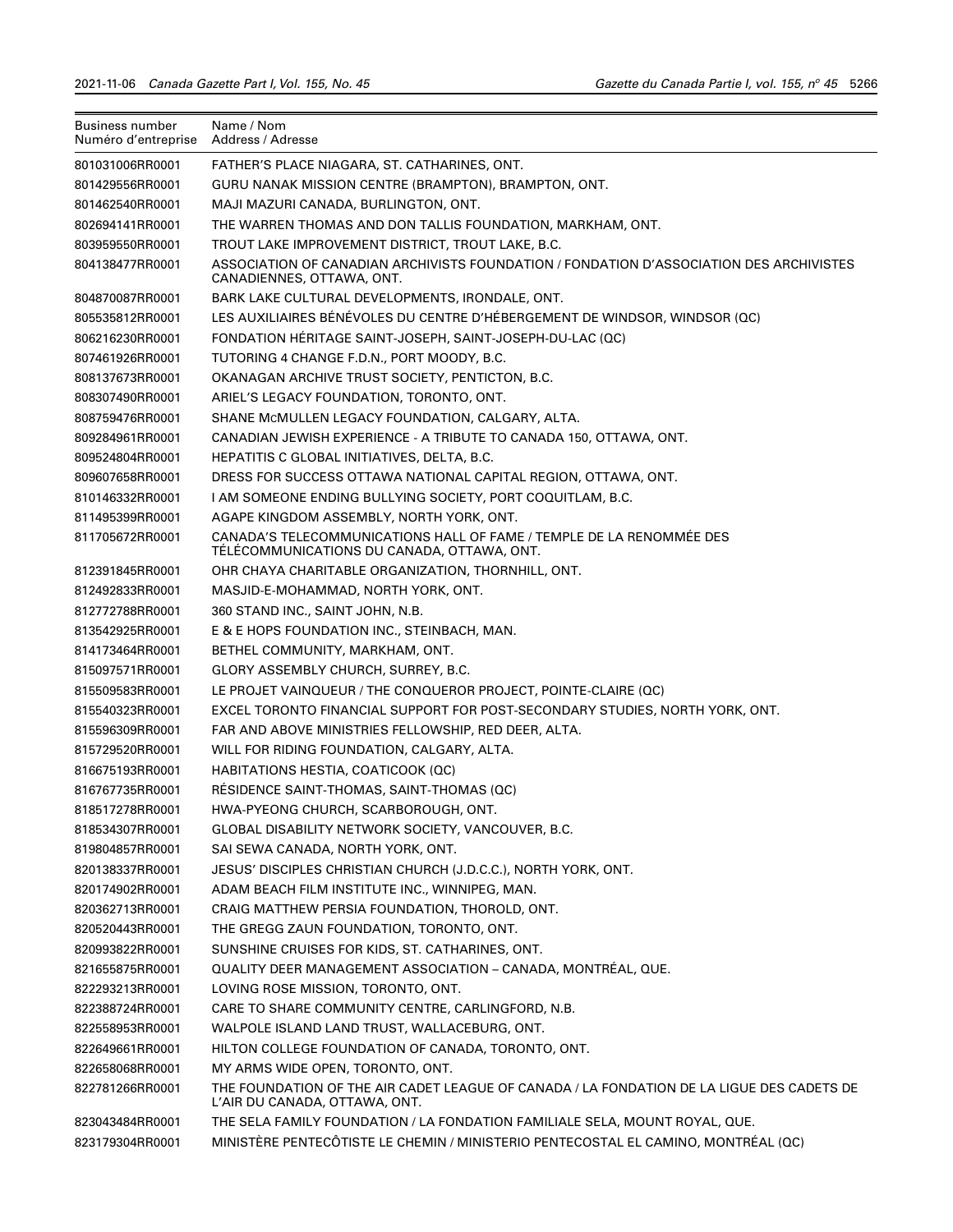| Business number<br>Numéro d'entreprise | Name / Nom<br>Address / Adresse |
|---|---|
| 801031006RR0001 | FATHER'S PLACE NIAGARA, ST. CATHARINES, ONT. |
| 801429556RR0001 | GURU NANAK MISSION CENTRE (BRAMPTON), BRAMPTON, ONT. |
| 801462540RR0001 | MAJI MAZURI CANADA, BURLINGTON, ONT. |
| 802694141RR0001 | THE WARREN THOMAS AND DON TALLIS FOUNDATION, MARKHAM, ONT. |
| 803959550RR0001 | TROUT LAKE IMPROVEMENT DISTRICT, TROUT LAKE, B.C. |
| 804138477RR0001 | ASSOCIATION OF CANADIAN ARCHIVISTS FOUNDATION / FONDATION D'ASSOCIATION DES ARCHIVISTES CANADIENNES, OTTAWA, ONT. |
| 804870087RR0001 | BARK LAKE CULTURAL DEVELOPMENTS, IRONDALE, ONT. |
| 805535812RR0001 | LES AUXILIAIRES BÉNÉVOLES DU CENTRE D'HÉBERGEMENT DE WINDSOR, WINDSOR (QC) |
| 806216230RR0001 | FONDATION HÉRITAGE SAINT-JOSEPH, SAINT-JOSEPH-DU-LAC (QC) |
| 807461926RR0001 | TUTORING 4 CHANGE F.D.N., PORT MOODY, B.C. |
| 808137673RR0001 | OKANAGAN ARCHIVE TRUST SOCIETY, PENTICTON, B.C. |
| 808307490RR0001 | ARIEL'S LEGACY FOUNDATION, TORONTO, ONT. |
| 808759476RR0001 | SHANE McMULLEN LEGACY FOUNDATION, CALGARY, ALTA. |
| 809284961RR0001 | CANADIAN JEWISH EXPERIENCE - A TRIBUTE TO CANADA 150, OTTAWA, ONT. |
| 809524804RR0001 | HEPATITIS C GLOBAL INITIATIVES, DELTA, B.C. |
| 809607658RR0001 | DRESS FOR SUCCESS OTTAWA NATIONAL CAPITAL REGION, OTTAWA, ONT. |
| 810146332RR0001 | I AM SOMEONE ENDING BULLYING SOCIETY, PORT COQUITLAM, B.C. |
| 811495399RR0001 | AGAPE KINGDOM ASSEMBLY, NORTH YORK, ONT. |
| 811705672RR0001 | CANADA'S TELECOMMUNICATIONS HALL OF FAME / TEMPLE DE LA RENOMMÉE DES TÉLÉCOMMUNICATIONS DU CANADA, OTTAWA, ONT. |
| 812391845RR0001 | OHR CHAYA CHARITABLE ORGANIZATION, THORNHILL, ONT. |
| 812492833RR0001 | MASJID-E-MOHAMMAD, NORTH YORK, ONT. |
| 812772788RR0001 | 360 STAND INC., SAINT JOHN, N.B. |
| 813542925RR0001 | E & E HOPS FOUNDATION INC., STEINBACH, MAN. |
| 814173464RR0001 | BETHEL COMMUNITY, MARKHAM, ONT. |
| 815097571RR0001 | GLORY ASSEMBLY CHURCH, SURREY, B.C. |
| 815509583RR0001 | LE PROJET VAINQUEUR / THE CONQUEROR PROJECT, POINTE-CLAIRE (QC) |
| 815540323RR0001 | EXCEL TORONTO FINANCIAL SUPPORT FOR POST-SECONDARY STUDIES, NORTH YORK, ONT. |
| 815596309RR0001 | FAR AND ABOVE MINISTRIES FELLOWSHIP, RED DEER, ALTA. |
| 815729520RR0001 | WILL FOR RIDING FOUNDATION, CALGARY, ALTA. |
| 816675193RR0001 | HABITATIONS HESTIA, COATICOOK (QC) |
| 816767735RR0001 | RÉSIDENCE SAINT-THOMAS, SAINT-THOMAS (QC) |
| 818517278RR0001 | HWA-PYEONG CHURCH, SCARBOROUGH, ONT. |
| 818534307RR0001 | GLOBAL DISABILITY NETWORK SOCIETY, VANCOUVER, B.C. |
| 819804857RR0001 | SAI SEWA CANADA, NORTH YORK, ONT. |
| 820138337RR0001 | JESUS' DISCIPLES CHRISTIAN CHURCH (J.D.C.C.), NORTH YORK, ONT. |
| 820174902RR0001 | ADAM BEACH FILM INSTITUTE INC., WINNIPEG, MAN. |
| 820362713RR0001 | CRAIG MATTHEW PERSIA FOUNDATION, THOROLD, ONT. |
| 820520443RR0001 | THE GREGG ZAUN FOUNDATION, TORONTO, ONT. |
| 820993822RR0001 | SUNSHINE CRUISES FOR KIDS, ST. CATHARINES, ONT. |
| 821655875RR0001 | QUALITY DEER MANAGEMENT ASSOCIATION – CANADA, MONTRÉAL, QUE. |
| 822293213RR0001 | LOVING ROSE MISSION, TORONTO, ONT. |
| 822388724RR0001 | CARE TO SHARE COMMUNITY CENTRE, CARLINGFORD, N.B. |
| 822558953RR0001 | WALPOLE ISLAND LAND TRUST, WALLACEBURG, ONT. |
| 822649661RR0001 | HILTON COLLEGE FOUNDATION OF CANADA, TORONTO, ONT. |
| 822658068RR0001 | MY ARMS WIDE OPEN, TORONTO, ONT. |
| 822781266RR0001 | THE FOUNDATION OF THE AIR CADET LEAGUE OF CANADA / LA FONDATION DE LA LIGUE DES CADETS DE L'AIR DU CANADA, OTTAWA, ONT. |
| 823043484RR0001 | THE SELA FAMILY FOUNDATION / LA FONDATION FAMILIALE SELA, MOUNT ROYAL, QUE. |
| 823179304RR0001 | MINISTÈRE PENTECÔTISTE LE CHEMIN / MINISTERIO PENTECOSTAL EL CAMINO, MONTRÉAL (QC) |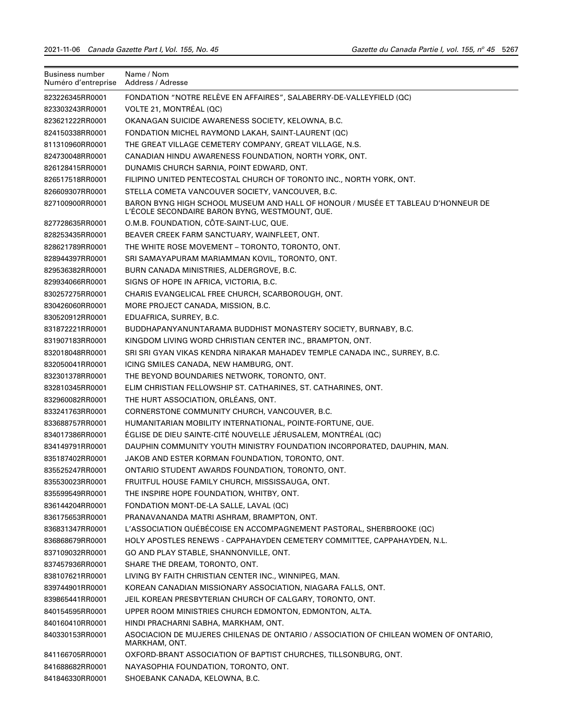| Business number Numéro d'entreprise | Name / Nom Address / Adresse |
|---|---|
| 823226345RR0001 | FONDATION "NOTRE RELÈVE EN AFFAIRES", SALABERRY-DE-VALLEYFIELD (QC) |
| 823303243RR0001 | VOLTE 21, MONTRÉAL (QC) |
| 823621222RR0001 | OKANAGAN SUICIDE AWARENESS SOCIETY, KELOWNA, B.C. |
| 824150338RR0001 | FONDATION MICHEL RAYMOND LAKAH, SAINT-LAURENT (QC) |
| 811310960RR0001 | THE GREAT VILLAGE CEMETERY COMPANY, GREAT VILLAGE, N.S. |
| 824730048RR0001 | CANADIAN HINDU AWARENESS FOUNDATION, NORTH YORK, ONT. |
| 826128415RR0001 | DUNAMIS CHURCH SARNIA, POINT EDWARD, ONT. |
| 826517518RR0001 | FILIPINO UNITED PENTECOSTAL CHURCH OF TORONTO INC., NORTH YORK, ONT. |
| 826609307RR0001 | STELLA COMETA VANCOUVER SOCIETY, VANCOUVER, B.C. |
| 827100900RR0001 | BARON BYNG HIGH SCHOOL MUSEUM AND HALL OF HONOUR / MUSÉE ET TABLEAU D'HONNEUR DE L'ÉCOLE SECONDAIRE BARON BYNG, WESTMOUNT, QUE. |
| 827728635RR0001 | O.M.B. FOUNDATION, CÔTE-SAINT-LUC, QUE. |
| 828253435RR0001 | BEAVER CREEK FARM SANCTUARY, WAINFLEET, ONT. |
| 828621789RR0001 | THE WHITE ROSE MOVEMENT – TORONTO, TORONTO, ONT. |
| 828944397RR0001 | SRI SAMAYAPURAM MARIAMMAN KOVIL, TORONTO, ONT. |
| 829536382RR0001 | BURN CANADA MINISTRIES, ALDERGROVE, B.C. |
| 829934066RR0001 | SIGNS OF HOPE IN AFRICA, VICTORIA, B.C. |
| 830257275RR0001 | CHARIS EVANGELICAL FREE CHURCH, SCARBOROUGH, ONT. |
| 830426060RR0001 | MORE PROJECT CANADA, MISSION, B.C. |
| 830520912RR0001 | EDUAFRICA, SURREY, B.C. |
| 831872221RR0001 | BUDDHAPANYANUNTARAMA BUDDHIST MONASTERY SOCIETY, BURNABY, B.C. |
| 831907183RR0001 | KINGDOM LIVING WORD CHRISTIAN CENTER INC., BRAMPTON, ONT. |
| 832018048RR0001 | SRI SRI GYAN VIKAS KENDRA NIRAKAR MAHADEV TEMPLE CANADA INC., SURREY, B.C. |
| 832050041RR0001 | ICING SMILES CANADA, NEW HAMBURG, ONT. |
| 832301378RR0001 | THE BEYOND BOUNDARIES NETWORK, TORONTO, ONT. |
| 832810345RR0001 | ELIM CHRISTIAN FELLOWSHIP ST. CATHARINES, ST. CATHARINES, ONT. |
| 832960082RR0001 | THE HURT ASSOCIATION, ORLÉANS, ONT. |
| 833241763RR0001 | CORNERSTONE COMMUNITY CHURCH, VANCOUVER, B.C. |
| 833688757RR0001 | HUMANITARIAN MOBILITY INTERNATIONAL, POINTE-FORTUNE, QUE. |
| 834017386RR0001 | ÉGLISE DE DIEU SAINTE-CITÉ NOUVELLE JÉRUSALEM, MONTRÉAL (QC) |
| 834149791RR0001 | DAUPHIN COMMUNITY YOUTH MINISTRY FOUNDATION INCORPORATED, DAUPHIN, MAN. |
| 835187402RR0001 | JAKOB AND ESTER KORMAN FOUNDATION, TORONTO, ONT. |
| 835525247RR0001 | ONTARIO STUDENT AWARDS FOUNDATION, TORONTO, ONT. |
| 835530023RR0001 | FRUITFUL HOUSE FAMILY CHURCH, MISSISSAUGA, ONT. |
| 835599549RR0001 | THE INSPIRE HOPE FOUNDATION, WHITBY, ONT. |
| 836144204RR0001 | FONDATION MONT-DE-LA SALLE, LAVAL (QC) |
| 836175653RR0001 | PRANAVANANDA MATRI ASHRAM, BRAMPTON, ONT. |
| 836831347RR0001 | L'ASSOCIATION QUÉBÉCOISE EN ACCOMPAGNEMENT PASTORAL, SHERBROOKE (QC) |
| 836868679RR0001 | HOLY APOSTLES RENEWS - CAPPAHAYDEN CEMETERY COMMITTEE, CAPPAHAYDEN, N.L. |
| 837109032RR0001 | GO AND PLAY STABLE, SHANNONVILLE, ONT. |
| 837457936RR0001 | SHARE THE DREAM, TORONTO, ONT. |
| 838107621RR0001 | LIVING BY FAITH CHRISTIAN CENTER INC., WINNIPEG, MAN. |
| 839744901RR0001 | KOREAN CANADIAN MISSIONARY ASSOCIATION, NIAGARA FALLS, ONT. |
| 839865441RR0001 | JEIL KOREAN PRESBYTERIAN CHURCH OF CALGARY, TORONTO, ONT. |
| 840154595RR0001 | UPPER ROOM MINISTRIES CHURCH EDMONTON, EDMONTON, ALTA. |
| 840160410RR0001 | HINDI PRACHARNI SABHA, MARKHAM, ONT. |
| 840330153RR0001 | ASOCIACION DE MUJERES CHILENAS DE ONTARIO / ASSOCIATION OF CHILEAN WOMEN OF ONTARIO, MARKHAM, ONT. |
| 841166705RR0001 | OXFORD-BRANT ASSOCIATION OF BAPTIST CHURCHES, TILLSONBURG, ONT. |
| 841688682RR0001 | NAYASOPHIA FOUNDATION, TORONTO, ONT. |
| 841846330RR0001 | SHOEBANK CANADA, KELOWNA, B.C. |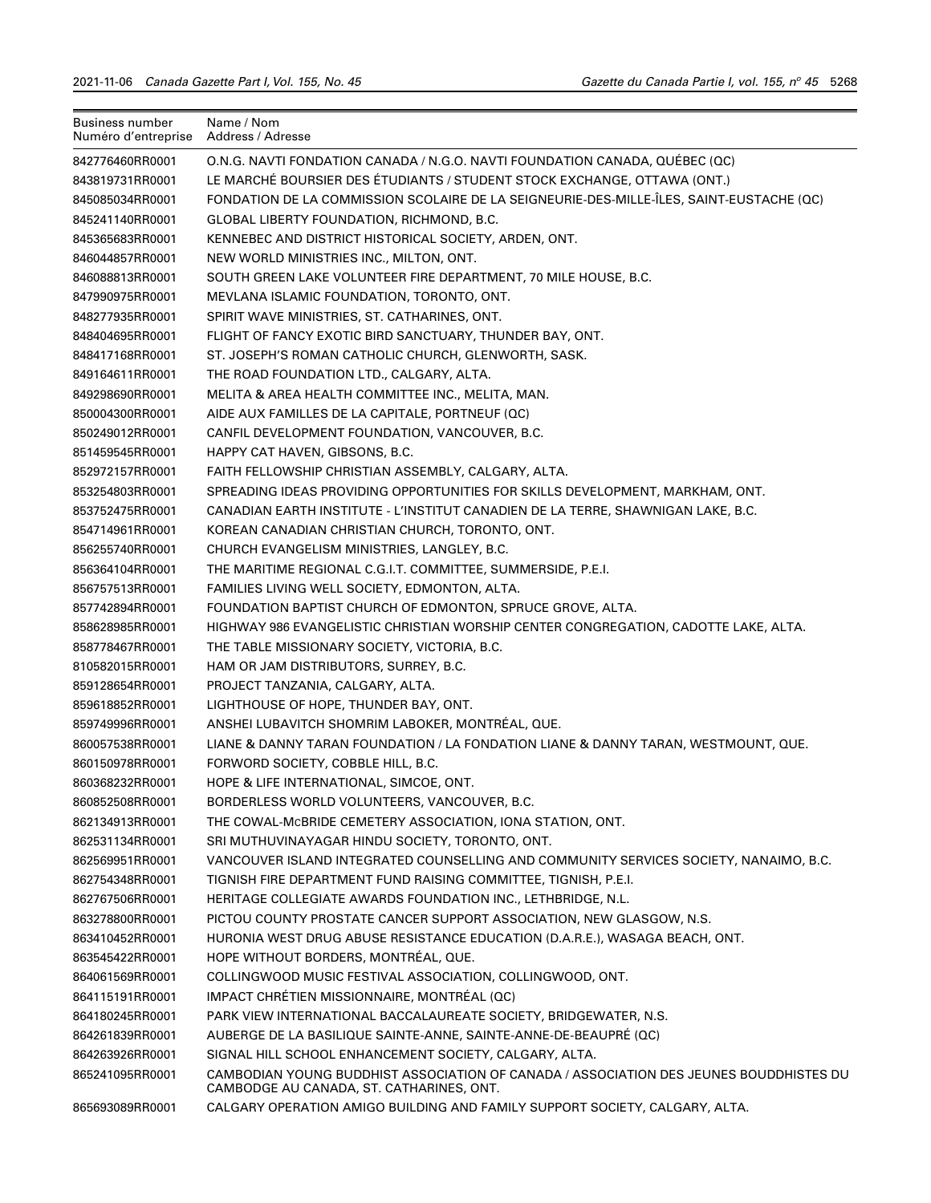| Business number<br>Numéro d'entreprise | Name / Nom<br>Address / Adresse |
|---|---|
| 842776460RR0001 | O.N.G. NAVTI FONDATION CANADA / N.G.O. NAVTI FOUNDATION CANADA, QUÉBEC (QC) |
| 843819731RR0001 | LE MARCHÉ BOURSIER DES ÉTUDIANTS / STUDENT STOCK EXCHANGE, OTTAWA (ONT.) |
| 845085034RR0001 | FONDATION DE LA COMMISSION SCOLAIRE DE LA SEIGNEURIE-DES-MILLE-ÎLES, SAINT-EUSTACHE (QC) |
| 845241140RR0001 | GLOBAL LIBERTY FOUNDATION, RICHMOND, B.C. |
| 845365683RR0001 | KENNEBEC AND DISTRICT HISTORICAL SOCIETY, ARDEN, ONT. |
| 846044857RR0001 | NEW WORLD MINISTRIES INC., MILTON, ONT. |
| 846088813RR0001 | SOUTH GREEN LAKE VOLUNTEER FIRE DEPARTMENT, 70 MILE HOUSE, B.C. |
| 847990975RR0001 | MEVLANA ISLAMIC FOUNDATION, TORONTO, ONT. |
| 848277935RR0001 | SPIRIT WAVE MINISTRIES, ST. CATHARINES, ONT. |
| 848404695RR0001 | FLIGHT OF FANCY EXOTIC BIRD SANCTUARY, THUNDER BAY, ONT. |
| 848417168RR0001 | ST. JOSEPH'S ROMAN CATHOLIC CHURCH, GLENWORTH, SASK. |
| 849164611RR0001 | THE ROAD FOUNDATION LTD., CALGARY, ALTA. |
| 849298690RR0001 | MELITA & AREA HEALTH COMMITTEE INC., MELITA, MAN. |
| 850004300RR0001 | AIDE AUX FAMILLES DE LA CAPITALE, PORTNEUF (QC) |
| 850249012RR0001 | CANFIL DEVELOPMENT FOUNDATION, VANCOUVER, B.C. |
| 851459545RR0001 | HAPPY CAT HAVEN, GIBSONS, B.C. |
| 852972157RR0001 | FAITH FELLOWSHIP CHRISTIAN ASSEMBLY, CALGARY, ALTA. |
| 853254803RR0001 | SPREADING IDEAS PROVIDING OPPORTUNITIES FOR SKILLS DEVELOPMENT, MARKHAM, ONT. |
| 853752475RR0001 | CANADIAN EARTH INSTITUTE - L'INSTITUT CANADIEN DE LA TERRE, SHAWNIGAN LAKE, B.C. |
| 854714961RR0001 | KOREAN CANADIAN CHRISTIAN CHURCH, TORONTO, ONT. |
| 856255740RR0001 | CHURCH EVANGELISM MINISTRIES, LANGLEY, B.C. |
| 856364104RR0001 | THE MARITIME REGIONAL C.G.I.T. COMMITTEE, SUMMERSIDE, P.E.I. |
| 856757513RR0001 | FAMILIES LIVING WELL SOCIETY, EDMONTON, ALTA. |
| 857742894RR0001 | FOUNDATION BAPTIST CHURCH OF EDMONTON, SPRUCE GROVE, ALTA. |
| 858628985RR0001 | HIGHWAY 986 EVANGELISTIC CHRISTIAN WORSHIP CENTER CONGREGATION, CADOTTE LAKE, ALTA. |
| 858778467RR0001 | THE TABLE MISSIONARY SOCIETY, VICTORIA, B.C. |
| 810582015RR0001 | HAM OR JAM DISTRIBUTORS, SURREY, B.C. |
| 859128654RR0001 | PROJECT TANZANIA, CALGARY, ALTA. |
| 859618852RR0001 | LIGHTHOUSE OF HOPE, THUNDER BAY, ONT. |
| 859749996RR0001 | ANSHEI LUBAVITCH SHOMRIM LABOKER, MONTRÉAL, QUE. |
| 860057538RR0001 | LIANE & DANNY TARAN FOUNDATION / LA FONDATION LIANE & DANNY TARAN, WESTMOUNT, QUE. |
| 860150978RR0001 | FORWORD SOCIETY, COBBLE HILL, B.C. |
| 860368232RR0001 | HOPE & LIFE INTERNATIONAL, SIMCOE, ONT. |
| 860852508RR0001 | BORDERLESS WORLD VOLUNTEERS, VANCOUVER, B.C. |
| 862134913RR0001 | THE COWAL-McBRIDE CEMETERY ASSOCIATION, IONA STATION, ONT. |
| 862531134RR0001 | SRI MUTHUVINAYAGAR HINDU SOCIETY, TORONTO, ONT. |
| 862569951RR0001 | VANCOUVER ISLAND INTEGRATED COUNSELLING AND COMMUNITY SERVICES SOCIETY, NANAIMO, B.C. |
| 862754348RR0001 | TIGNISH FIRE DEPARTMENT FUND RAISING COMMITTEE, TIGNISH, P.E.I. |
| 862767506RR0001 | HERITAGE COLLEGIATE AWARDS FOUNDATION INC., LETHBRIDGE, N.L. |
| 863278800RR0001 | PICTOU COUNTY PROSTATE CANCER SUPPORT ASSOCIATION, NEW GLASGOW, N.S. |
| 863410452RR0001 | HURONIA WEST DRUG ABUSE RESISTANCE EDUCATION (D.A.R.E.), WASAGA BEACH, ONT. |
| 863545422RR0001 | HOPE WITHOUT BORDERS, MONTRÉAL, QUE. |
| 864061569RR0001 | COLLINGWOOD MUSIC FESTIVAL ASSOCIATION, COLLINGWOOD, ONT. |
| 864115191RR0001 | IMPACT CHRÉTIEN MISSIONNAIRE, MONTRÉAL (QC) |
| 864180245RR0001 | PARK VIEW INTERNATIONAL BACCALAUREATE SOCIETY, BRIDGEWATER, N.S. |
| 864261839RR0001 | AUBERGE DE LA BASILIQUE SAINTE-ANNE, SAINTE-ANNE-DE-BEAUPRÉ (QC) |
| 864263926RR0001 | SIGNAL HILL SCHOOL ENHANCEMENT SOCIETY, CALGARY, ALTA. |
| 865241095RR0001 | CAMBODIAN YOUNG BUDDHIST ASSOCIATION OF CANADA / ASSOCIATION DES JEUNES BOUDDHISTES DU CAMBODGE AU CANADA, ST. CATHARINES, ONT. |
| 865693089RR0001 | CALGARY OPERATION AMIGO BUILDING AND FAMILY SUPPORT SOCIETY, CALGARY, ALTA. |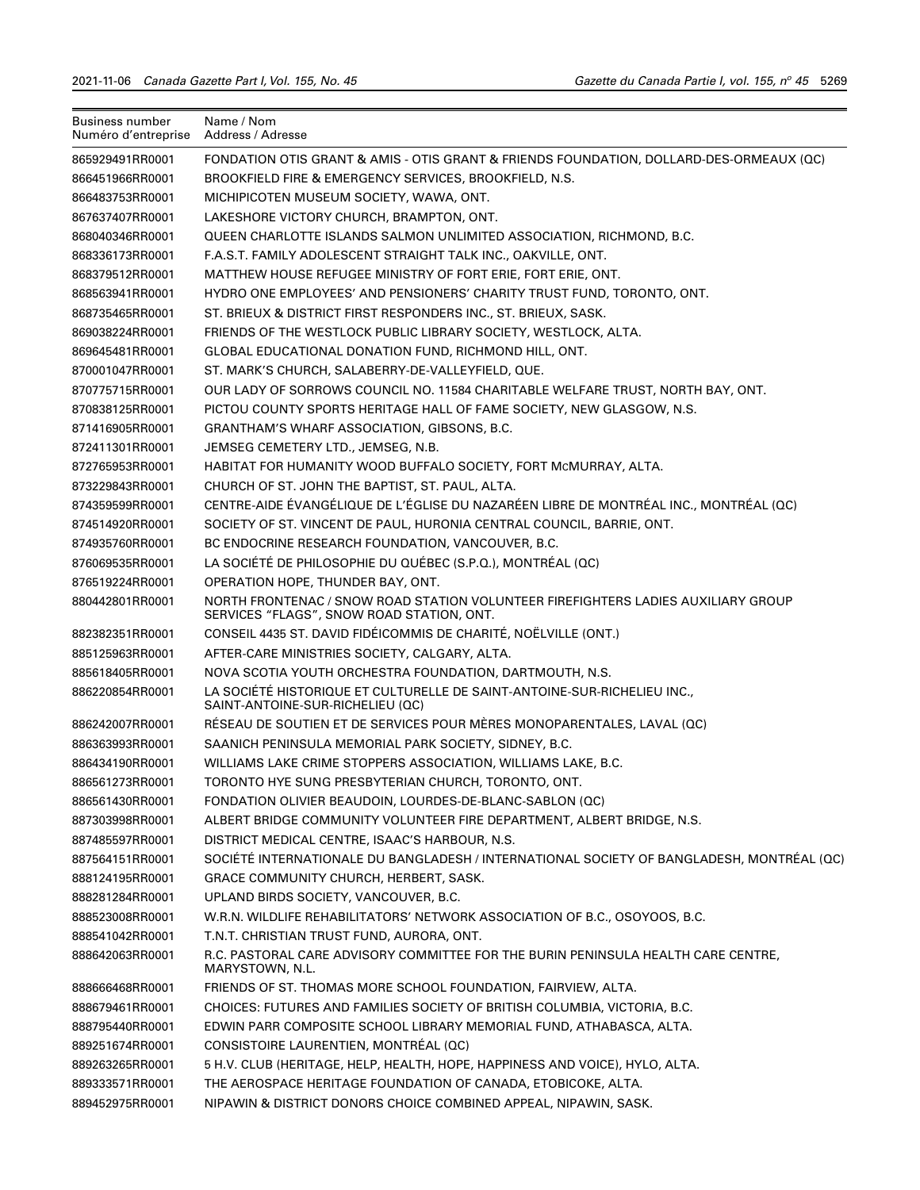| Business number<br>Numéro d'entreprise | Name / Nom<br>Address / Adresse |
|---|---|
| 865929491RR0001 | FONDATION OTIS GRANT & AMIS - OTIS GRANT & FRIENDS FOUNDATION, DOLLARD-DES-ORMEAUX (QC) |
| 866451966RR0001 | BROOKFIELD FIRE & EMERGENCY SERVICES, BROOKFIELD, N.S. |
| 866483753RR0001 | MICHIPICOTEN MUSEUM SOCIETY, WAWA, ONT. |
| 867637407RR0001 | LAKESHORE VICTORY CHURCH, BRAMPTON, ONT. |
| 868040346RR0001 | QUEEN CHARLOTTE ISLANDS SALMON UNLIMITED ASSOCIATION, RICHMOND, B.C. |
| 868336173RR0001 | F.A.S.T. FAMILY ADOLESCENT STRAIGHT TALK INC., OAKVILLE, ONT. |
| 868379512RR0001 | MATTHEW HOUSE REFUGEE MINISTRY OF FORT ERIE, FORT ERIE, ONT. |
| 868563941RR0001 | HYDRO ONE EMPLOYEES' AND PENSIONERS' CHARITY TRUST FUND, TORONTO, ONT. |
| 868735465RR0001 | ST. BRIEUX & DISTRICT FIRST RESPONDERS INC., ST. BRIEUX, SASK. |
| 869038224RR0001 | FRIENDS OF THE WESTLOCK PUBLIC LIBRARY SOCIETY, WESTLOCK, ALTA. |
| 869645481RR0001 | GLOBAL EDUCATIONAL DONATION FUND, RICHMOND HILL, ONT. |
| 870001047RR0001 | ST. MARK'S CHURCH, SALABERRY-DE-VALLEYFIELD, QUE. |
| 870775715RR0001 | OUR LADY OF SORROWS COUNCIL NO. 11584 CHARITABLE WELFARE TRUST, NORTH BAY, ONT. |
| 870838125RR0001 | PICTOU COUNTY SPORTS HERITAGE HALL OF FAME SOCIETY, NEW GLASGOW, N.S. |
| 871416905RR0001 | GRANTHAM'S WHARF ASSOCIATION, GIBSONS, B.C. |
| 872411301RR0001 | JEMSEG CEMETERY LTD., JEMSEG, N.B. |
| 872765953RR0001 | HABITAT FOR HUMANITY WOOD BUFFALO SOCIETY, FORT MCMURRAY, ALTA. |
| 873229843RR0001 | CHURCH OF ST. JOHN THE BAPTIST, ST. PAUL, ALTA. |
| 874359599RR0001 | CENTRE-AIDE ÉVANGÉLIQUE DE L'ÉGLISE DU NAZARÉEN LIBRE DE MONTRÉAL INC., MONTRÉAL (QC) |
| 874514920RR0001 | SOCIETY OF ST. VINCENT DE PAUL, HURONIA CENTRAL COUNCIL, BARRIE, ONT. |
| 874935760RR0001 | BC ENDOCRINE RESEARCH FOUNDATION, VANCOUVER, B.C. |
| 876069535RR0001 | LA SOCIÉTÉ DE PHILOSOPHIE DU QUÉBEC (S.P.Q.), MONTRÉAL (QC) |
| 876519224RR0001 | OPERATION HOPE, THUNDER BAY, ONT. |
| 880442801RR0001 | NORTH FRONTENAC / SNOW ROAD STATION VOLUNTEER FIREFIGHTERS LADIES AUXILIARY GROUP SERVICES "FLAGS", SNOW ROAD STATION, ONT. |
| 882382351RR0001 | CONSEIL 4435 ST. DAVID FIDÉICOMMIS DE CHARITÉ, NOËLVILLE (ONT.) |
| 885125963RR0001 | AFTER-CARE MINISTRIES SOCIETY, CALGARY, ALTA. |
| 885618405RR0001 | NOVA SCOTIA YOUTH ORCHESTRA FOUNDATION, DARTMOUTH, N.S. |
| 886220854RR0001 | LA SOCIÉTÉ HISTORIQUE ET CULTURELLE DE SAINT-ANTOINE-SUR-RICHELIEU INC., SAINT-ANTOINE-SUR-RICHELIEU (QC) |
| 886242007RR0001 | RÉSEAU DE SOUTIEN ET DE SERVICES POUR MÈRES MONOPARENTALES, LAVAL (QC) |
| 886363993RR0001 | SAANICH PENINSULA MEMORIAL PARK SOCIETY, SIDNEY, B.C. |
| 886434190RR0001 | WILLIAMS LAKE CRIME STOPPERS ASSOCIATION, WILLIAMS LAKE, B.C. |
| 886561273RR0001 | TORONTO HYE SUNG PRESBYTERIAN CHURCH, TORONTO, ONT. |
| 886561430RR0001 | FONDATION OLIVIER BEAUDOIN, LOURDES-DE-BLANC-SABLON (QC) |
| 887303998RR0001 | ALBERT BRIDGE COMMUNITY VOLUNTEER FIRE DEPARTMENT, ALBERT BRIDGE, N.S. |
| 887485597RR0001 | DISTRICT MEDICAL CENTRE, ISAAC'S HARBOUR, N.S. |
| 887564151RR0001 | SOCIÉTÉ INTERNATIONALE DU BANGLADESH / INTERNATIONAL SOCIETY OF BANGLADESH, MONTRÉAL (QC) |
| 888124195RR0001 | GRACE COMMUNITY CHURCH, HERBERT, SASK. |
| 888281284RR0001 | UPLAND BIRDS SOCIETY, VANCOUVER, B.C. |
| 888523008RR0001 | W.R.N. WILDLIFE REHABILITATORS' NETWORK ASSOCIATION OF B.C., OSOYOOS, B.C. |
| 888541042RR0001 | T.N.T. CHRISTIAN TRUST FUND, AURORA, ONT. |
| 888642063RR0001 | R.C. PASTORAL CARE ADVISORY COMMITTEE FOR THE BURIN PENINSULA HEALTH CARE CENTRE, MARYSTOWN, N.L. |
| 888666468RR0001 | FRIENDS OF ST. THOMAS MORE SCHOOL FOUNDATION, FAIRVIEW, ALTA. |
| 888679461RR0001 | CHOICES: FUTURES AND FAMILIES SOCIETY OF BRITISH COLUMBIA, VICTORIA, B.C. |
| 888795440RR0001 | EDWIN PARR COMPOSITE SCHOOL LIBRARY MEMORIAL FUND, ATHABASCA, ALTA. |
| 889251674RR0001 | CONSISTOIRE LAURENTIEN, MONTRÉAL (QC) |
| 889263265RR0001 | 5 H.V. CLUB (HERITAGE, HELP, HEALTH, HOPE, HAPPINESS AND VOICE), HYLO, ALTA. |
| 889333571RR0001 | THE AEROSPACE HERITAGE FOUNDATION OF CANADA, ETOBICOKE, ALTA. |
| 889452975RR0001 | NIPAWIN & DISTRICT DONORS CHOICE COMBINED APPEAL, NIPAWIN, SASK. |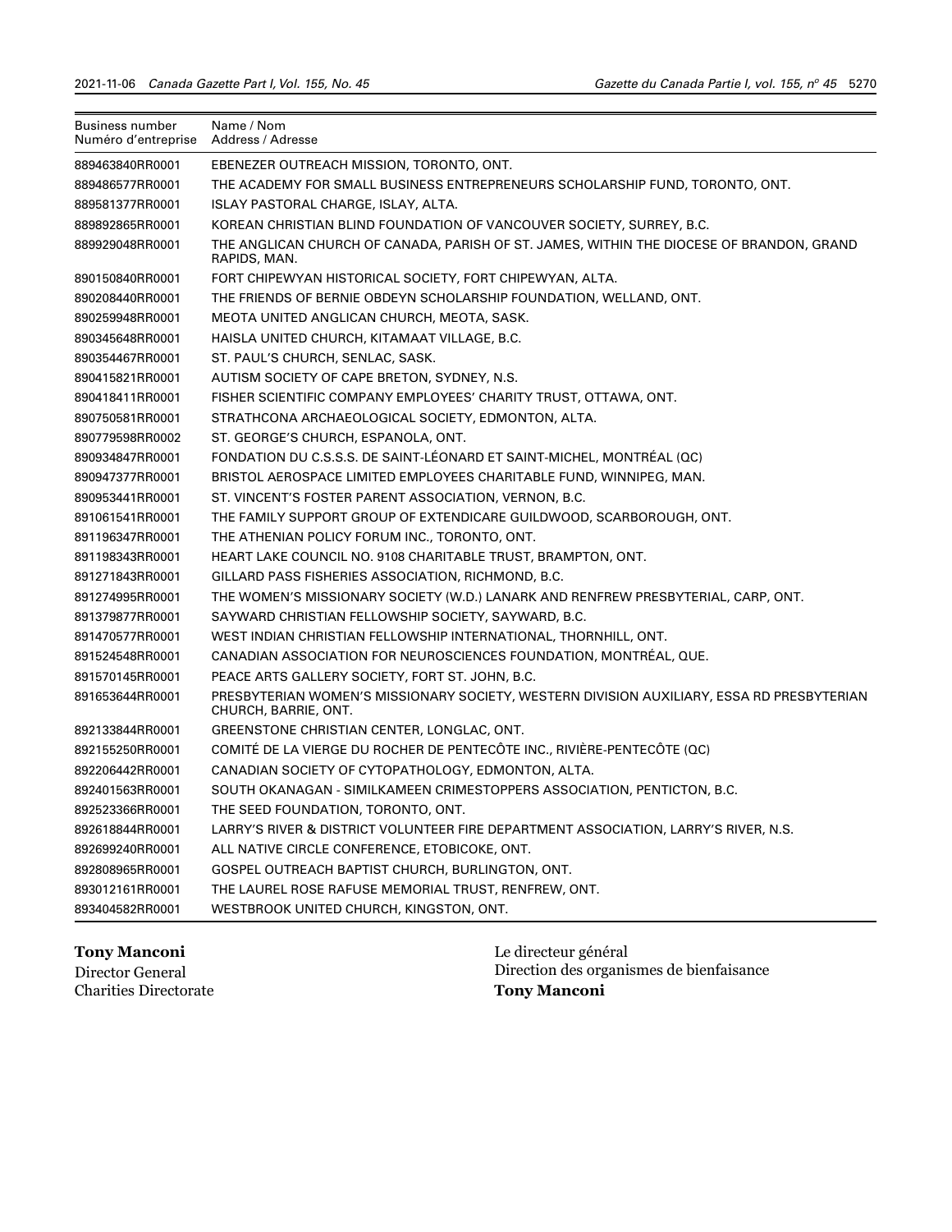| Business number<br>Numéro d'entreprise | Name / Nom<br>Address / Adresse |
|---|---|
| 889463840RR0001 | EBENEZER OUTREACH MISSION, TORONTO, ONT. |
| 889486577RR0001 | THE ACADEMY FOR SMALL BUSINESS ENTREPRENEURS SCHOLARSHIP FUND, TORONTO, ONT. |
| 889581377RR0001 | ISLAY PASTORAL CHARGE, ISLAY, ALTA. |
| 889892865RR0001 | KOREAN CHRISTIAN BLIND FOUNDATION OF VANCOUVER SOCIETY, SURREY, B.C. |
| 889929048RR0001 | THE ANGLICAN CHURCH OF CANADA, PARISH OF ST. JAMES, WITHIN THE DIOCESE OF BRANDON, GRAND RAPIDS, MAN. |
| 890150840RR0001 | FORT CHIPEWYAN HISTORICAL SOCIETY, FORT CHIPEWYAN, ALTA. |
| 890208440RR0001 | THE FRIENDS OF BERNIE OBDEYN SCHOLARSHIP FOUNDATION, WELLAND, ONT. |
| 890259948RR0001 | MEOTA UNITED ANGLICAN CHURCH, MEOTA, SASK. |
| 890345648RR0001 | HAISLA UNITED CHURCH, KITAMAAT VILLAGE, B.C. |
| 890354467RR0001 | ST. PAUL'S CHURCH, SENLAC, SASK. |
| 890415821RR0001 | AUTISM SOCIETY OF CAPE BRETON, SYDNEY, N.S. |
| 890418411RR0001 | FISHER SCIENTIFIC COMPANY EMPLOYEES' CHARITY TRUST, OTTAWA, ONT. |
| 890750581RR0001 | STRATHCONA ARCHAEOLOGICAL SOCIETY, EDMONTON, ALTA. |
| 890779598RR0002 | ST. GEORGE'S CHURCH, ESPANOLA, ONT. |
| 890934847RR0001 | FONDATION DU C.S.S.S. DE SAINT-LÉONARD ET SAINT-MICHEL, MONTRÉAL (QC) |
| 890947377RR0001 | BRISTOL AEROSPACE LIMITED EMPLOYEES CHARITABLE FUND, WINNIPEG, MAN. |
| 890953441RR0001 | ST. VINCENT'S FOSTER PARENT ASSOCIATION, VERNON, B.C. |
| 891061541RR0001 | THE FAMILY SUPPORT GROUP OF EXTENDICARE GUILDWOOD, SCARBOROUGH, ONT. |
| 891196347RR0001 | THE ATHENIAN POLICY FORUM INC., TORONTO, ONT. |
| 891198343RR0001 | HEART LAKE COUNCIL NO. 9108 CHARITABLE TRUST, BRAMPTON, ONT. |
| 891271843RR0001 | GILLARD PASS FISHERIES ASSOCIATION, RICHMOND, B.C. |
| 891274995RR0001 | THE WOMEN'S MISSIONARY SOCIETY (W.D.) LANARK AND RENFREW PRESBYTERIAL, CARP, ONT. |
| 891379877RR0001 | SAYWARD CHRISTIAN FELLOWSHIP SOCIETY, SAYWARD, B.C. |
| 891470577RR0001 | WEST INDIAN CHRISTIAN FELLOWSHIP INTERNATIONAL, THORNHILL, ONT. |
| 891524548RR0001 | CANADIAN ASSOCIATION FOR NEUROSCIENCES FOUNDATION, MONTRÉAL, QUE. |
| 891570145RR0001 | PEACE ARTS GALLERY SOCIETY, FORT ST. JOHN, B.C. |
| 891653644RR0001 | PRESBYTERIAN WOMEN'S MISSIONARY SOCIETY, WESTERN DIVISION AUXILIARY, ESSA RD PRESBYTERIAN CHURCH, BARRIE, ONT. |
| 892133844RR0001 | GREENSTONE CHRISTIAN CENTER, LONGLAC, ONT. |
| 892155250RR0001 | COMITÉ DE LA VIERGE DU ROCHER DE PENTECÔTE INC., RIVIÈRE-PENTECÔTE (QC) |
| 892206442RR0001 | CANADIAN SOCIETY OF CYTOPATHOLOGY, EDMONTON, ALTA. |
| 892401563RR0001 | SOUTH OKANAGAN - SIMILKAMEEN CRIMESTOPPERS ASSOCIATION, PENTICTON, B.C. |
| 892523366RR0001 | THE SEED FOUNDATION, TORONTO, ONT. |
| 892618844RR0001 | LARRY'S RIVER & DISTRICT VOLUNTEER FIRE DEPARTMENT ASSOCIATION, LARRY'S RIVER, N.S. |
| 892699240RR0001 | ALL NATIVE CIRCLE CONFERENCE, ETOBICOKE, ONT. |
| 892808965RR0001 | GOSPEL OUTREACH BAPTIST CHURCH, BURLINGTON, ONT. |
| 893012161RR0001 | THE LAUREL ROSE RAFUSE MEMORIAL TRUST, RENFREW, ONT. |
| 893404582RR0001 | WESTBROOK UNITED CHURCH, KINGSTON, ONT. |

**Tony Manconi**
Director General
Charities Directorate

Le directeur général
Direction des organismes de bienfaisance
**Tony Manconi**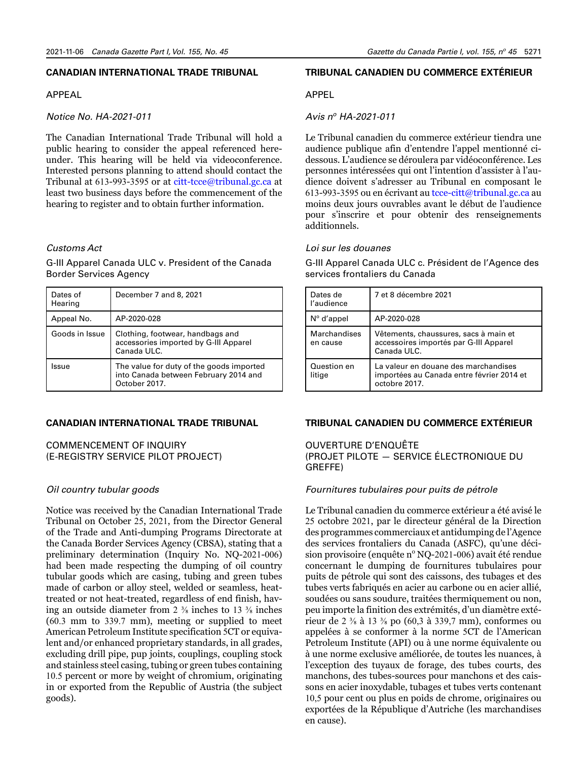## CANADIAN INTERNATIONAL TRADE TRIBUNAL

APPEAL

*Notice No. HA-2021-011*

The Canadian International Trade Tribunal will hold a public hearing to consider the appeal referenced hereunder. This hearing will be held via videoconference. Interested persons planning to attend should contact the Tribunal at 613-993-3595 or at citt-tcce@tribunal.gc.ca at least two business days before the commencement of the hearing to register and to obtain further information.

*Customs Act*

G-III Apparel Canada ULC v. President of the Canada Border Services Agency

| | |
|---|---|
| Dates of Hearing | December 7 and 8, 2021 |
| Appeal No. | AP-2020-028 |
| Goods in Issue | Clothing, footwear, handbags and accessories imported by G-III Apparel Canada ULC. |
| Issue | The value for duty of the goods imported into Canada between February 2014 and October 2017. |

## CANADIAN INTERNATIONAL TRADE TRIBUNAL

COMMENCEMENT OF INQUIRY
(E-REGISTRY SERVICE PILOT PROJECT)

*Oil country tubular goods*

Notice was received by the Canadian International Trade Tribunal on October 25, 2021, from the Director General of the Trade and Anti-dumping Programs Directorate at the Canada Border Services Agency (CBSA), stating that a preliminary determination (Inquiry No. NQ-2021-006) had been made respecting the dumping of oil country tubular goods which are casing, tubing and green tubes made of carbon or alloy steel, welded or seamless, heat-treated or not heat-treated, regardless of end finish, having an outside diameter from 2 ⅜ inches to 13 ⅜ inches (60.3 mm to 339.7 mm), meeting or supplied to meet American Petroleum Institute specification 5CT or equivalent and/or enhanced proprietary standards, in all grades, excluding drill pipe, pup joints, couplings, coupling stock and stainless steel casing, tubing or green tubes containing 10.5 percent or more by weight of chromium, originating in or exported from the Republic of Austria (the subject goods).

## TRIBUNAL CANADIEN DU COMMERCE EXTÉRIEUR

APPEL

*Avis nº HA-2021-011*

Le Tribunal canadien du commerce extérieur tiendra une audience publique afin d'entendre l'appel mentionné ci-dessous. L'audience se déroulera par vidéoconférence. Les personnes intéressées qui ont l'intention d'assister à l'audience doivent s'adresser au Tribunal en composant le 613-993-3595 ou en écrivant au tcce-citt@tribunal.gc.ca au moins deux jours ouvrables avant le début de l'audience pour s'inscrire et pour obtenir des renseignements additionnels.

*Loi sur les douanes*

G-III Apparel Canada ULC c. Président de l'Agence des services frontaliers du Canada

| | |
|---|---|
| Dates de l'audience | 7 et 8 décembre 2021 |
| Nº d'appel | AP-2020-028 |
| Marchandises en cause | Vêtements, chaussures, sacs à main et accessoires importés par G-III Apparel Canada ULC. |
| Question en litige | La valeur en douane des marchandises importées au Canada entre février 2014 et octobre 2017. |

## TRIBUNAL CANADIEN DU COMMERCE EXTÉRIEUR

OUVERTURE D'ENQUÊTE
(PROJET PILOTE — SERVICE ÉLECTRONIQUE DU GREFFE)

*Fournitures tubulaires pour puits de pétrole*

Le Tribunal canadien du commerce extérieur a été avisé le 25 octobre 2021, par le directeur général de la Direction des programmes commerciaux et antidumping de l'Agence des services frontaliers du Canada (ASFC), qu'une décision provisoire (enquête nº NQ-2021-006) avait été rendue concernant le dumping de fournitures tubulaires pour puits de pétrole qui sont des caissons, des tubages et des tubes verts fabriqués en acier au carbone ou en acier allié, soudées ou sans soudure, traitées thermiquement ou non, peu importe la finition des extrémités, d'un diamètre extérieur de 2 ⅜ à 13 ⅜ po (60,3 à 339,7 mm), conformes ou appelées à se conformer à la norme 5CT de l'American Petroleum Institute (API) ou à une norme équivalente ou à une norme exclusive améliorée, de toutes les nuances, à l'exception des tuyaux de forage, des tubes courts, des manchons, des tubes-sources pour manchons et des caissons en acier inoxydable, tubages et tubes verts contenant 10,5 pour cent ou plus en poids de chrome, originaires ou exportées de la République d'Autriche (les marchandises en cause).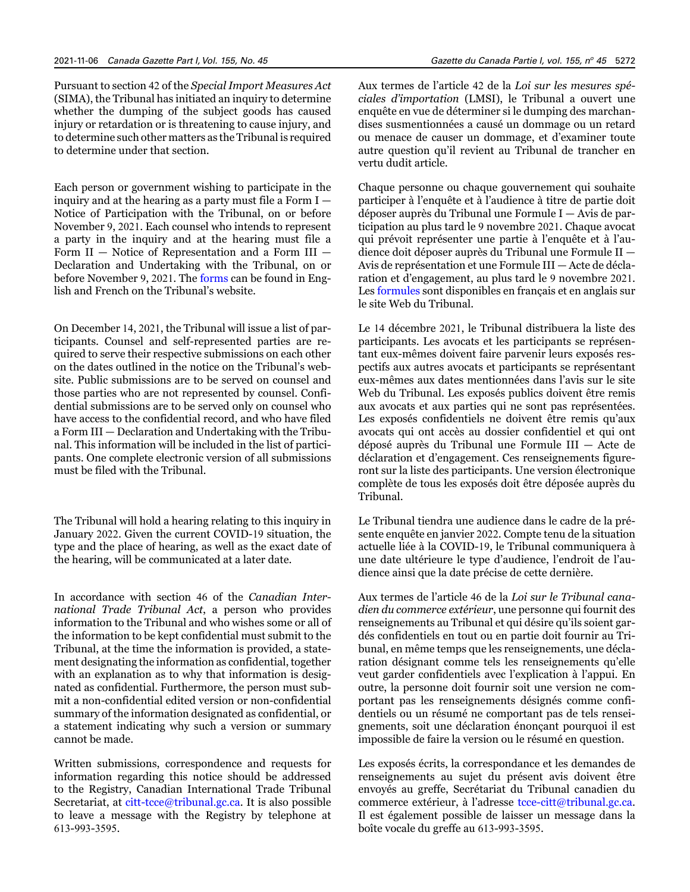Pursuant to section 42 of the *Special Import Measures Act* (SIMA), the Tribunal has initiated an inquiry to determine whether the dumping of the subject goods has caused injury or retardation or is threatening to cause injury, and to determine such other matters as the Tribunal is required to determine under that section.

Each person or government wishing to participate in the inquiry and at the hearing as a party must file a Form I — Notice of Participation with the Tribunal, on or before November 9, 2021. Each counsel who intends to represent a party in the inquiry and at the hearing must file a Form II — Notice of Representation and a Form III — Declaration and Undertaking with the Tribunal, on or before November 9, 2021. The forms can be found in English and French on the Tribunal's website.

On December 14, 2021, the Tribunal will issue a list of participants. Counsel and self-represented parties are required to serve their respective submissions on each other on the dates outlined in the notice on the Tribunal's website. Public submissions are to be served on counsel and those parties who are not represented by counsel. Confidential submissions are to be served only on counsel who have access to the confidential record, and who have filed a Form III — Declaration and Undertaking with the Tribunal. This information will be included in the list of participants. One complete electronic version of all submissions must be filed with the Tribunal.

The Tribunal will hold a hearing relating to this inquiry in January 2022. Given the current COVID-19 situation, the type and the place of hearing, as well as the exact date of the hearing, will be communicated at a later date.

In accordance with section 46 of the *Canadian International Trade Tribunal Act*, a person who provides information to the Tribunal and who wishes some or all of the information to be kept confidential must submit to the Tribunal, at the time the information is provided, a statement designating the information as confidential, together with an explanation as to why that information is designated as confidential. Furthermore, the person must submit a non-confidential edited version or non-confidential summary of the information designated as confidential, or a statement indicating why such a version or summary cannot be made.

Written submissions, correspondence and requests for information regarding this notice should be addressed to the Registry, Canadian International Trade Tribunal Secretariat, at citt-tcce@tribunal.gc.ca. It is also possible to leave a message with the Registry by telephone at 613-993-3595.

Aux termes de l'article 42 de la *Loi sur les mesures spéciales d'importation* (LMSI), le Tribunal a ouvert une enquête en vue de déterminer si le dumping des marchandises susmentionnées a causé un dommage ou un retard ou menace de causer un dommage, et d'examiner toute autre question qu'il revient au Tribunal de trancher en vertu dudit article.

Chaque personne ou chaque gouvernement qui souhaite participer à l'enquête et à l'audience à titre de partie doit déposer auprès du Tribunal une Formule I — Avis de participation au plus tard le 9 novembre 2021. Chaque avocat qui prévoit représenter une partie à l'enquête et à l'audience doit déposer auprès du Tribunal une Formule II — Avis de représentation et une Formule III — Acte de déclaration et d'engagement, au plus tard le 9 novembre 2021. Les formules sont disponibles en français et en anglais sur le site Web du Tribunal.

Le 14 décembre 2021, le Tribunal distribuera la liste des participants. Les avocats et les participants se représentant eux-mêmes doivent faire parvenir leurs exposés respectifs aux autres avocats et participants se représentant eux-mêmes aux dates mentionnées dans l'avis sur le site Web du Tribunal. Les exposés publics doivent être remis aux avocats et aux parties qui ne sont pas représentées. Les exposés confidentiels ne doivent être remis qu'aux avocats qui ont accès au dossier confidentiel et qui ont déposé auprès du Tribunal une Formule III — Acte de déclaration et d'engagement. Ces renseignements figureront sur la liste des participants. Une version électronique complète de tous les exposés doit être déposée auprès du Tribunal.

Le Tribunal tiendra une audience dans le cadre de la présente enquête en janvier 2022. Compte tenu de la situation actuelle liée à la COVID-19, le Tribunal communiquera à une date ultérieure le type d'audience, l'endroit de l'audience ainsi que la date précise de cette dernière.

Aux termes de l'article 46 de la *Loi sur le Tribunal canadien du commerce extérieur*, une personne qui fournit des renseignements au Tribunal et qui désire qu'ils soient gardés confidentiels en tout ou en partie doit fournir au Tribunal, en même temps que les renseignements, une déclaration désignant comme tels les renseignements qu'elle veut garder confidentiels avec l'explication à l'appui. En outre, la personne doit fournir soit une version ne comportant pas les renseignements désignés comme confidentiels ou un résumé ne comportant pas de tels renseignements, soit une déclaration énonçant pourquoi il est impossible de faire la version ou le résumé en question.

Les exposés écrits, la correspondance et les demandes de renseignements au sujet du présent avis doivent être envoyés au greffe, Secrétariat du Tribunal canadien du commerce extérieur, à l'adresse tcce-citt@tribunal.gc.ca. Il est également possible de laisser un message dans la boîte vocale du greffe au 613-993-3595.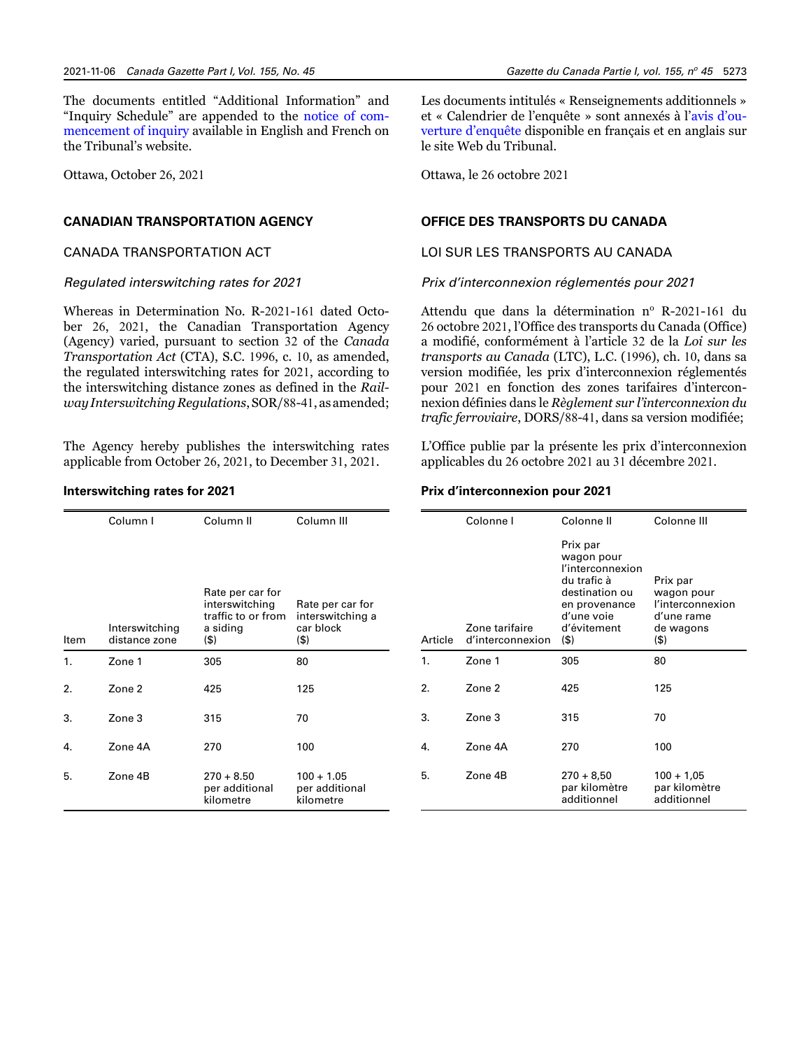The documents entitled "Additional Information" and "Inquiry Schedule" are appended to the notice of commencement of inquiry available in English and French on the Tribunal's website.

Ottawa, October 26, 2021

## CANADIAN TRANSPORTATION AGENCY

### CANADA TRANSPORTATION ACT

*Regulated interswitching rates for 2021*

Whereas in Determination No. R-2021-161 dated October 26, 2021, the Canadian Transportation Agency (Agency) varied, pursuant to section 32 of the *Canada Transportation Act* (CTA), S.C. 1996, c. 10, as amended, the regulated interswitching rates for 2021, according to the interswitching distance zones as defined in the *Railway Interswitching Regulations*, SOR/88-41, as amended;

The Agency hereby publishes the interswitching rates applicable from October 26, 2021, to December 31, 2021.

**Interswitching rates for 2021**

| Item | Column I<br>Interswitching distance zone | Column II<br>Rate per car for interswitching traffic to or from a siding ($) | Column III<br>Rate per car for interswitching a car block ($) |
|---|---|---|---|
| 1. | Zone 1 | 305 | 80 |
| 2. | Zone 2 | 425 | 125 |
| 3. | Zone 3 | 315 | 70 |
| 4. | Zone 4A | 270 | 100 |
| 5. | Zone 4B | 270 + 8.50 per additional kilometre | 100 + 1.05 per additional kilometre |

## OFFICE DES TRANSPORTS DU CANADA

### LOI SUR LES TRANSPORTS AU CANADA

*Prix d'interconnexion réglementés pour 2021*

Attendu que dans la détermination n° R-2021-161 du 26 octobre 2021, l'Office des transports du Canada (Office) a modifié, conformément à l'article 32 de la *Loi sur les transports au Canada* (LTC), L.C. (1996), ch. 10, dans sa version modifiée, les prix d'interconnexion réglementés pour 2021 en fonction des zones tarifaires d'interconnexion définies dans le *Règlement sur l'interconnexion du trafic ferroviaire*, DORS/88-41, dans sa version modifiée;

L'Office publie par la présente les prix d'interconnexion applicables du 26 octobre 2021 au 31 décembre 2021.

**Prix d'interconnexion pour 2021**

| Article | Colonne I<br>Zone tarifaire d'interconnexion | Colonne II<br>Prix par wagon pour l'interconnexion du trafic à destination ou en provenance d'une voie d'évitement ($) | Colonne III<br>Prix par wagon pour l'interconnexion d'une rame de wagons ($) |
|---|---|---|---|
| 1. | Zone 1 | 305 | 80 |
| 2. | Zone 2 | 425 | 125 |
| 3. | Zone 3 | 315 | 70 |
| 4. | Zone 4A | 270 | 100 |
| 5. | Zone 4B | 270 + 8,50 par kilomètre additionnel | 100 + 1,05 par kilomètre additionnel |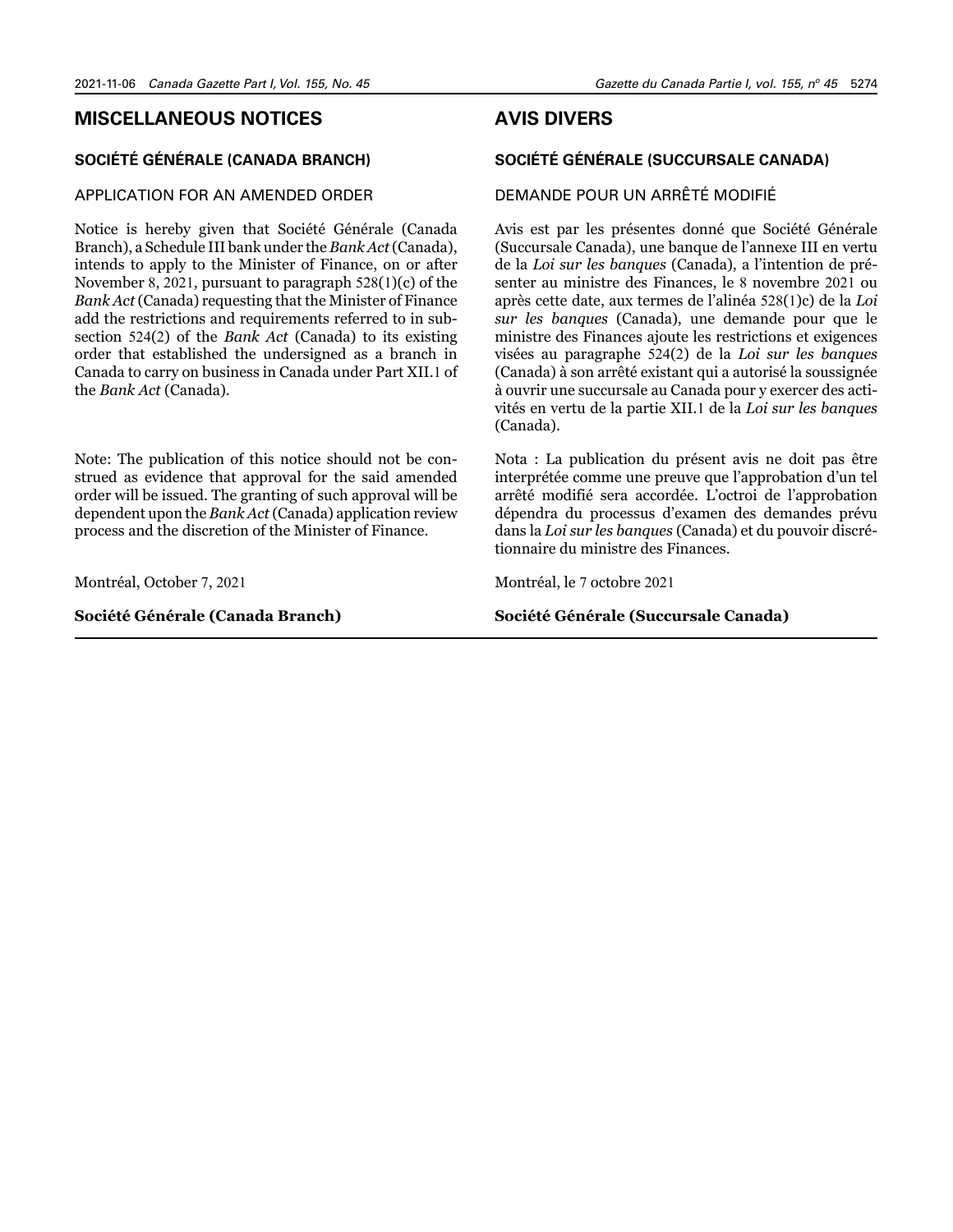## MISCELLANEOUS NOTICES

### SOCIÉTÉ GÉNÉRALE (CANADA BRANCH)

APPLICATION FOR AN AMENDED ORDER

Notice is hereby given that Société Générale (Canada Branch), a Schedule III bank under the *Bank Act* (Canada), intends to apply to the Minister of Finance, on or after November 8, 2021, pursuant to paragraph 528(1)(c) of the *Bank Act* (Canada) requesting that the Minister of Finance add the restrictions and requirements referred to in subsection 524(2) of the *Bank Act* (Canada) to its existing order that established the undersigned as a branch in Canada to carry on business in Canada under Part XII.1 of the *Bank Act* (Canada).

Note: The publication of this notice should not be construed as evidence that approval for the said amended order will be issued. The granting of such approval will be dependent upon the *Bank Act* (Canada) application review process and the discretion of the Minister of Finance.

Montréal, October 7, 2021

**Société Générale (Canada Branch)**

## AVIS DIVERS

### SOCIÉTÉ GÉNÉRALE (SUCCURSALE CANADA)

DEMANDE POUR UN ARRÊTÉ MODIFIÉ

Avis est par les présentes donné que Société Générale (Succursale Canada), une banque de l'annexe III en vertu de la *Loi sur les banques* (Canada), a l'intention de présenter au ministre des Finances, le 8 novembre 2021 ou après cette date, aux termes de l'alinéa 528(1)c) de la *Loi sur les banques* (Canada), une demande pour que le ministre des Finances ajoute les restrictions et exigences visées au paragraphe 524(2) de la *Loi sur les banques* (Canada) à son arrêté existant qui a autorisé la soussignée à ouvrir une succursale au Canada pour y exercer des activités en vertu de la partie XII.1 de la *Loi sur les banques* (Canada).

Nota : La publication du présent avis ne doit pas être interprétée comme une preuve que l'approbation d'un tel arrêté modifié sera accordée. L'octroi de l'approbation dépendra du processus d'examen des demandes prévu dans la *Loi sur les banques* (Canada) et du pouvoir discrétionnaire du ministre des Finances.

Montréal, le 7 octobre 2021

**Société Générale (Succursale Canada)**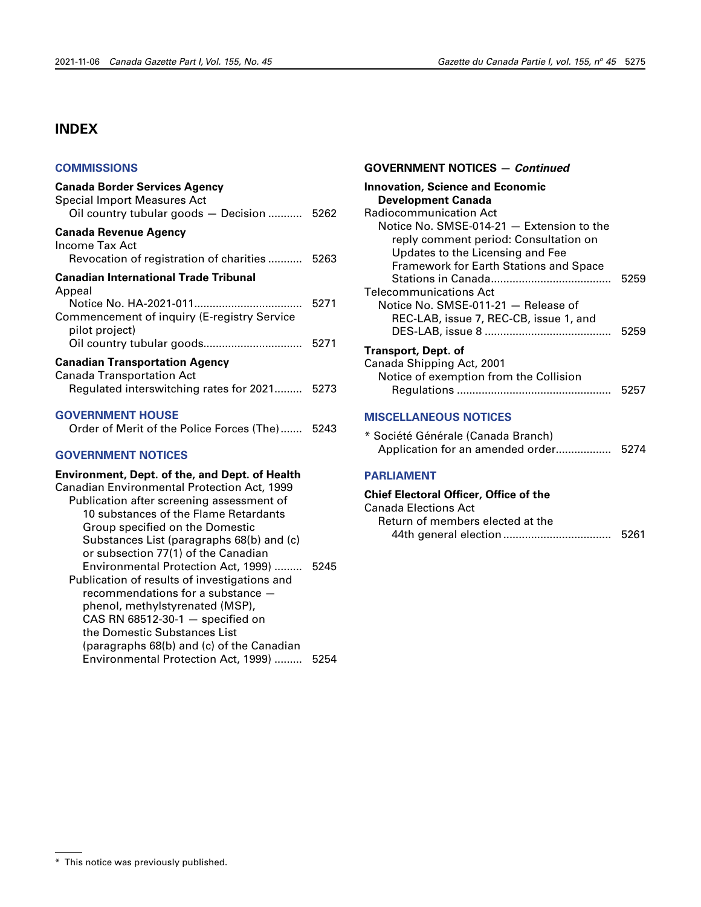# INDEX

## COMMISSIONS

**Canada Border Services Agency**
Special Import Measures Act
Oil country tubular goods — Decision ........... 5262

**Canada Revenue Agency**
Income Tax Act
Revocation of registration of charities ........... 5263

**Canadian International Trade Tribunal**
Appeal
Notice No. HA-2021-011.................................. 5271
Commencement of inquiry (E-registry Service pilot project)
Oil country tubular goods............................... 5271

**Canadian Transportation Agency**
Canada Transportation Act
Regulated interswitching rates for 2021......... 5273

## GOVERNMENT HOUSE

Order of Merit of the Police Forces (The)....... 5243

## GOVERNMENT NOTICES

**Environment, Dept. of the, and Dept. of Health**
Canadian Environmental Protection Act, 1999
Publication after screening assessment of 10 substances of the Flame Retardants Group specified on the Domestic Substances List (paragraphs 68(b) and (c) or subsection 77(1) of the Canadian Environmental Protection Act, 1999) ......... 5245
Publication of results of investigations and recommendations for a substance — phenol, methylstyrenated (MSP), CAS RN 68512-30-1 — specified on the Domestic Substances List (paragraphs 68(b) and (c) of the Canadian Environmental Protection Act, 1999) ......... 5254

## GOVERNMENT NOTICES — *Continued*

**Innovation, Science and Economic Development Canada**
Radiocommunication Act
Notice No. SMSE-014-21 — Extension to the reply comment period: Consultation on Updates to the Licensing and Fee Framework for Earth Stations and Space Stations in Canada....................................... 5259
Telecommunications Act
Notice No. SMSE-011-21 — Release of REC-LAB, issue 7, REC-CB, issue 1, and DES-LAB, issue 8 ......................................... 5259

**Transport, Dept. of**
Canada Shipping Act, 2001
Notice of exemption from the Collision Regulations ................................................. 5257

## MISCELLANEOUS NOTICES

* Société Générale (Canada Branch)
Application for an amended order.................. 5274

## PARLIAMENT

**Chief Electoral Officer, Office of the**
Canada Elections Act
Return of members elected at the 44th general election .................................. 5261

* This notice was previously published.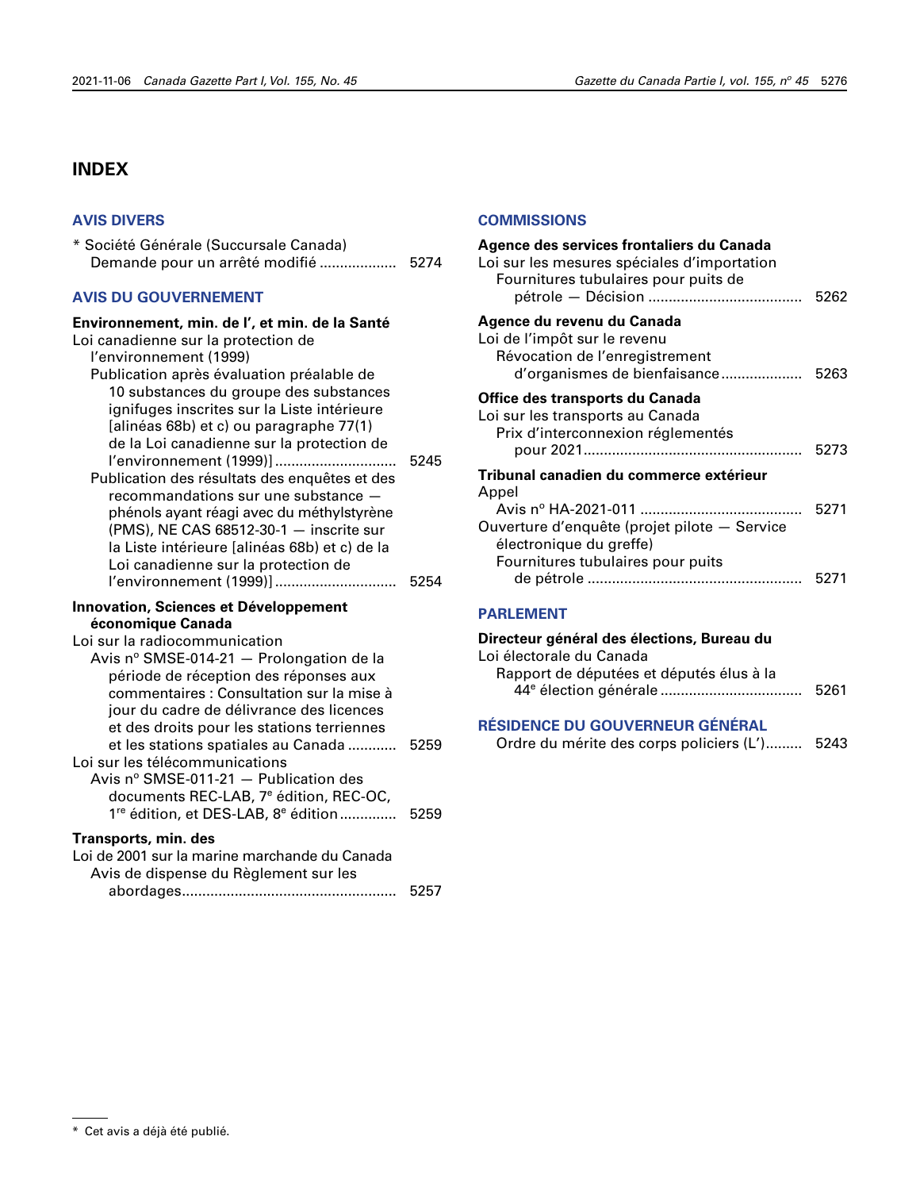# INDEX

## AVIS DIVERS

* Société Générale (Succursale Canada)
  Demande pour un arrêté modifié .................. 5274

## AVIS DU GOUVERNEMENT

**Environnement, min. de l', et min. de la Santé**

Loi canadienne sur la protection de l'environnement (1999)

Publication après évaluation préalable de 10 substances du groupe des substances ignifuges inscrites sur la Liste intérieure [alinéas 68b) et c) ou paragraphe 77(1) de la Loi canadienne sur la protection de l'environnement (1999)] ............................. 5245

Publication des résultats des enquêtes et des recommandations sur une substance — phénols ayant réagi avec du méthylstyrène (PMS), NE CAS 68512-30-1 — inscrite sur la Liste intérieure [alinéas 68b) et c) de la Loi canadienne sur la protection de l'environnement (1999)] ............................. 5254

**Innovation, Sciences et Développement économique Canada**

Loi sur la radiocommunication

Avis n° SMSE-014-21 — Prolongation de la période de réception des réponses aux commentaires : Consultation sur la mise à jour du cadre de délivrance des licences et des droits pour les stations terriennes et les stations spatiales au Canada ........... 5259

Loi sur les télécommunications

Avis n° SMSE-011-21 — Publication des documents REC-LAB, 7e édition, REC-OC, 1re édition, et DES-LAB, 8e édition ............. 5259

**Transports, min. des**

Loi de 2001 sur la marine marchande du Canada

Avis de dispense du Règlement sur les abordages.................................................... 5257

## COMMISSIONS

**Agence des services frontaliers du Canada**

Loi sur les mesures spéciales d'importation

Fournitures tubulaires pour puits de pétrole — Décision ..................................... 5262

**Agence du revenu du Canada**

Loi de l'impôt sur le revenu

Révocation de l'enregistrement d'organismes de bienfaisance.................... 5263

**Office des transports du Canada**

Loi sur les transports au Canada

Prix d'interconnexion réglementés pour 2021..................................................... 5273

**Tribunal canadien du commerce extérieur**

Appel

Avis n° HA-2021-011 ....................................... 5271

Ouverture d'enquête (projet pilote — Service électronique du greffe)

Fournitures tubulaires pour puits de pétrole .................................................... 5271

## PARLEMENT

**Directeur général des élections, Bureau du**

Loi électorale du Canada

Rapport de députées et députés élus à la 44e élection générale .................................. 5261

## RÉSIDENCE DU GOUVERNEUR GÉNÉRAL

Ordre du mérite des corps policiers (L')......... 5243

---

* Cet avis a déjà été publié.